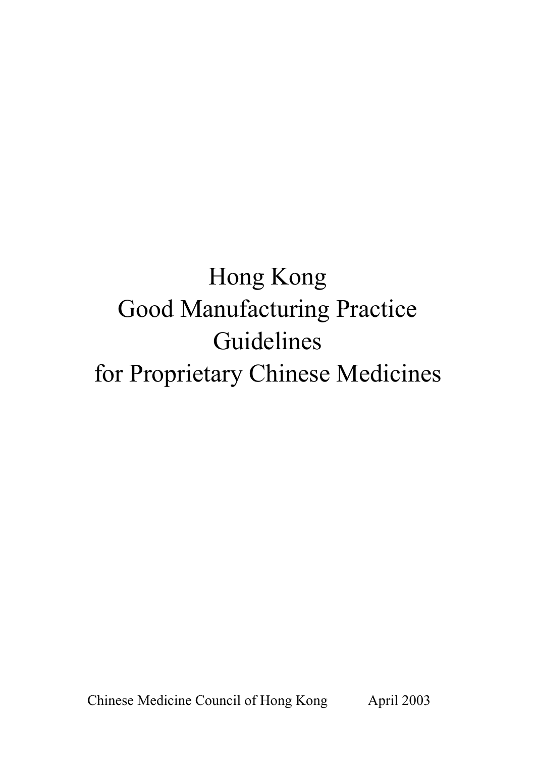# Hong Kong Good Manufacturing Practice Guidelines for Proprietary Chinese Medicines

Chinese Medicine Council of Hong Kong April 2003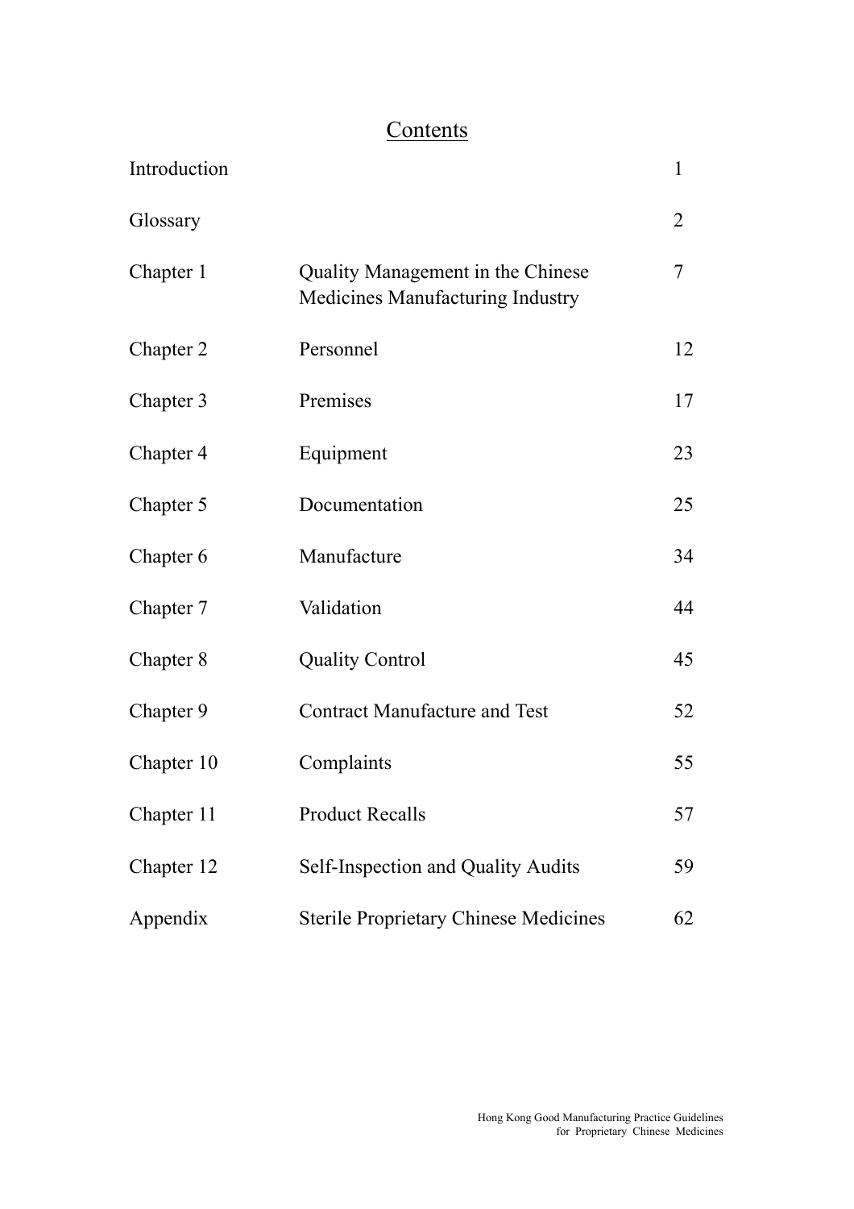# Contents

| | | |
|---|---|---|
| Introduction | | 1 |
| Glossary | | 2 |
| Chapter 1 | Quality Management in the Chinese Medicines Manufacturing Industry | 7 |
| Chapter 2 | Personnel | 12 |
| Chapter 3 | Premises | 17 |
| Chapter 4 | Equipment | 23 |
| Chapter 5 | Documentation | 25 |
| Chapter 6 | Manufacture | 34 |
| Chapter 7 | Validation | 44 |
| Chapter 8 | Quality Control | 45 |
| Chapter 9 | Contract Manufacture and Test | 52 |
| Chapter 10 | Complaints | 55 |
| Chapter 11 | Product Recalls | 57 |
| Chapter 12 | Self-Inspection and Quality Audits | 59 |
| Appendix | Sterile Proprietary Chinese Medicines | 62 |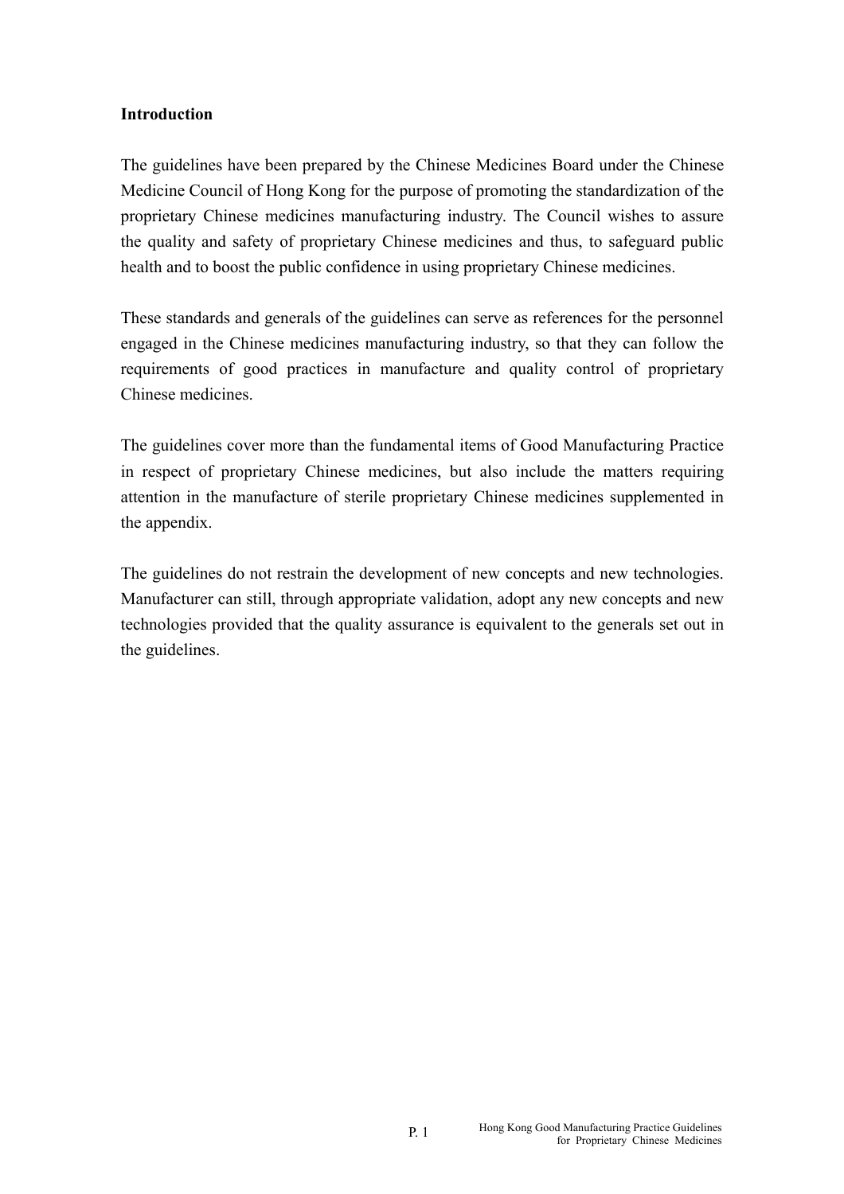## Introduction

The guidelines have been prepared by the Chinese Medicines Board under the Chinese Medicine Council of Hong Kong for the purpose of promoting the standardization of the proprietary Chinese medicines manufacturing industry. The Council wishes to assure the quality and safety of proprietary Chinese medicines and thus, to safeguard public health and to boost the public confidence in using proprietary Chinese medicines.

These standards and generals of the guidelines can serve as references for the personnel engaged in the Chinese medicines manufacturing industry, so that they can follow the requirements of good practices in manufacture and quality control of proprietary Chinese medicines.

The guidelines cover more than the fundamental items of Good Manufacturing Practice in respect of proprietary Chinese medicines, but also include the matters requiring attention in the manufacture of sterile proprietary Chinese medicines supplemented in the appendix.

The guidelines do not restrain the development of new concepts and new technologies. Manufacturer can still, through appropriate validation, adopt any new concepts and new technologies provided that the quality assurance is equivalent to the generals set out in the guidelines.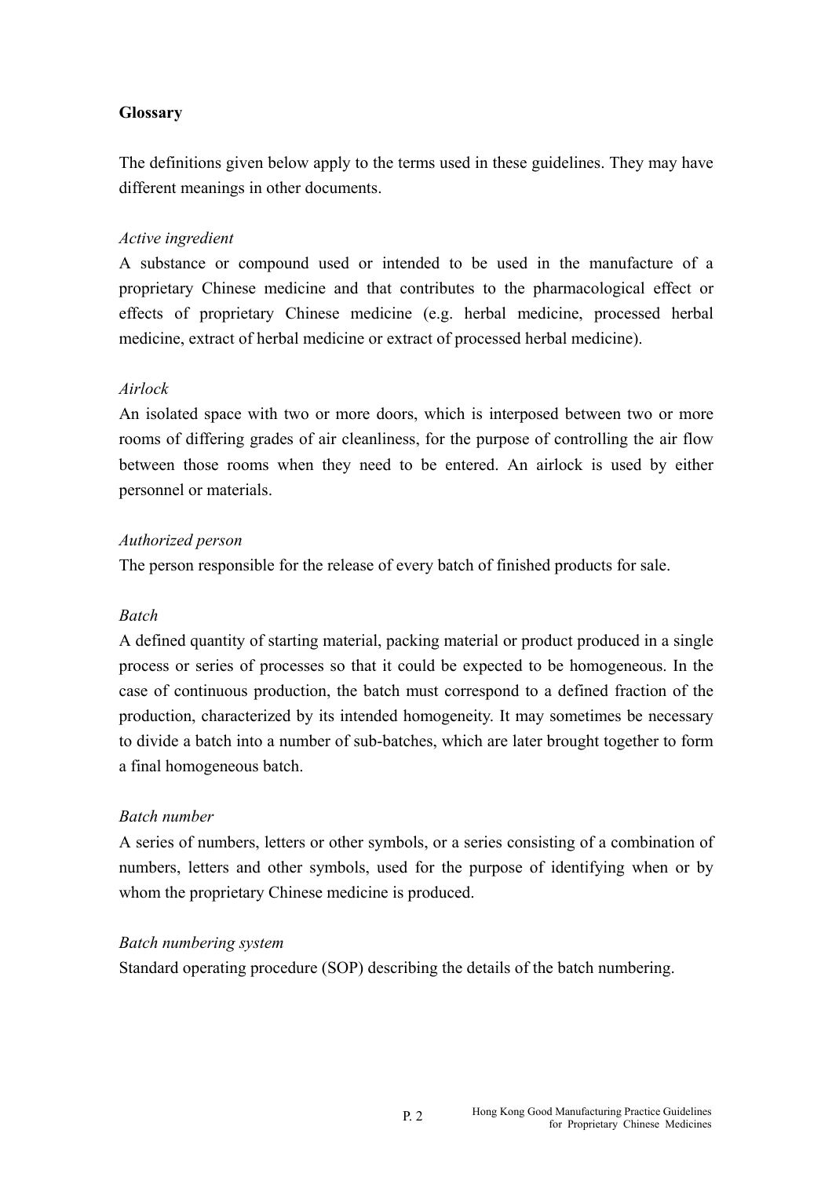## Glossary

The definitions given below apply to the terms used in these guidelines. They may have different meanings in other documents.

*Active ingredient*

A substance or compound used or intended to be used in the manufacture of a proprietary Chinese medicine and that contributes to the pharmacological effect or effects of proprietary Chinese medicine (e.g. herbal medicine, processed herbal medicine, extract of herbal medicine or extract of processed herbal medicine).

*Airlock*

An isolated space with two or more doors, which is interposed between two or more rooms of differing grades of air cleanliness, for the purpose of controlling the air flow between those rooms when they need to be entered. An airlock is used by either personnel or materials.

*Authorized person*

The person responsible for the release of every batch of finished products for sale.

*Batch*

A defined quantity of starting material, packing material or product produced in a single process or series of processes so that it could be expected to be homogeneous. In the case of continuous production, the batch must correspond to a defined fraction of the production, characterized by its intended homogeneity. It may sometimes be necessary to divide a batch into a number of sub-batches, which are later brought together to form a final homogeneous batch.

*Batch number*

A series of numbers, letters or other symbols, or a series consisting of a combination of numbers, letters and other symbols, used for the purpose of identifying when or by whom the proprietary Chinese medicine is produced.

*Batch numbering system*

Standard operating procedure (SOP) describing the details of the batch numbering.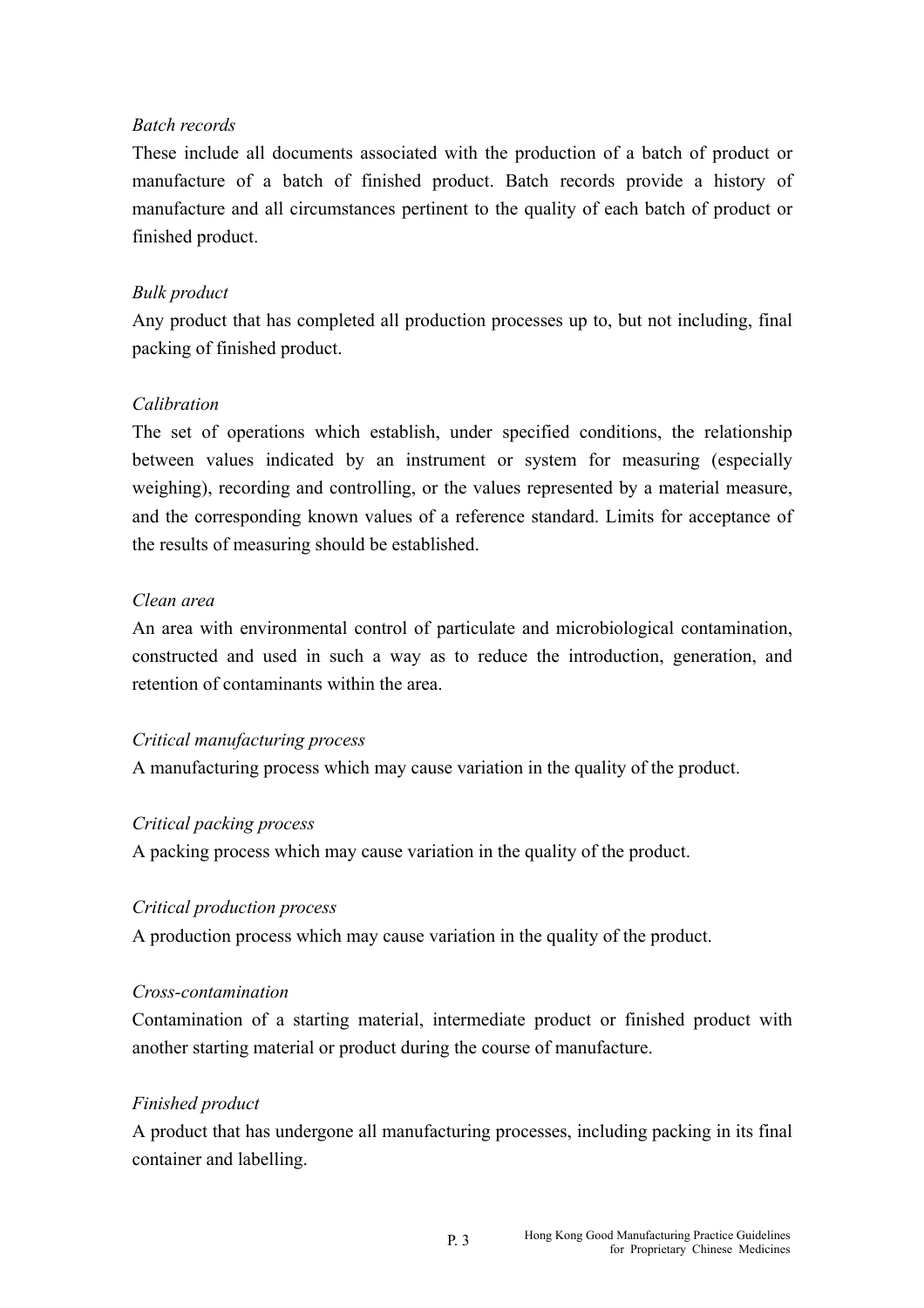*Batch records*

These include all documents associated with the production of a batch of product or manufacture of a batch of finished product. Batch records provide a history of manufacture and all circumstances pertinent to the quality of each batch of product or finished product.

*Bulk product*

Any product that has completed all production processes up to, but not including, final packing of finished product.

*Calibration*

The set of operations which establish, under specified conditions, the relationship between values indicated by an instrument or system for measuring (especially weighing), recording and controlling, or the values represented by a material measure, and the corresponding known values of a reference standard. Limits for acceptance of the results of measuring should be established.

*Clean area*

An area with environmental control of particulate and microbiological contamination, constructed and used in such a way as to reduce the introduction, generation, and retention of contaminants within the area.

*Critical manufacturing process*

A manufacturing process which may cause variation in the quality of the product.

*Critical packing process*

A packing process which may cause variation in the quality of the product.

*Critical production process*

A production process which may cause variation in the quality of the product.

*Cross-contamination*

Contamination of a starting material, intermediate product or finished product with another starting material or product during the course of manufacture.

*Finished product*

A product that has undergone all manufacturing processes, including packing in its final container and labelling.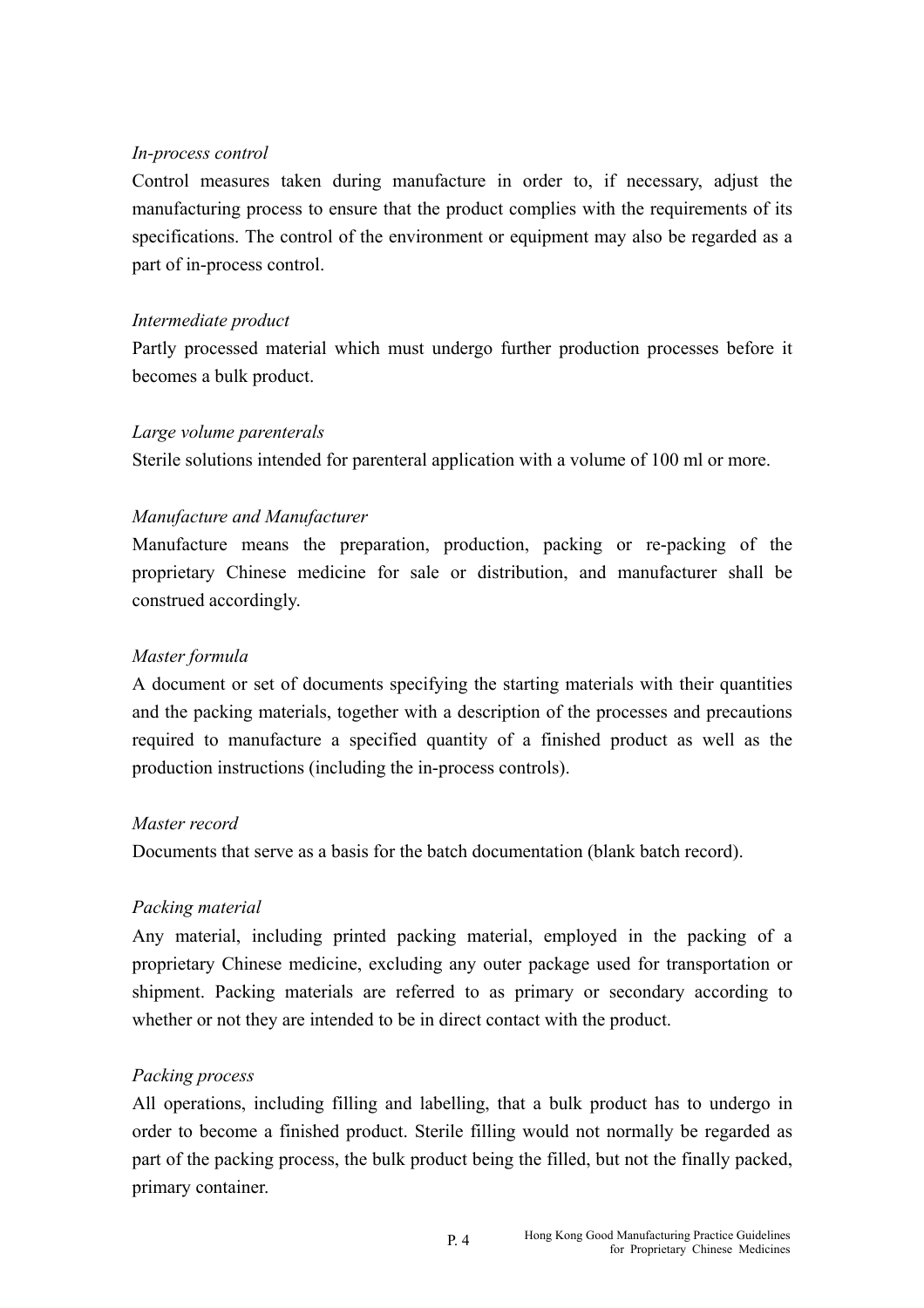*In-process control*

Control measures taken during manufacture in order to, if necessary, adjust the manufacturing process to ensure that the product complies with the requirements of its specifications. The control of the environment or equipment may also be regarded as a part of in-process control.

*Intermediate product*

Partly processed material which must undergo further production processes before it becomes a bulk product.

*Large volume parenterals*

Sterile solutions intended for parenteral application with a volume of 100 ml or more.

*Manufacture and Manufacturer*

Manufacture means the preparation, production, packing or re-packing of the proprietary Chinese medicine for sale or distribution, and manufacturer shall be construed accordingly.

*Master formula*

A document or set of documents specifying the starting materials with their quantities and the packing materials, together with a description of the processes and precautions required to manufacture a specified quantity of a finished product as well as the production instructions (including the in-process controls).

*Master record*

Documents that serve as a basis for the batch documentation (blank batch record).

*Packing material*

Any material, including printed packing material, employed in the packing of a proprietary Chinese medicine, excluding any outer package used for transportation or shipment. Packing materials are referred to as primary or secondary according to whether or not they are intended to be in direct contact with the product.

*Packing process*

All operations, including filling and labelling, that a bulk product has to undergo in order to become a finished product. Sterile filling would not normally be regarded as part of the packing process, the bulk product being the filled, but not the finally packed, primary container.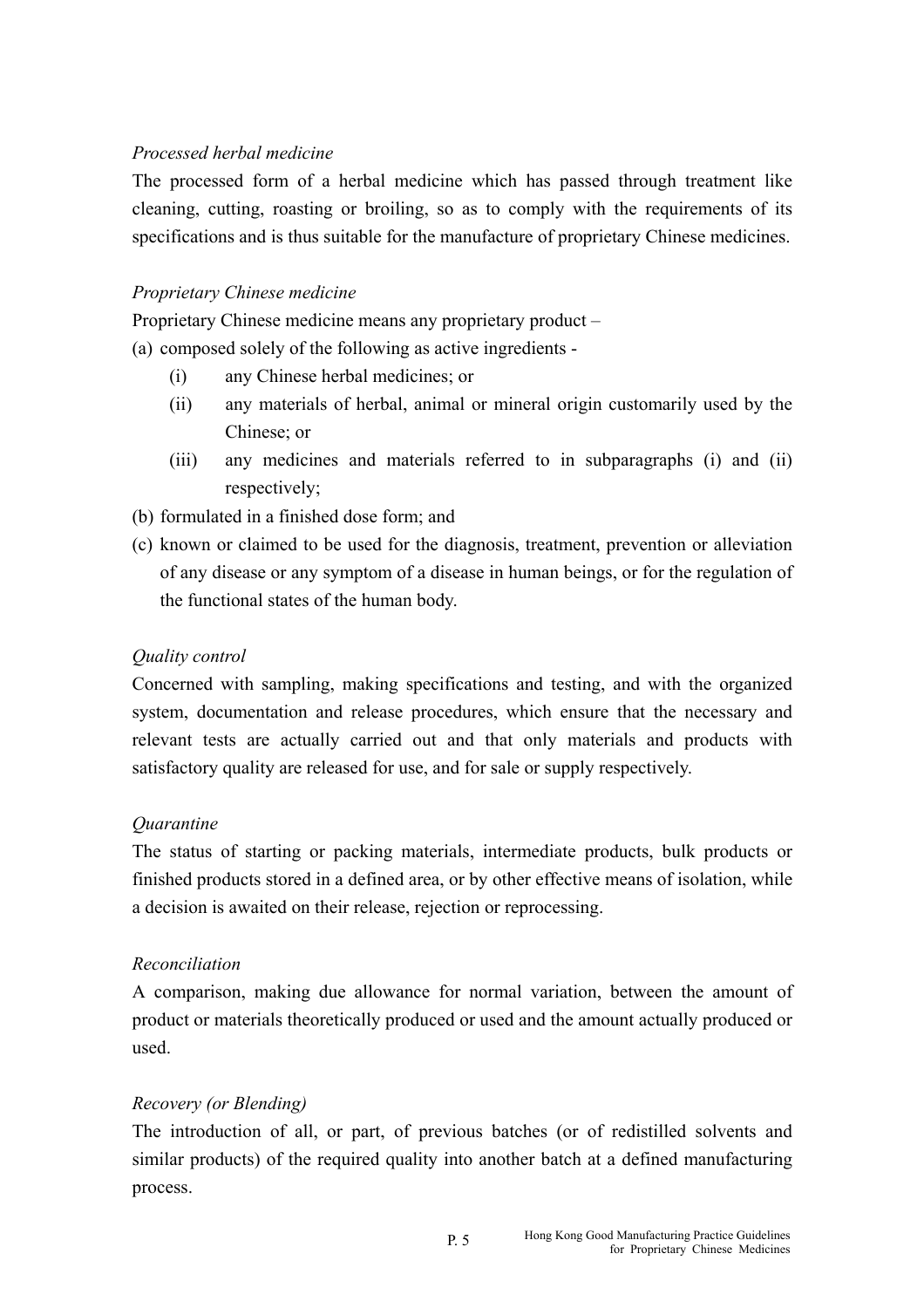*Processed herbal medicine*

The processed form of a herbal medicine which has passed through treatment like cleaning, cutting, roasting or broiling, so as to comply with the requirements of its specifications and is thus suitable for the manufacture of proprietary Chinese medicines.

*Proprietary Chinese medicine*

Proprietary Chinese medicine means any proprietary product –

(a) composed solely of the following as active ingredients -
    (i) any Chinese herbal medicines; or
    (ii) any materials of herbal, animal or mineral origin customarily used by the Chinese; or
    (iii) any medicines and materials referred to in subparagraphs (i) and (ii) respectively;
(b) formulated in a finished dose form; and
(c) known or claimed to be used for the diagnosis, treatment, prevention or alleviation of any disease or any symptom of a disease in human beings, or for the regulation of the functional states of the human body.

*Quality control*

Concerned with sampling, making specifications and testing, and with the organized system, documentation and release procedures, which ensure that the necessary and relevant tests are actually carried out and that only materials and products with satisfactory quality are released for use, and for sale or supply respectively.

*Quarantine*

The status of starting or packing materials, intermediate products, bulk products or finished products stored in a defined area, or by other effective means of isolation, while a decision is awaited on their release, rejection or reprocessing.

*Reconciliation*

A comparison, making due allowance for normal variation, between the amount of product or materials theoretically produced or used and the amount actually produced or used.

*Recovery (or Blending)*

The introduction of all, or part, of previous batches (or of redistilled solvents and similar products) of the required quality into another batch at a defined manufacturing process.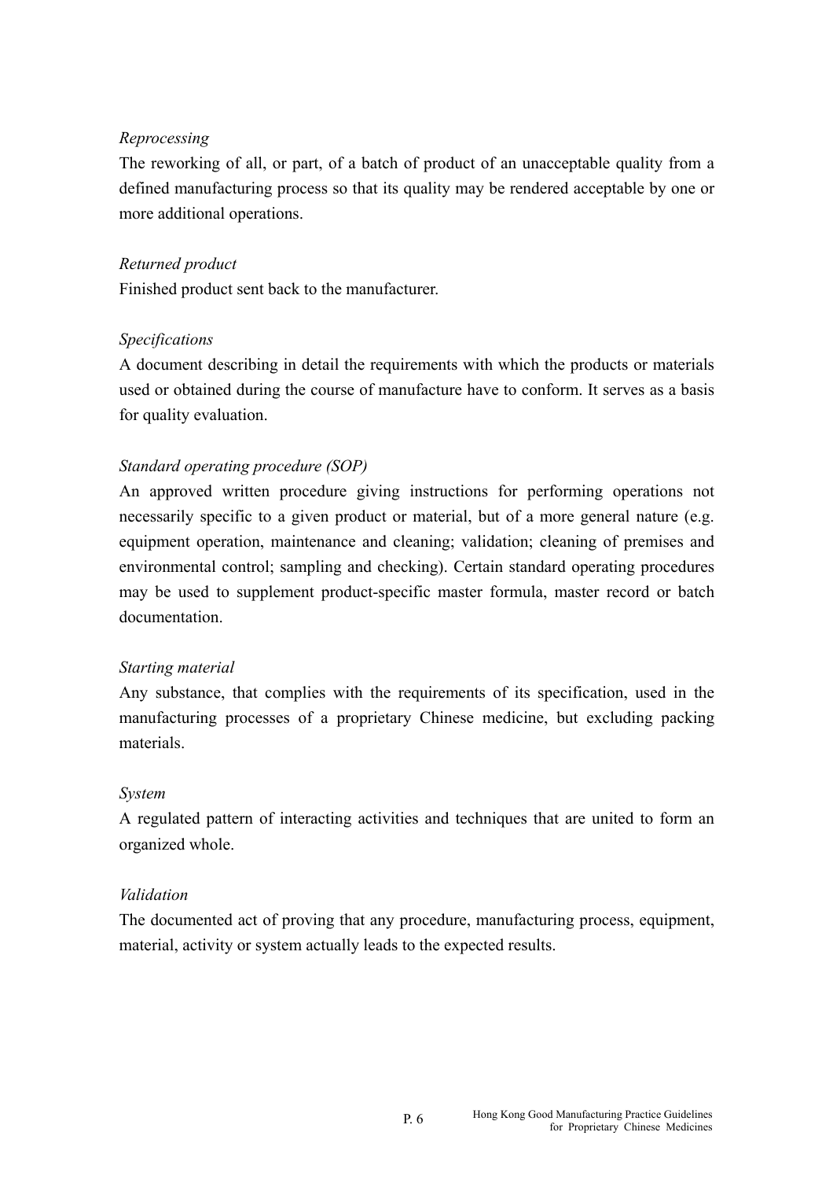*Reprocessing*

The reworking of all, or part, of a batch of product of an unacceptable quality from a defined manufacturing process so that its quality may be rendered acceptable by one or more additional operations.

*Returned product*

Finished product sent back to the manufacturer.

*Specifications*

A document describing in detail the requirements with which the products or materials used or obtained during the course of manufacture have to conform. It serves as a basis for quality evaluation.

*Standard operating procedure (SOP)*

An approved written procedure giving instructions for performing operations not necessarily specific to a given product or material, but of a more general nature (e.g. equipment operation, maintenance and cleaning; validation; cleaning of premises and environmental control; sampling and checking). Certain standard operating procedures may be used to supplement product-specific master formula, master record or batch documentation.

*Starting material*

Any substance, that complies with the requirements of its specification, used in the manufacturing processes of a proprietary Chinese medicine, but excluding packing materials.

*System*

A regulated pattern of interacting activities and techniques that are united to form an organized whole.

*Validation*

The documented act of proving that any procedure, manufacturing process, equipment, material, activity or system actually leads to the expected results.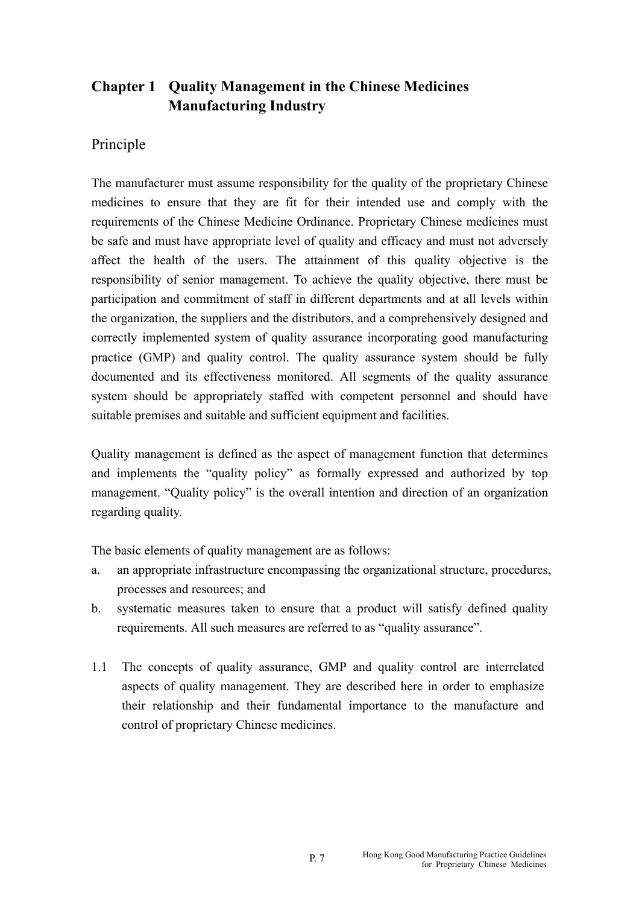# Chapter 1 Quality Management in the Chinese Medicines Manufacturing Industry

## Principle

The manufacturer must assume responsibility for the quality of the proprietary Chinese medicines to ensure that they are fit for their intended use and comply with the requirements of the Chinese Medicine Ordinance. Proprietary Chinese medicines must be safe and must have appropriate level of quality and efficacy and must not adversely affect the health of the users. The attainment of this quality objective is the responsibility of senior management. To achieve the quality objective, there must be participation and commitment of staff in different departments and at all levels within the organization, the suppliers and the distributors, and a comprehensively designed and correctly implemented system of quality assurance incorporating good manufacturing practice (GMP) and quality control. The quality assurance system should be fully documented and its effectiveness monitored. All segments of the quality assurance system should be appropriately staffed with competent personnel and should have suitable premises and suitable and sufficient equipment and facilities.

Quality management is defined as the aspect of management function that determines and implements the "quality policy" as formally expressed and authorized by top management. "Quality policy" is the overall intention and direction of an organization regarding quality.

The basic elements of quality management are as follows:

a. an appropriate infrastructure encompassing the organizational structure, procedures, processes and resources; and
b. systematic measures taken to ensure that a product will satisfy defined quality requirements. All such measures are referred to as "quality assurance".

1.1 The concepts of quality assurance, GMP and quality control are interrelated aspects of quality management. They are described here in order to emphasize their relationship and their fundamental importance to the manufacture and control of proprietary Chinese medicines.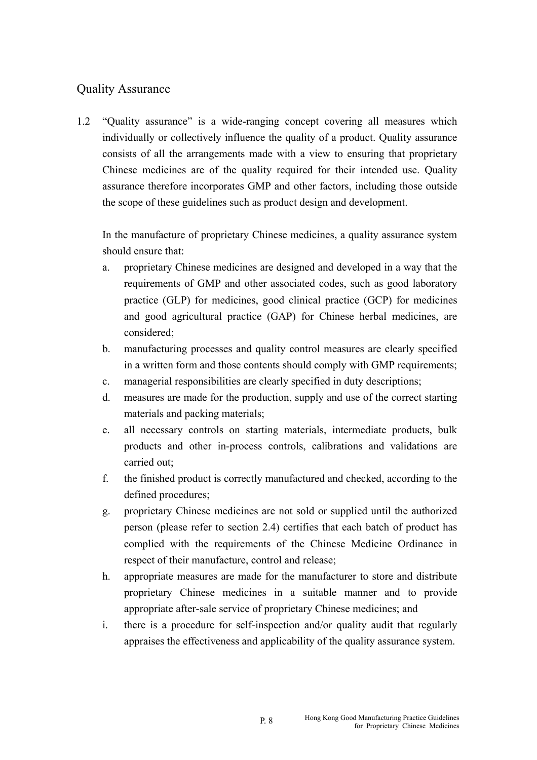## Quality Assurance

1.2 "Quality assurance" is a wide-ranging concept covering all measures which individually or collectively influence the quality of a product. Quality assurance consists of all the arrangements made with a view to ensuring that proprietary Chinese medicines are of the quality required for their intended use. Quality assurance therefore incorporates GMP and other factors, including those outside the scope of these guidelines such as product design and development.

In the manufacture of proprietary Chinese medicines, a quality assurance system should ensure that:

a. proprietary Chinese medicines are designed and developed in a way that the requirements of GMP and other associated codes, such as good laboratory practice (GLP) for medicines, good clinical practice (GCP) for medicines and good agricultural practice (GAP) for Chinese herbal medicines, are considered;
b. manufacturing processes and quality control measures are clearly specified in a written form and those contents should comply with GMP requirements;
c. managerial responsibilities are clearly specified in duty descriptions;
d. measures are made for the production, supply and use of the correct starting materials and packing materials;
e. all necessary controls on starting materials, intermediate products, bulk products and other in-process controls, calibrations and validations are carried out;
f. the finished product is correctly manufactured and checked, according to the defined procedures;
g. proprietary Chinese medicines are not sold or supplied until the authorized person (please refer to section 2.4) certifies that each batch of product has complied with the requirements of the Chinese Medicine Ordinance in respect of their manufacture, control and release;
h. appropriate measures are made for the manufacturer to store and distribute proprietary Chinese medicines in a suitable manner and to provide appropriate after-sale service of proprietary Chinese medicines; and
i. there is a procedure for self-inspection and/or quality audit that regularly appraises the effectiveness and applicability of the quality assurance system.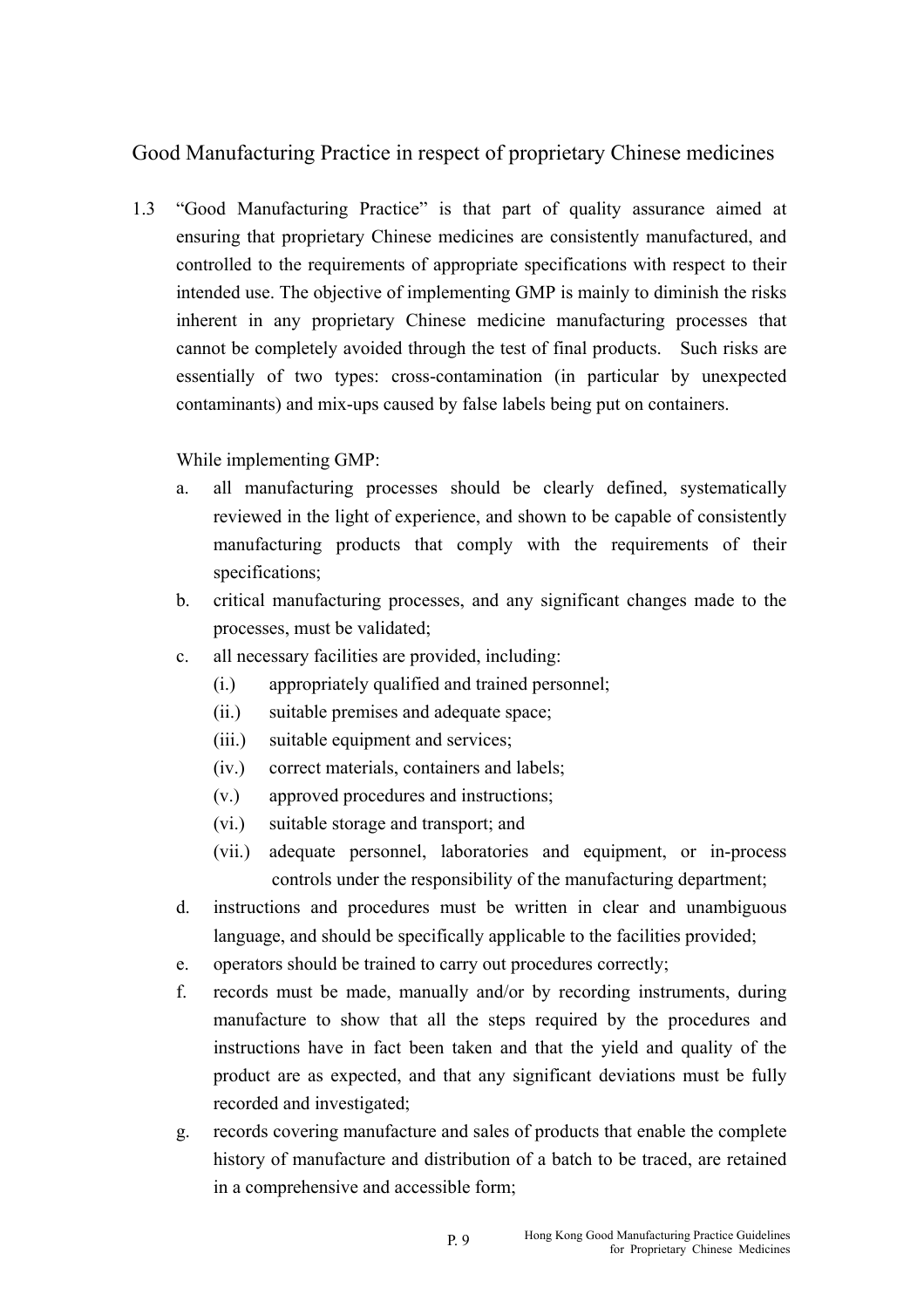## Good Manufacturing Practice in respect of proprietary Chinese medicines

1.3 "Good Manufacturing Practice" is that part of quality assurance aimed at ensuring that proprietary Chinese medicines are consistently manufactured, and controlled to the requirements of appropriate specifications with respect to their intended use. The objective of implementing GMP is mainly to diminish the risks inherent in any proprietary Chinese medicine manufacturing processes that cannot be completely avoided through the test of final products. Such risks are essentially of two types: cross-contamination (in particular by unexpected contaminants) and mix-ups caused by false labels being put on containers.

While implementing GMP:

a. all manufacturing processes should be clearly defined, systematically reviewed in the light of experience, and shown to be capable of consistently manufacturing products that comply with the requirements of their specifications;
b. critical manufacturing processes, and any significant changes made to the processes, must be validated;
c. all necessary facilities are provided, including:
   (i.) appropriately qualified and trained personnel;
   (ii.) suitable premises and adequate space;
   (iii.) suitable equipment and services;
   (iv.) correct materials, containers and labels;
   (v.) approved procedures and instructions;
   (vi.) suitable storage and transport; and
   (vii.) adequate personnel, laboratories and equipment, or in-process controls under the responsibility of the manufacturing department;
d. instructions and procedures must be written in clear and unambiguous language, and should be specifically applicable to the facilities provided;
e. operators should be trained to carry out procedures correctly;
f. records must be made, manually and/or by recording instruments, during manufacture to show that all the steps required by the procedures and instructions have in fact been taken and that the yield and quality of the product are as expected, and that any significant deviations must be fully recorded and investigated;
g. records covering manufacture and sales of products that enable the complete history of manufacture and distribution of a batch to be traced, are retained in a comprehensive and accessible form;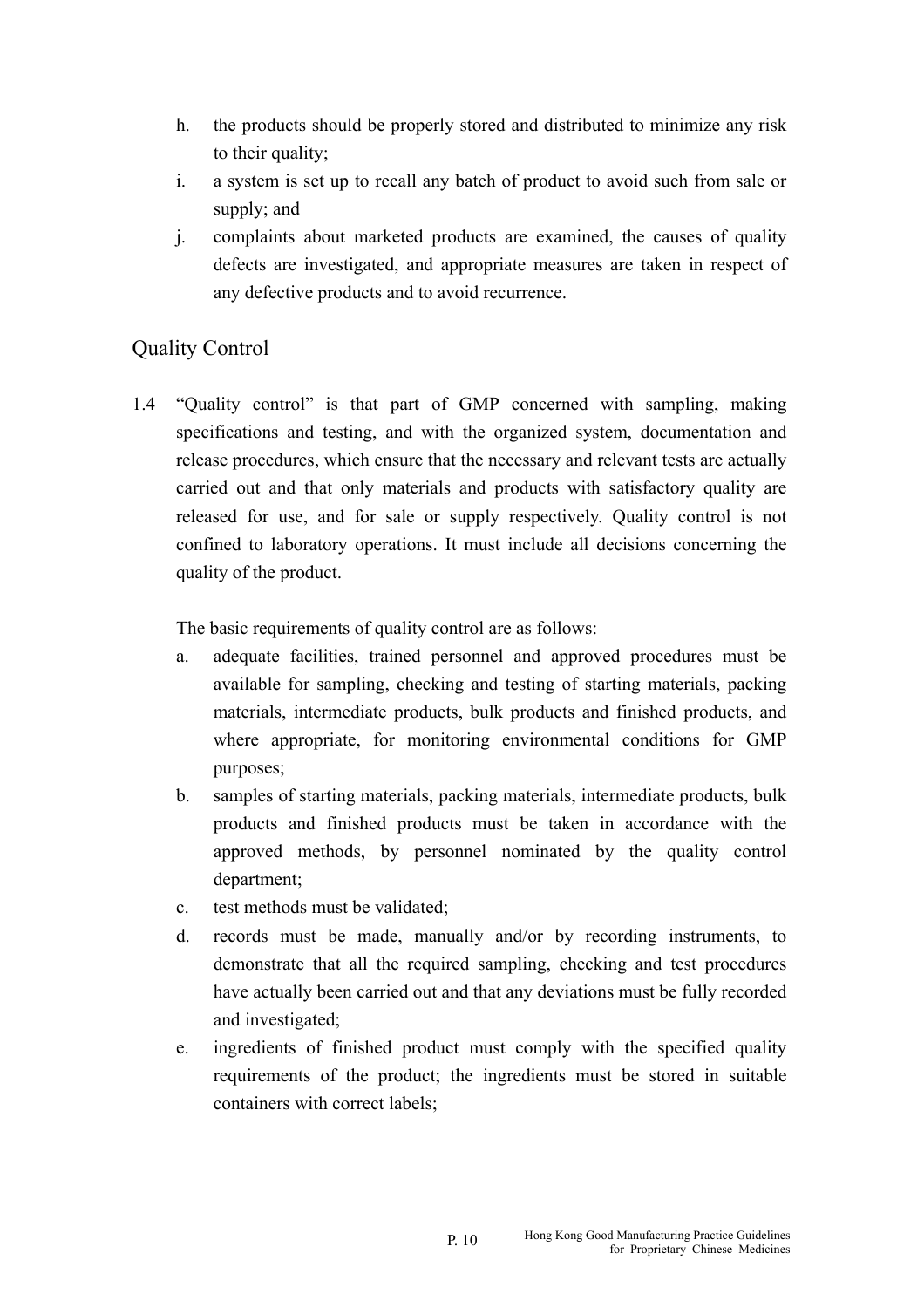h. the products should be properly stored and distributed to minimize any risk to their quality;
i. a system is set up to recall any batch of product to avoid such from sale or supply; and
j. complaints about marketed products are examined, the causes of quality defects are investigated, and appropriate measures are taken in respect of any defective products and to avoid recurrence.

## Quality Control

1.4 "Quality control" is that part of GMP concerned with sampling, making specifications and testing, and with the organized system, documentation and release procedures, which ensure that the necessary and relevant tests are actually carried out and that only materials and products with satisfactory quality are released for use, and for sale or supply respectively. Quality control is not confined to laboratory operations. It must include all decisions concerning the quality of the product.

The basic requirements of quality control are as follows:

a. adequate facilities, trained personnel and approved procedures must be available for sampling, checking and testing of starting materials, packing materials, intermediate products, bulk products and finished products, and where appropriate, for monitoring environmental conditions for GMP purposes;
b. samples of starting materials, packing materials, intermediate products, bulk products and finished products must be taken in accordance with the approved methods, by personnel nominated by the quality control department;
c. test methods must be validated;
d. records must be made, manually and/or by recording instruments, to demonstrate that all the required sampling, checking and test procedures have actually been carried out and that any deviations must be fully recorded and investigated;
e. ingredients of finished product must comply with the specified quality requirements of the product; the ingredients must be stored in suitable containers with correct labels;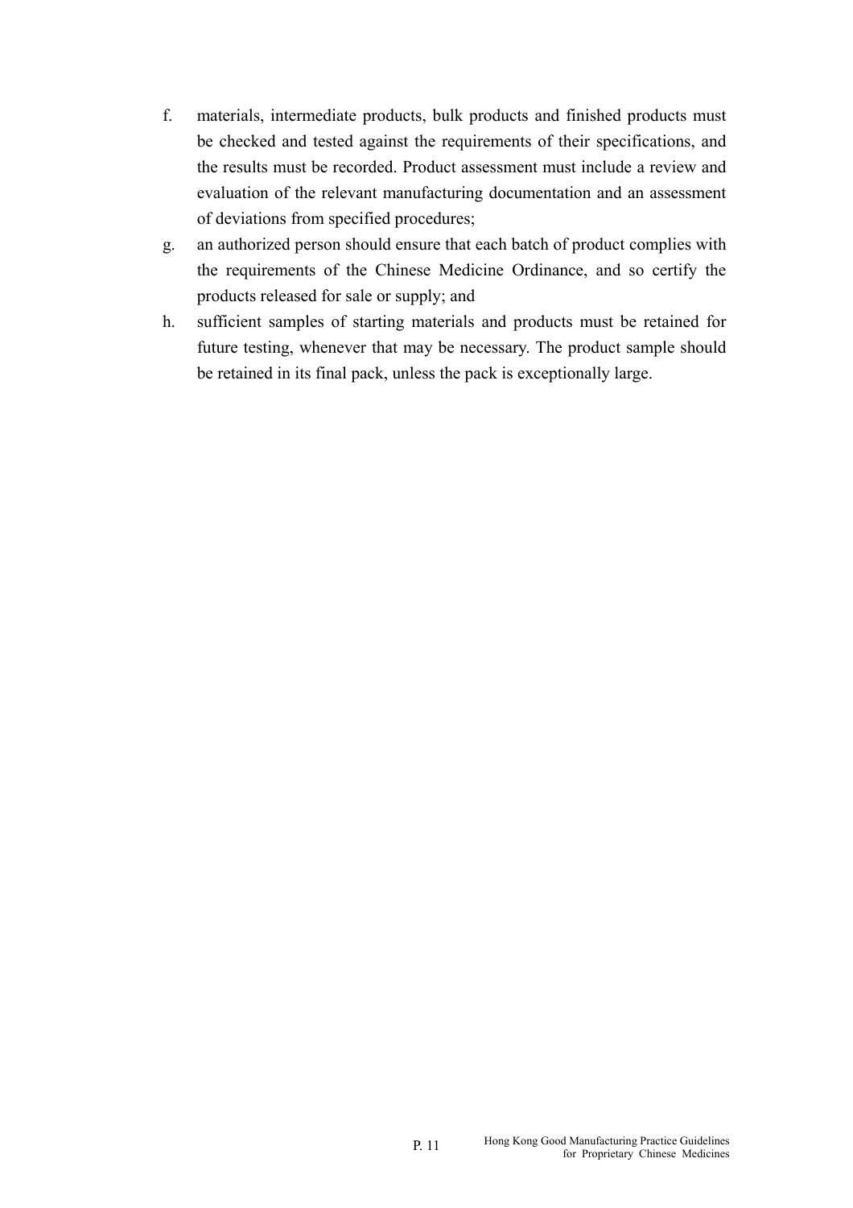f. materials, intermediate products, bulk products and finished products must be checked and tested against the requirements of their specifications, and the results must be recorded. Product assessment must include a review and evaluation of the relevant manufacturing documentation and an assessment of deviations from specified procedures;

g. an authorized person should ensure that each batch of product complies with the requirements of the Chinese Medicine Ordinance, and so certify the products released for sale or supply; and

h. sufficient samples of starting materials and products must be retained for future testing, whenever that may be necessary. The product sample should be retained in its final pack, unless the pack is exceptionally large.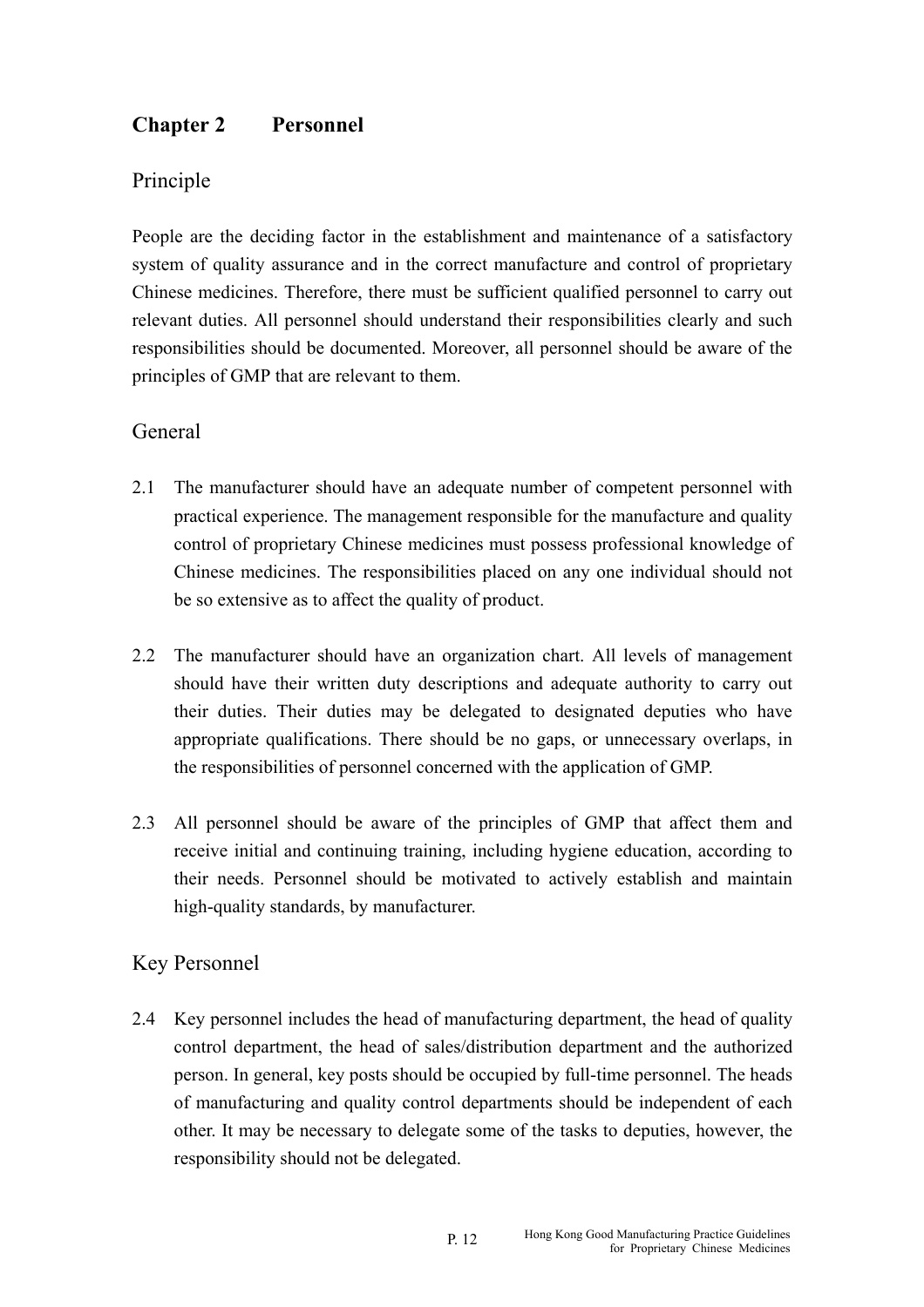## Chapter 2 Personnel

### Principle

People are the deciding factor in the establishment and maintenance of a satisfactory system of quality assurance and in the correct manufacture and control of proprietary Chinese medicines. Therefore, there must be sufficient qualified personnel to carry out relevant duties. All personnel should understand their responsibilities clearly and such responsibilities should be documented. Moreover, all personnel should be aware of the principles of GMP that are relevant to them.

### General

2.1 The manufacturer should have an adequate number of competent personnel with practical experience. The management responsible for the manufacture and quality control of proprietary Chinese medicines must possess professional knowledge of Chinese medicines. The responsibilities placed on any one individual should not be so extensive as to affect the quality of product.

2.2 The manufacturer should have an organization chart. All levels of management should have their written duty descriptions and adequate authority to carry out their duties. Their duties may be delegated to designated deputies who have appropriate qualifications. There should be no gaps, or unnecessary overlaps, in the responsibilities of personnel concerned with the application of GMP.

2.3 All personnel should be aware of the principles of GMP that affect them and receive initial and continuing training, including hygiene education, according to their needs. Personnel should be motivated to actively establish and maintain high-quality standards, by manufacturer.

### Key Personnel

2.4 Key personnel includes the head of manufacturing department, the head of quality control department, the head of sales/distribution department and the authorized person. In general, key posts should be occupied by full-time personnel. The heads of manufacturing and quality control departments should be independent of each other. It may be necessary to delegate some of the tasks to deputies, however, the responsibility should not be delegated.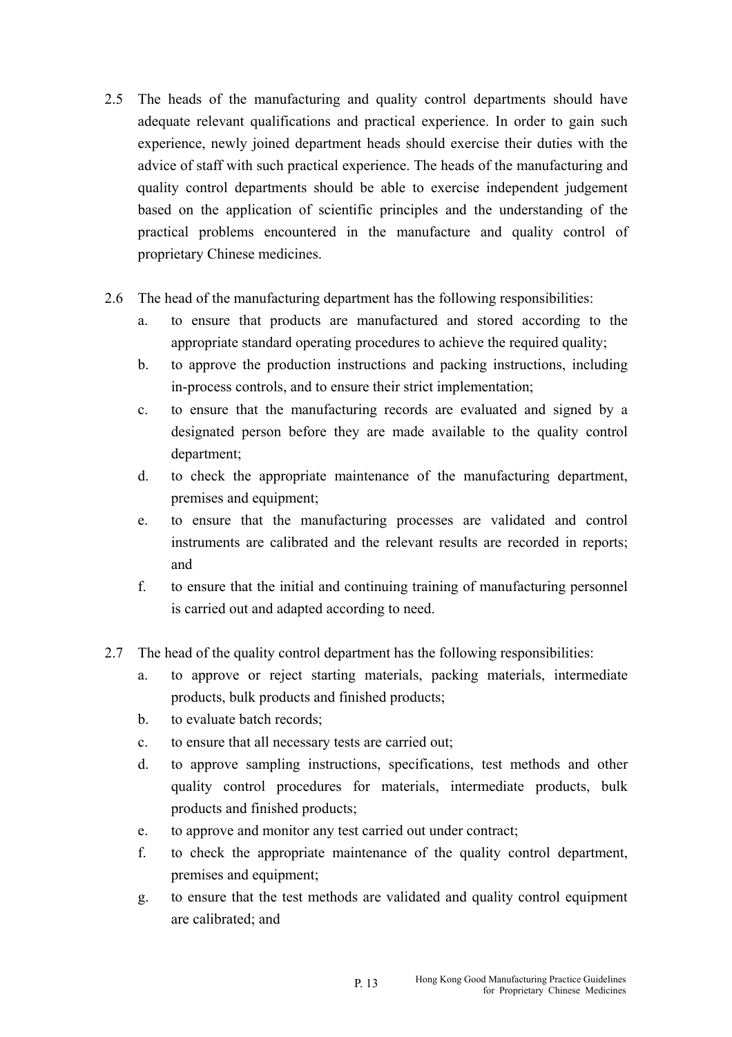2.5 The heads of the manufacturing and quality control departments should have adequate relevant qualifications and practical experience. In order to gain such experience, newly joined department heads should exercise their duties with the advice of staff with such practical experience. The heads of the manufacturing and quality control departments should be able to exercise independent judgement based on the application of scientific principles and the understanding of the practical problems encountered in the manufacture and quality control of proprietary Chinese medicines.

2.6 The head of the manufacturing department has the following responsibilities:

   a. to ensure that products are manufactured and stored according to the appropriate standard operating procedures to achieve the required quality;
   b. to approve the production instructions and packing instructions, including in-process controls, and to ensure their strict implementation;
   c. to ensure that the manufacturing records are evaluated and signed by a designated person before they are made available to the quality control department;
   d. to check the appropriate maintenance of the manufacturing department, premises and equipment;
   e. to ensure that the manufacturing processes are validated and control instruments are calibrated and the relevant results are recorded in reports; and
   f. to ensure that the initial and continuing training of manufacturing personnel is carried out and adapted according to need.

2.7 The head of the quality control department has the following responsibilities:

   a. to approve or reject starting materials, packing materials, intermediate products, bulk products and finished products;
   b. to evaluate batch records;
   c. to ensure that all necessary tests are carried out;
   d. to approve sampling instructions, specifications, test methods and other quality control procedures for materials, intermediate products, bulk products and finished products;
   e. to approve and monitor any test carried out under contract;
   f. to check the appropriate maintenance of the quality control department, premises and equipment;
   g. to ensure that the test methods are validated and quality control equipment are calibrated; and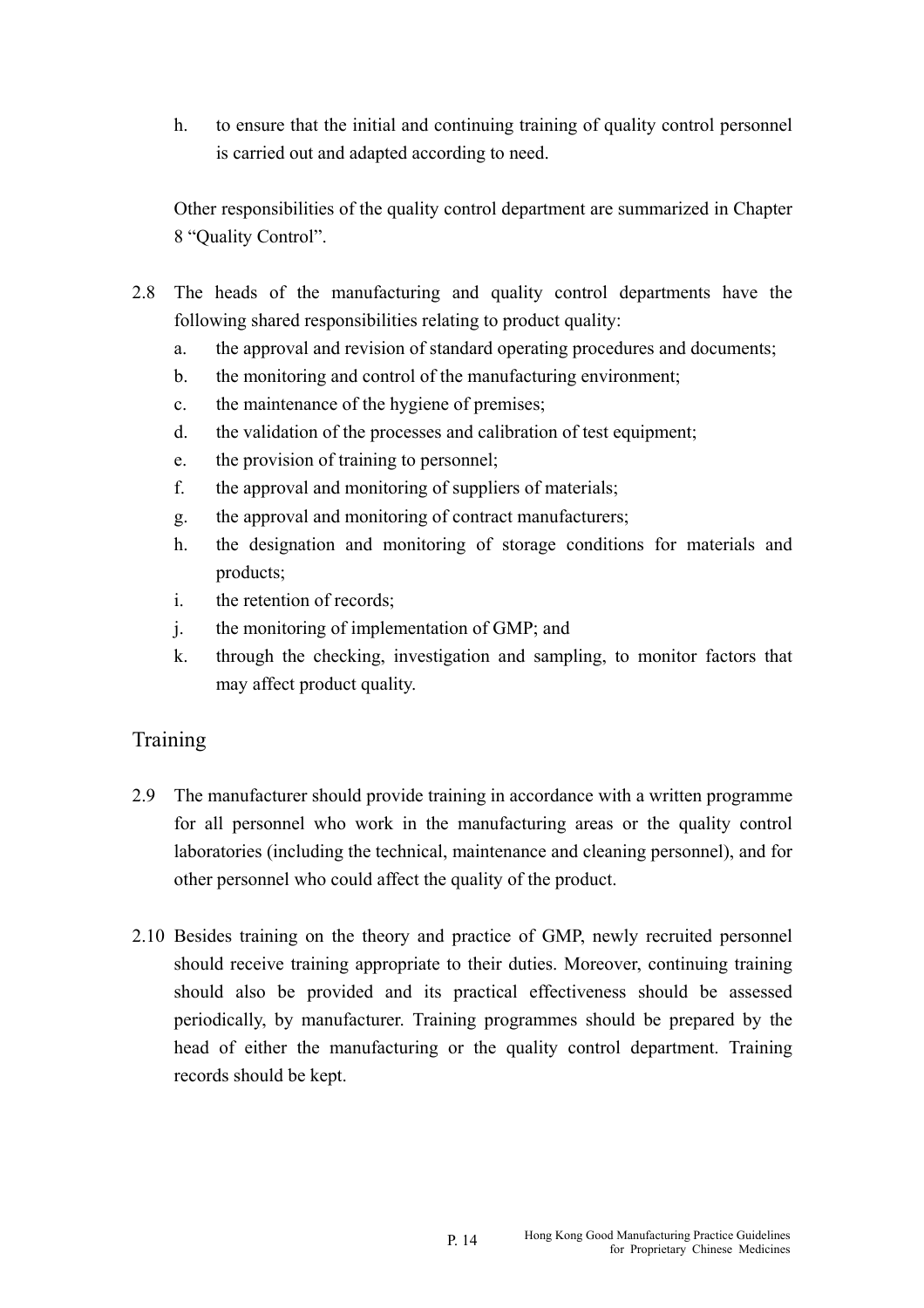h. to ensure that the initial and continuing training of quality control personnel is carried out and adapted according to need.

Other responsibilities of the quality control department are summarized in Chapter 8 “Quality Control”.

2.8 The heads of the manufacturing and quality control departments have the following shared responsibilities relating to product quality:

a. the approval and revision of standard operating procedures and documents;
b. the monitoring and control of the manufacturing environment;
c. the maintenance of the hygiene of premises;
d. the validation of the processes and calibration of test equipment;
e. the provision of training to personnel;
f. the approval and monitoring of suppliers of materials;
g. the approval and monitoring of contract manufacturers;
h. the designation and monitoring of storage conditions for materials and products;
i. the retention of records;
j. the monitoring of implementation of GMP; and
k. through the checking, investigation and sampling, to monitor factors that may affect product quality.

## Training

2.9 The manufacturer should provide training in accordance with a written programme for all personnel who work in the manufacturing areas or the quality control laboratories (including the technical, maintenance and cleaning personnel), and for other personnel who could affect the quality of the product.

2.10 Besides training on the theory and practice of GMP, newly recruited personnel should receive training appropriate to their duties. Moreover, continuing training should also be provided and its practical effectiveness should be assessed periodically, by manufacturer. Training programmes should be prepared by the head of either the manufacturing or the quality control department. Training records should be kept.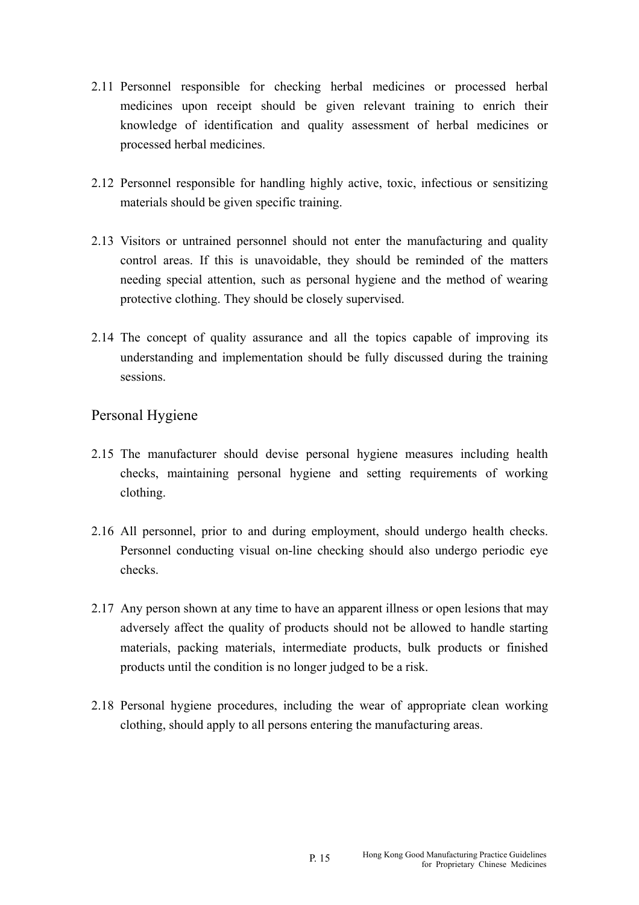2.11 Personnel responsible for checking herbal medicines or processed herbal medicines upon receipt should be given relevant training to enrich their knowledge of identification and quality assessment of herbal medicines or processed herbal medicines.

2.12 Personnel responsible for handling highly active, toxic, infectious or sensitizing materials should be given specific training.

2.13 Visitors or untrained personnel should not enter the manufacturing and quality control areas. If this is unavoidable, they should be reminded of the matters needing special attention, such as personal hygiene and the method of wearing protective clothing. They should be closely supervised.

2.14 The concept of quality assurance and all the topics capable of improving its understanding and implementation should be fully discussed during the training sessions.

## Personal Hygiene

2.15 The manufacturer should devise personal hygiene measures including health checks, maintaining personal hygiene and setting requirements of working clothing.

2.16 All personnel, prior to and during employment, should undergo health checks. Personnel conducting visual on-line checking should also undergo periodic eye checks.

2.17 Any person shown at any time to have an apparent illness or open lesions that may adversely affect the quality of products should not be allowed to handle starting materials, packing materials, intermediate products, bulk products or finished products until the condition is no longer judged to be a risk.

2.18 Personal hygiene procedures, including the wear of appropriate clean working clothing, should apply to all persons entering the manufacturing areas.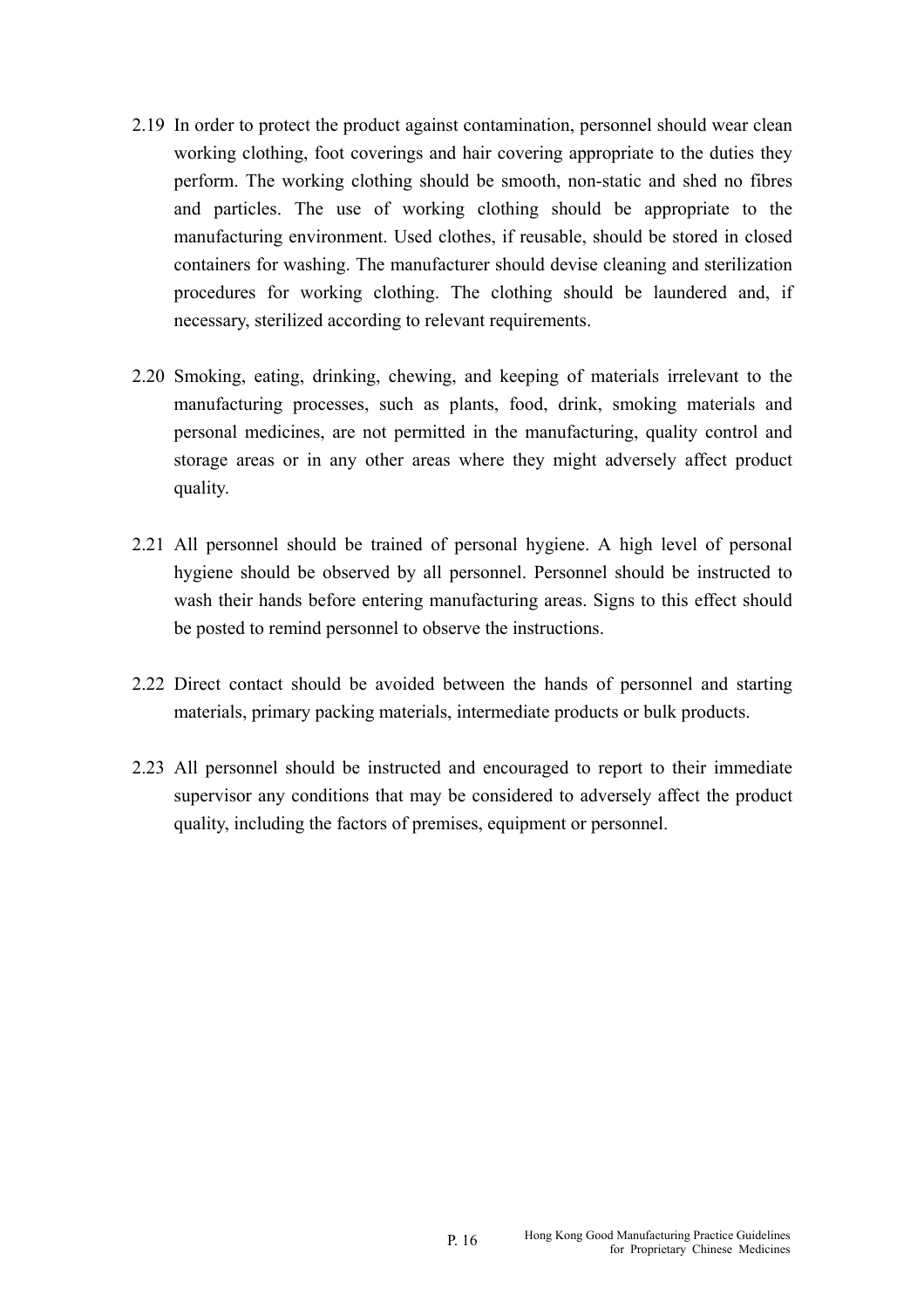2.19 In order to protect the product against contamination, personnel should wear clean working clothing, foot coverings and hair covering appropriate to the duties they perform. The working clothing should be smooth, non-static and shed no fibres and particles. The use of working clothing should be appropriate to the manufacturing environment. Used clothes, if reusable, should be stored in closed containers for washing. The manufacturer should devise cleaning and sterilization procedures for working clothing. The clothing should be laundered and, if necessary, sterilized according to relevant requirements.

2.20 Smoking, eating, drinking, chewing, and keeping of materials irrelevant to the manufacturing processes, such as plants, food, drink, smoking materials and personal medicines, are not permitted in the manufacturing, quality control and storage areas or in any other areas where they might adversely affect product quality.

2.21 All personnel should be trained of personal hygiene. A high level of personal hygiene should be observed by all personnel. Personnel should be instructed to wash their hands before entering manufacturing areas. Signs to this effect should be posted to remind personnel to observe the instructions.

2.22 Direct contact should be avoided between the hands of personnel and starting materials, primary packing materials, intermediate products or bulk products.

2.23 All personnel should be instructed and encouraged to report to their immediate supervisor any conditions that may be considered to adversely affect the product quality, including the factors of premises, equipment or personnel.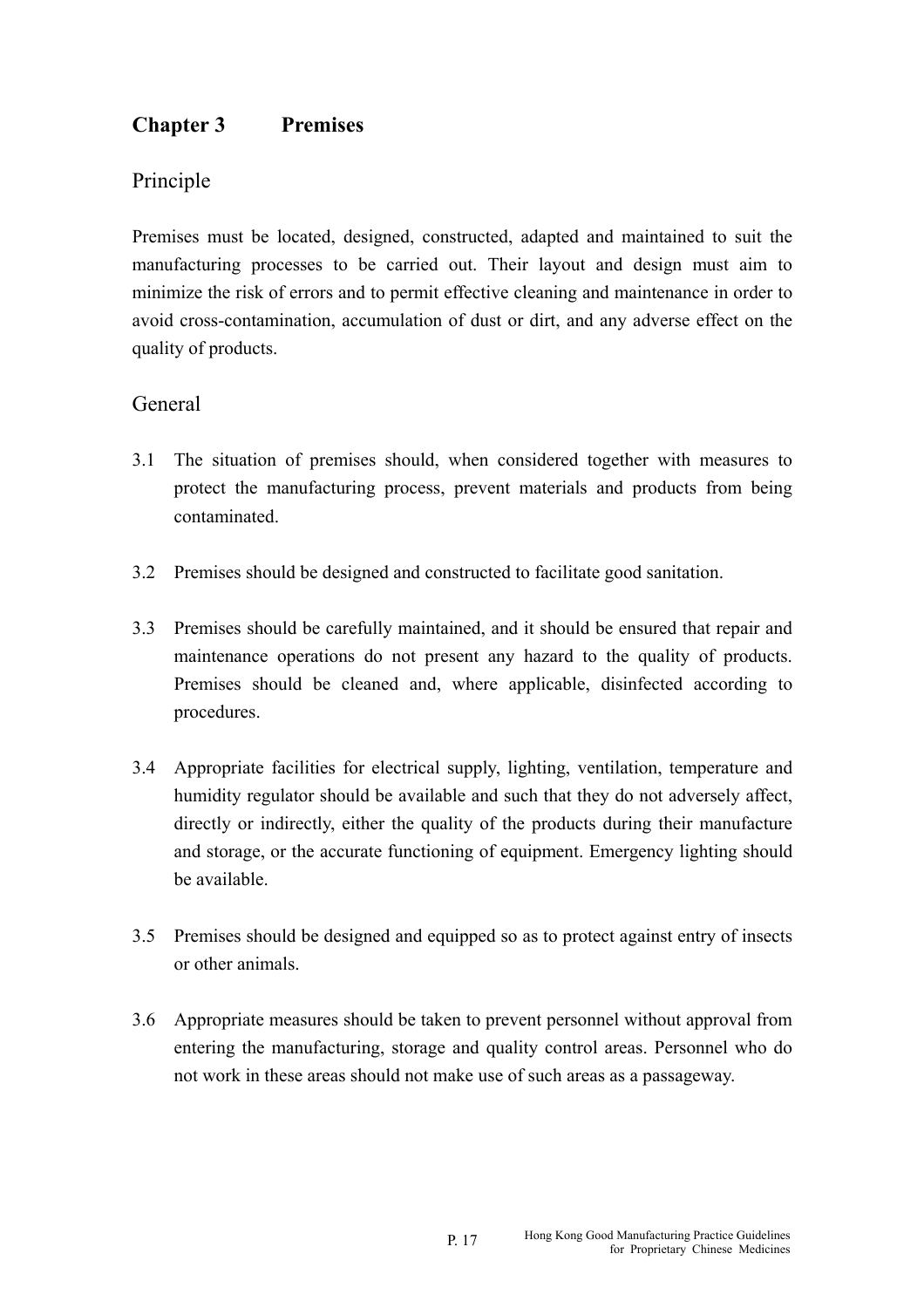## Chapter 3 Premises

### Principle

Premises must be located, designed, constructed, adapted and maintained to suit the manufacturing processes to be carried out. Their layout and design must aim to minimize the risk of errors and to permit effective cleaning and maintenance in order to avoid cross-contamination, accumulation of dust or dirt, and any adverse effect on the quality of products.

### General

3.1 The situation of premises should, when considered together with measures to protect the manufacturing process, prevent materials and products from being contaminated.

3.2 Premises should be designed and constructed to facilitate good sanitation.

3.3 Premises should be carefully maintained, and it should be ensured that repair and maintenance operations do not present any hazard to the quality of products. Premises should be cleaned and, where applicable, disinfected according to procedures.

3.4 Appropriate facilities for electrical supply, lighting, ventilation, temperature and humidity regulator should be available and such that they do not adversely affect, directly or indirectly, either the quality of the products during their manufacture and storage, or the accurate functioning of equipment. Emergency lighting should be available.

3.5 Premises should be designed and equipped so as to protect against entry of insects or other animals.

3.6 Appropriate measures should be taken to prevent personnel without approval from entering the manufacturing, storage and quality control areas. Personnel who do not work in these areas should not make use of such areas as a passageway.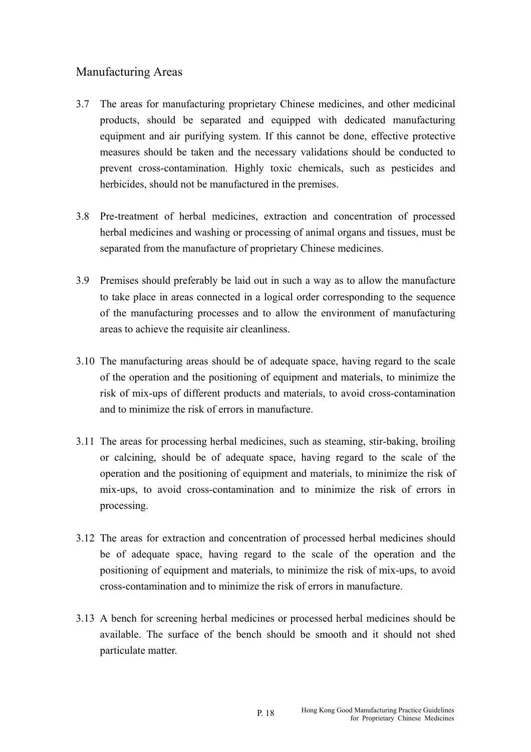## Manufacturing Areas

3.7 The areas for manufacturing proprietary Chinese medicines, and other medicinal products, should be separated and equipped with dedicated manufacturing equipment and air purifying system. If this cannot be done, effective protective measures should be taken and the necessary validations should be conducted to prevent cross-contamination. Highly toxic chemicals, such as pesticides and herbicides, should not be manufactured in the premises.

3.8 Pre-treatment of herbal medicines, extraction and concentration of processed herbal medicines and washing or processing of animal organs and tissues, must be separated from the manufacture of proprietary Chinese medicines.

3.9 Premises should preferably be laid out in such a way as to allow the manufacture to take place in areas connected in a logical order corresponding to the sequence of the manufacturing processes and to allow the environment of manufacturing areas to achieve the requisite air cleanliness.

3.10 The manufacturing areas should be of adequate space, having regard to the scale of the operation and the positioning of equipment and materials, to minimize the risk of mix-ups of different products and materials, to avoid cross-contamination and to minimize the risk of errors in manufacture.

3.11 The areas for processing herbal medicines, such as steaming, stir-baking, broiling or calcining, should be of adequate space, having regard to the scale of the operation and the positioning of equipment and materials, to minimize the risk of mix-ups, to avoid cross-contamination and to minimize the risk of errors in processing.

3.12 The areas for extraction and concentration of processed herbal medicines should be of adequate space, having regard to the scale of the operation and the positioning of equipment and materials, to minimize the risk of mix-ups, to avoid cross-contamination and to minimize the risk of errors in manufacture.

3.13 A bench for screening herbal medicines or processed herbal medicines should be available. The surface of the bench should be smooth and it should not shed particulate matter.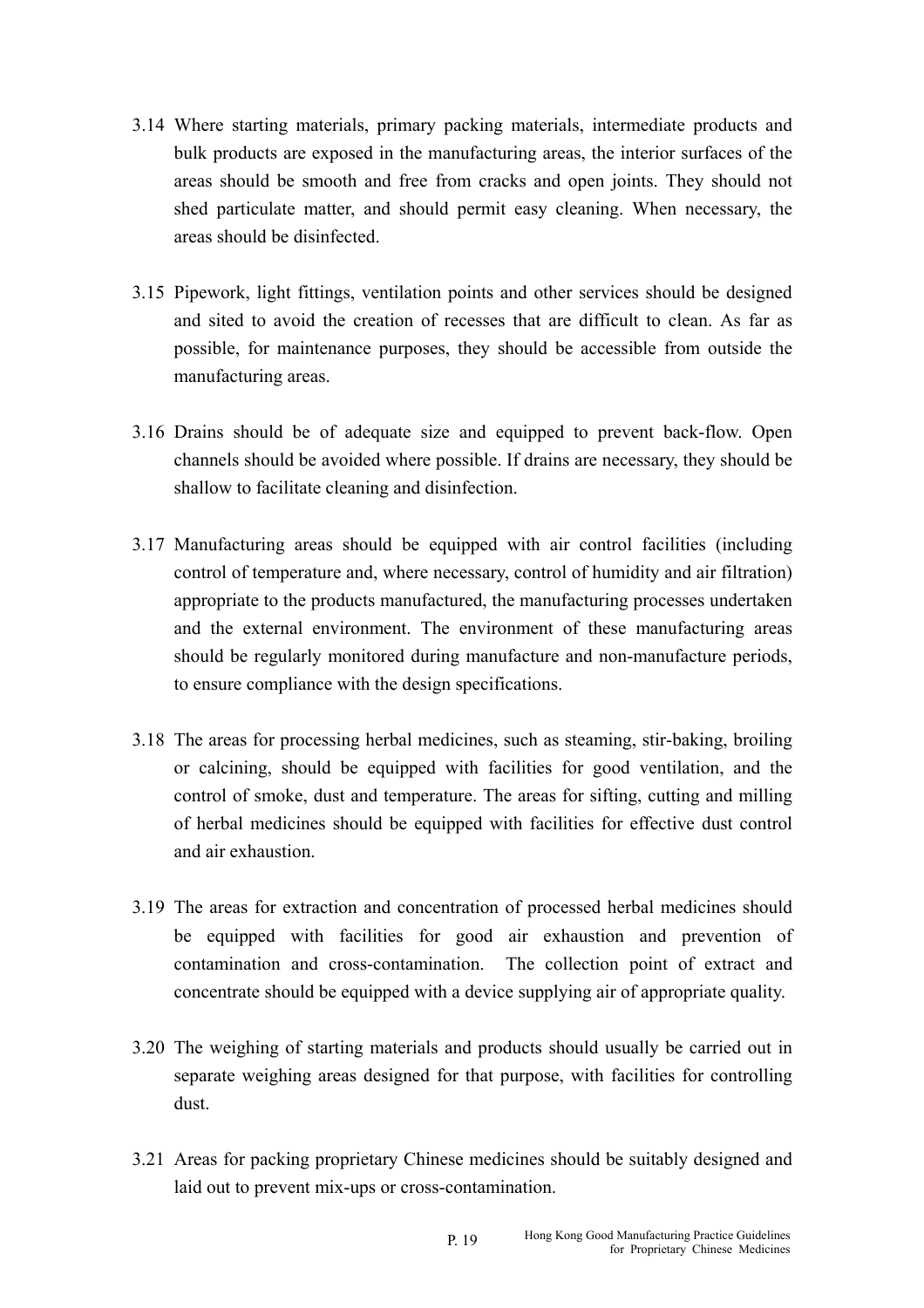3.14 Where starting materials, primary packing materials, intermediate products and bulk products are exposed in the manufacturing areas, the interior surfaces of the areas should be smooth and free from cracks and open joints. They should not shed particulate matter, and should permit easy cleaning. When necessary, the areas should be disinfected.

3.15 Pipework, light fittings, ventilation points and other services should be designed and sited to avoid the creation of recesses that are difficult to clean. As far as possible, for maintenance purposes, they should be accessible from outside the manufacturing areas.

3.16 Drains should be of adequate size and equipped to prevent back-flow. Open channels should be avoided where possible. If drains are necessary, they should be shallow to facilitate cleaning and disinfection.

3.17 Manufacturing areas should be equipped with air control facilities (including control of temperature and, where necessary, control of humidity and air filtration) appropriate to the products manufactured, the manufacturing processes undertaken and the external environment. The environment of these manufacturing areas should be regularly monitored during manufacture and non-manufacture periods, to ensure compliance with the design specifications.

3.18 The areas for processing herbal medicines, such as steaming, stir-baking, broiling or calcining, should be equipped with facilities for good ventilation, and the control of smoke, dust and temperature. The areas for sifting, cutting and milling of herbal medicines should be equipped with facilities for effective dust control and air exhaustion.

3.19 The areas for extraction and concentration of processed herbal medicines should be equipped with facilities for good air exhaustion and prevention of contamination and cross-contamination. The collection point of extract and concentrate should be equipped with a device supplying air of appropriate quality.

3.20 The weighing of starting materials and products should usually be carried out in separate weighing areas designed for that purpose, with facilities for controlling dust.

3.21 Areas for packing proprietary Chinese medicines should be suitably designed and laid out to prevent mix-ups or cross-contamination.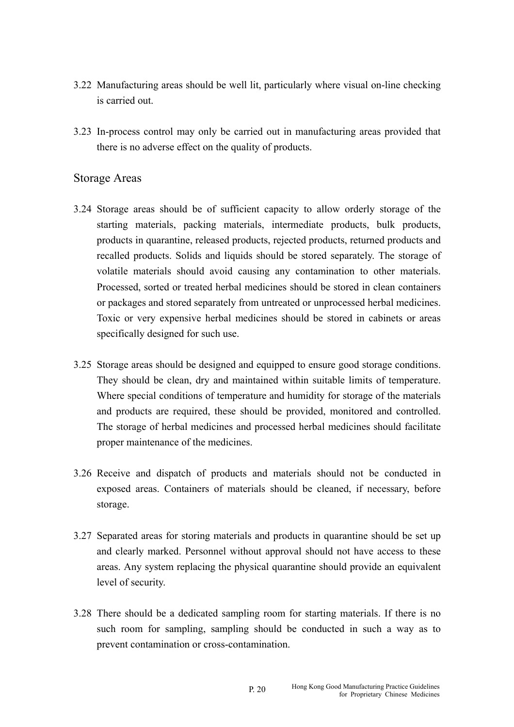3.22 Manufacturing areas should be well lit, particularly where visual on-line checking is carried out.

3.23 In-process control may only be carried out in manufacturing areas provided that there is no adverse effect on the quality of products.

## Storage Areas

3.24 Storage areas should be of sufficient capacity to allow orderly storage of the starting materials, packing materials, intermediate products, bulk products, products in quarantine, released products, rejected products, returned products and recalled products. Solids and liquids should be stored separately. The storage of volatile materials should avoid causing any contamination to other materials. Processed, sorted or treated herbal medicines should be stored in clean containers or packages and stored separately from untreated or unprocessed herbal medicines. Toxic or very expensive herbal medicines should be stored in cabinets or areas specifically designed for such use.

3.25 Storage areas should be designed and equipped to ensure good storage conditions. They should be clean, dry and maintained within suitable limits of temperature. Where special conditions of temperature and humidity for storage of the materials and products are required, these should be provided, monitored and controlled. The storage of herbal medicines and processed herbal medicines should facilitate proper maintenance of the medicines.

3.26 Receive and dispatch of products and materials should not be conducted in exposed areas. Containers of materials should be cleaned, if necessary, before storage.

3.27 Separated areas for storing materials and products in quarantine should be set up and clearly marked. Personnel without approval should not have access to these areas. Any system replacing the physical quarantine should provide an equivalent level of security.

3.28 There should be a dedicated sampling room for starting materials. If there is no such room for sampling, sampling should be conducted in such a way as to prevent contamination or cross-contamination.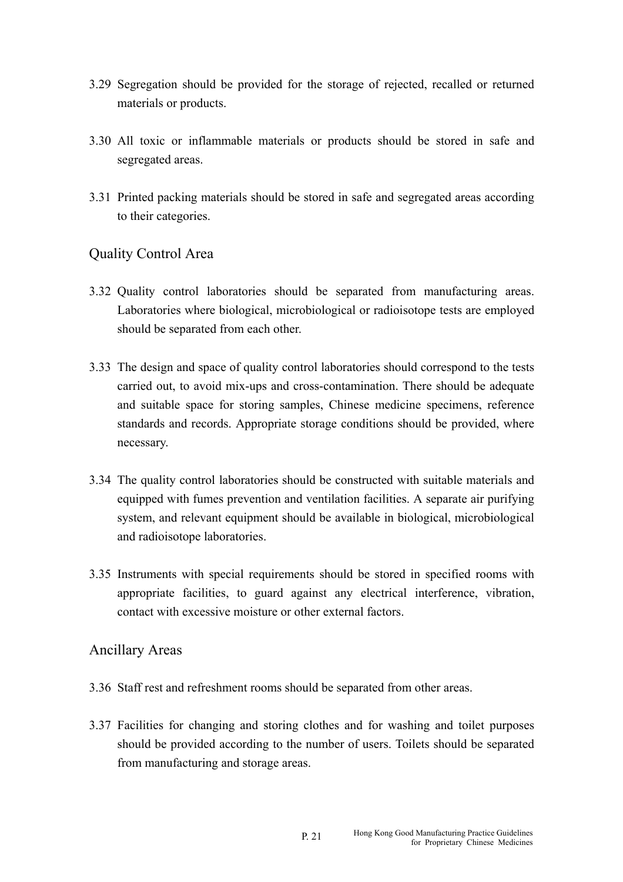3.29 Segregation should be provided for the storage of rejected, recalled or returned materials or products.

3.30 All toxic or inflammable materials or products should be stored in safe and segregated areas.

3.31 Printed packing materials should be stored in safe and segregated areas according to their categories.

## Quality Control Area

3.32 Quality control laboratories should be separated from manufacturing areas. Laboratories where biological, microbiological or radioisotope tests are employed should be separated from each other.

3.33 The design and space of quality control laboratories should correspond to the tests carried out, to avoid mix-ups and cross-contamination. There should be adequate and suitable space for storing samples, Chinese medicine specimens, reference standards and records. Appropriate storage conditions should be provided, where necessary.

3.34 The quality control laboratories should be constructed with suitable materials and equipped with fumes prevention and ventilation facilities. A separate air purifying system, and relevant equipment should be available in biological, microbiological and radioisotope laboratories.

3.35 Instruments with special requirements should be stored in specified rooms with appropriate facilities, to guard against any electrical interference, vibration, contact with excessive moisture or other external factors.

## Ancillary Areas

3.36 Staff rest and refreshment rooms should be separated from other areas.

3.37 Facilities for changing and storing clothes and for washing and toilet purposes should be provided according to the number of users. Toilets should be separated from manufacturing and storage areas.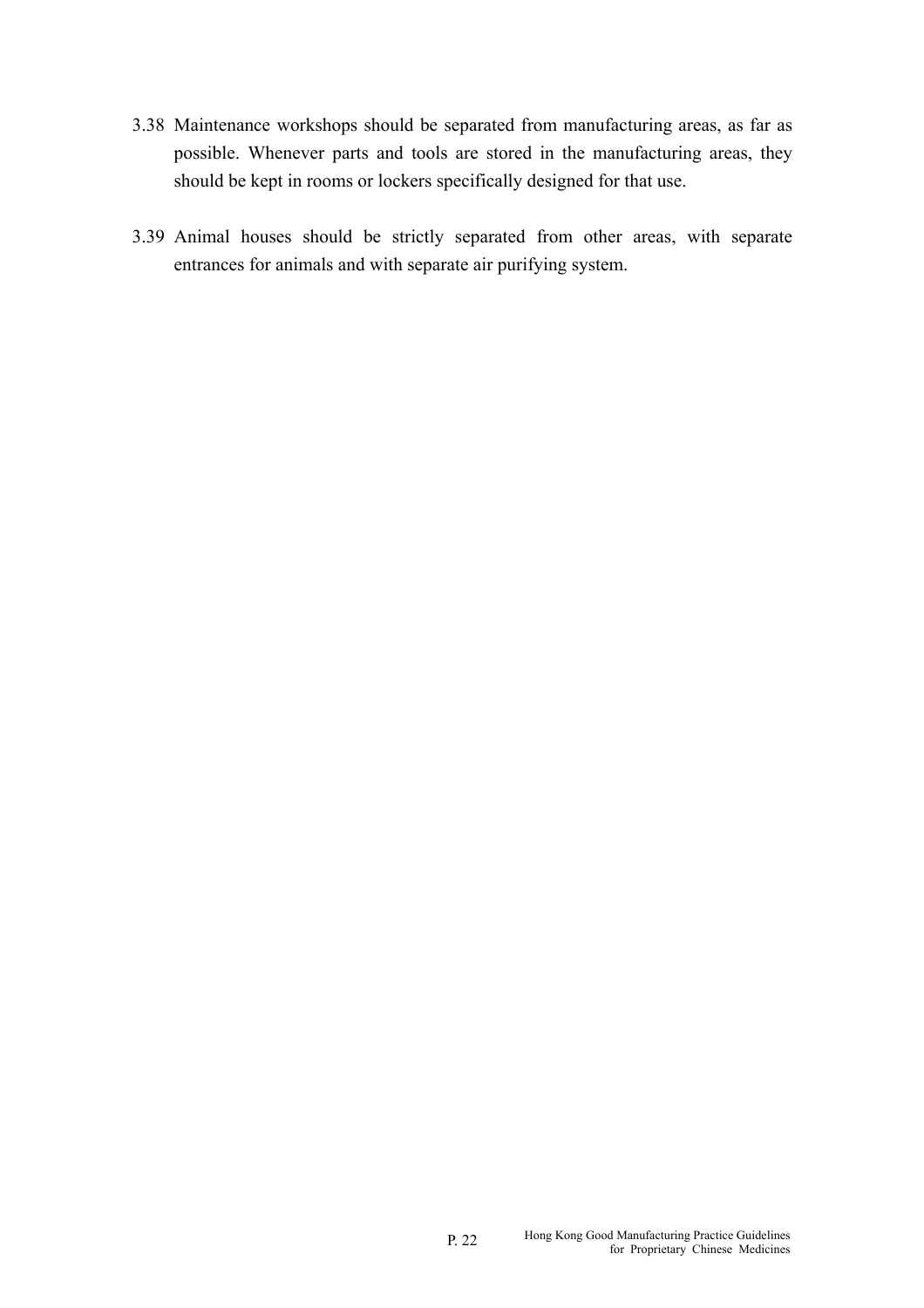3.38 Maintenance workshops should be separated from manufacturing areas, as far as possible. Whenever parts and tools are stored in the manufacturing areas, they should be kept in rooms or lockers specifically designed for that use.

3.39 Animal houses should be strictly separated from other areas, with separate entrances for animals and with separate air purifying system.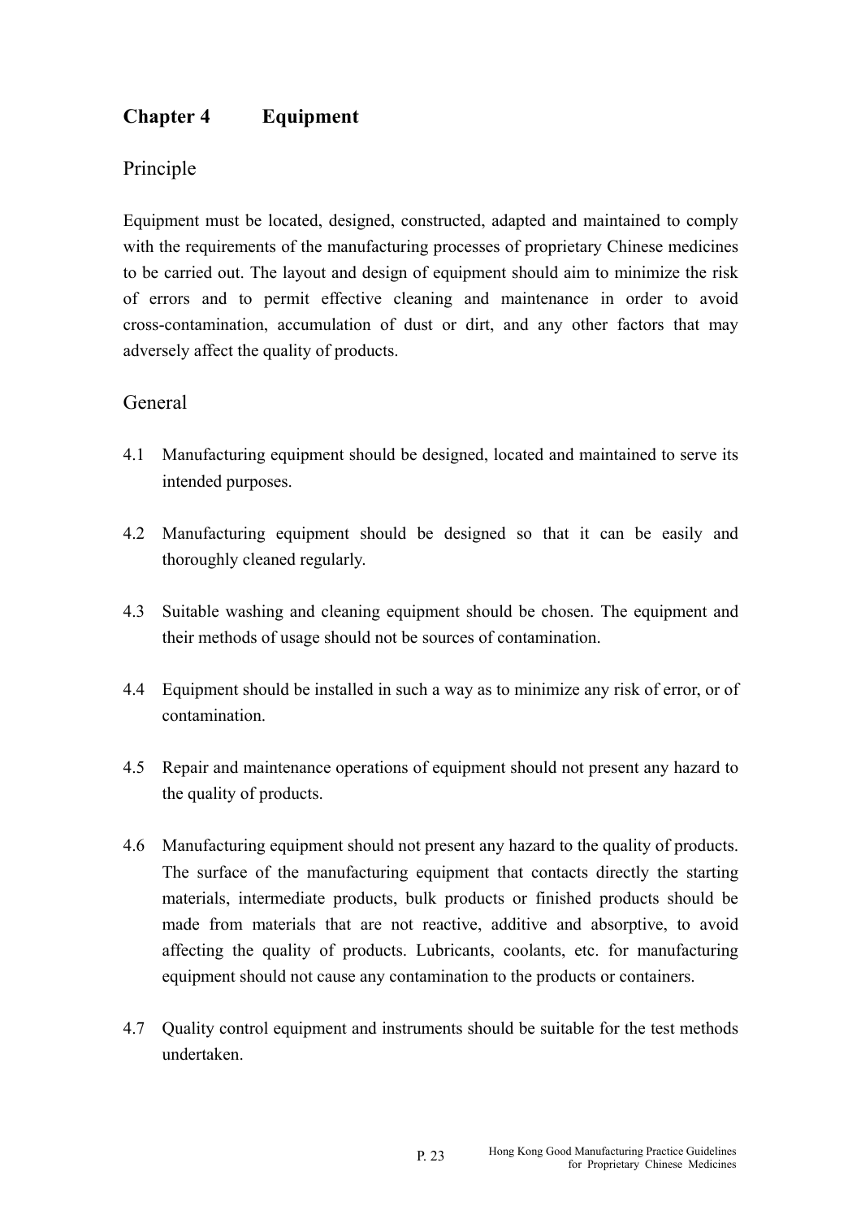# Chapter 4 Equipment

## Principle

Equipment must be located, designed, constructed, adapted and maintained to comply with the requirements of the manufacturing processes of proprietary Chinese medicines to be carried out. The layout and design of equipment should aim to minimize the risk of errors and to permit effective cleaning and maintenance in order to avoid cross-contamination, accumulation of dust or dirt, and any other factors that may adversely affect the quality of products.

## General

4.1 Manufacturing equipment should be designed, located and maintained to serve its intended purposes.

4.2 Manufacturing equipment should be designed so that it can be easily and thoroughly cleaned regularly.

4.3 Suitable washing and cleaning equipment should be chosen. The equipment and their methods of usage should not be sources of contamination.

4.4 Equipment should be installed in such a way as to minimize any risk of error, or of contamination.

4.5 Repair and maintenance operations of equipment should not present any hazard to the quality of products.

4.6 Manufacturing equipment should not present any hazard to the quality of products. The surface of the manufacturing equipment that contacts directly the starting materials, intermediate products, bulk products or finished products should be made from materials that are not reactive, additive and absorptive, to avoid affecting the quality of products. Lubricants, coolants, etc. for manufacturing equipment should not cause any contamination to the products or containers.

4.7 Quality control equipment and instruments should be suitable for the test methods undertaken.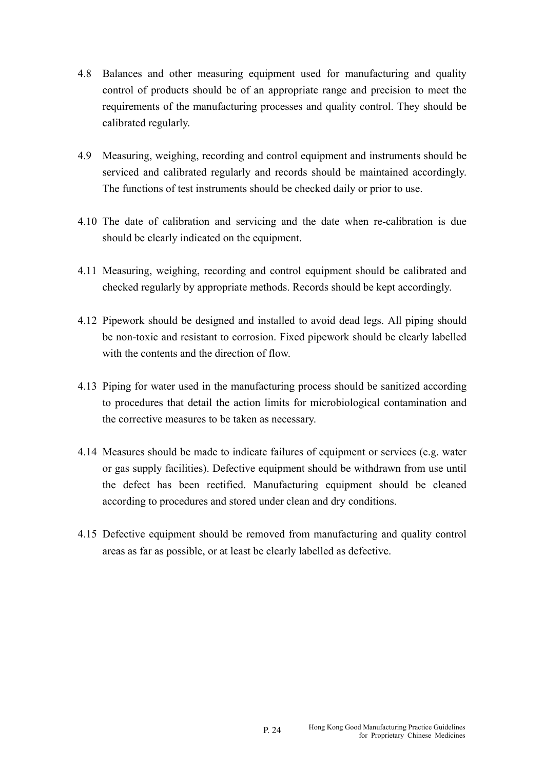4.8 Balances and other measuring equipment used for manufacturing and quality control of products should be of an appropriate range and precision to meet the requirements of the manufacturing processes and quality control. They should be calibrated regularly.

4.9 Measuring, weighing, recording and control equipment and instruments should be serviced and calibrated regularly and records should be maintained accordingly. The functions of test instruments should be checked daily or prior to use.

4.10 The date of calibration and servicing and the date when re-calibration is due should be clearly indicated on the equipment.

4.11 Measuring, weighing, recording and control equipment should be calibrated and checked regularly by appropriate methods. Records should be kept accordingly.

4.12 Pipework should be designed and installed to avoid dead legs. All piping should be non-toxic and resistant to corrosion. Fixed pipework should be clearly labelled with the contents and the direction of flow.

4.13 Piping for water used in the manufacturing process should be sanitized according to procedures that detail the action limits for microbiological contamination and the corrective measures to be taken as necessary.

4.14 Measures should be made to indicate failures of equipment or services (e.g. water or gas supply facilities). Defective equipment should be withdrawn from use until the defect has been rectified. Manufacturing equipment should be cleaned according to procedures and stored under clean and dry conditions.

4.15 Defective equipment should be removed from manufacturing and quality control areas as far as possible, or at least be clearly labelled as defective.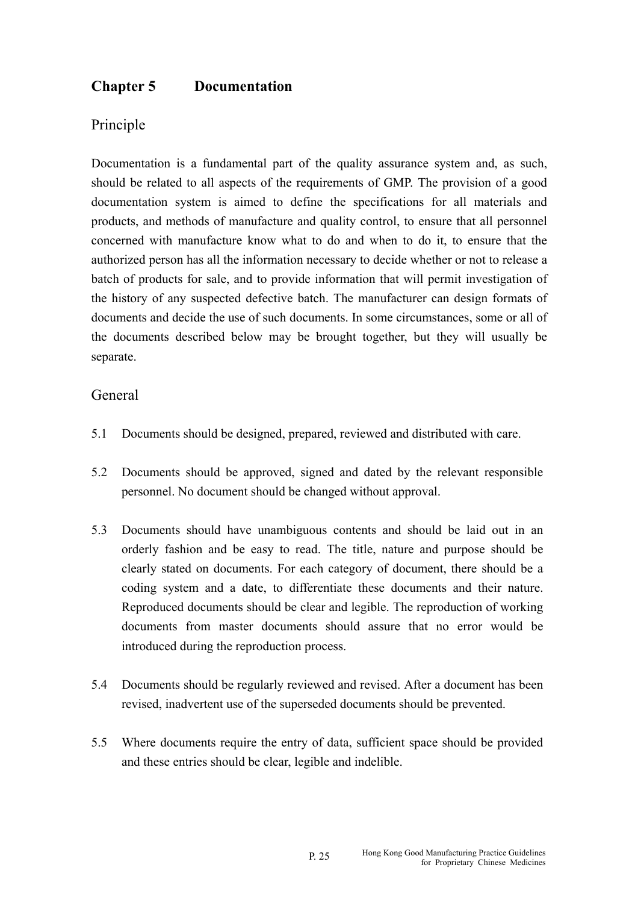# Chapter 5 Documentation

## Principle

Documentation is a fundamental part of the quality assurance system and, as such, should be related to all aspects of the requirements of GMP. The provision of a good documentation system is aimed to define the specifications for all materials and products, and methods of manufacture and quality control, to ensure that all personnel concerned with manufacture know what to do and when to do it, to ensure that the authorized person has all the information necessary to decide whether or not to release a batch of products for sale, and to provide information that will permit investigation of the history of any suspected defective batch. The manufacturer can design formats of documents and decide the use of such documents. In some circumstances, some or all of the documents described below may be brought together, but they will usually be separate.

## General

5.1 Documents should be designed, prepared, reviewed and distributed with care.

5.2 Documents should be approved, signed and dated by the relevant responsible personnel. No document should be changed without approval.

5.3 Documents should have unambiguous contents and should be laid out in an orderly fashion and be easy to read. The title, nature and purpose should be clearly stated on documents. For each category of document, there should be a coding system and a date, to differentiate these documents and their nature. Reproduced documents should be clear and legible. The reproduction of working documents from master documents should assure that no error would be introduced during the reproduction process.

5.4 Documents should be regularly reviewed and revised. After a document has been revised, inadvertent use of the superseded documents should be prevented.

5.5 Where documents require the entry of data, sufficient space should be provided and these entries should be clear, legible and indelible.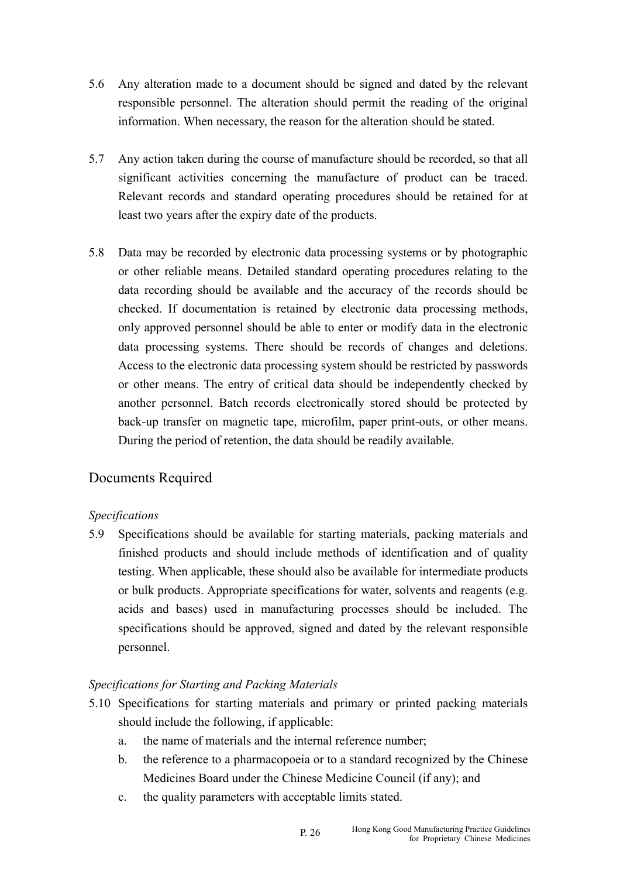5.6 Any alteration made to a document should be signed and dated by the relevant responsible personnel. The alteration should permit the reading of the original information. When necessary, the reason for the alteration should be stated.

5.7 Any action taken during the course of manufacture should be recorded, so that all significant activities concerning the manufacture of product can be traced. Relevant records and standard operating procedures should be retained for at least two years after the expiry date of the products.

5.8 Data may be recorded by electronic data processing systems or by photographic or other reliable means. Detailed standard operating procedures relating to the data recording should be available and the accuracy of the records should be checked. If documentation is retained by electronic data processing methods, only approved personnel should be able to enter or modify data in the electronic data processing systems. There should be records of changes and deletions. Access to the electronic data processing system should be restricted by passwords or other means. The entry of critical data should be independently checked by another personnel. Batch records electronically stored should be protected by back-up transfer on magnetic tape, microfilm, paper print-outs, or other means. During the period of retention, the data should be readily available.

## Documents Required

*Specifications*

5.9 Specifications should be available for starting materials, packing materials and finished products and should include methods of identification and of quality testing. When applicable, these should also be available for intermediate products or bulk products. Appropriate specifications for water, solvents and reagents (e.g. acids and bases) used in manufacturing processes should be included. The specifications should be approved, signed and dated by the relevant responsible personnel.

*Specifications for Starting and Packing Materials*

5.10 Specifications for starting materials and primary or printed packing materials should include the following, if applicable:

a. the name of materials and the internal reference number;

b. the reference to a pharmacopoeia or to a standard recognized by the Chinese Medicines Board under the Chinese Medicine Council (if any); and

c. the quality parameters with acceptable limits stated.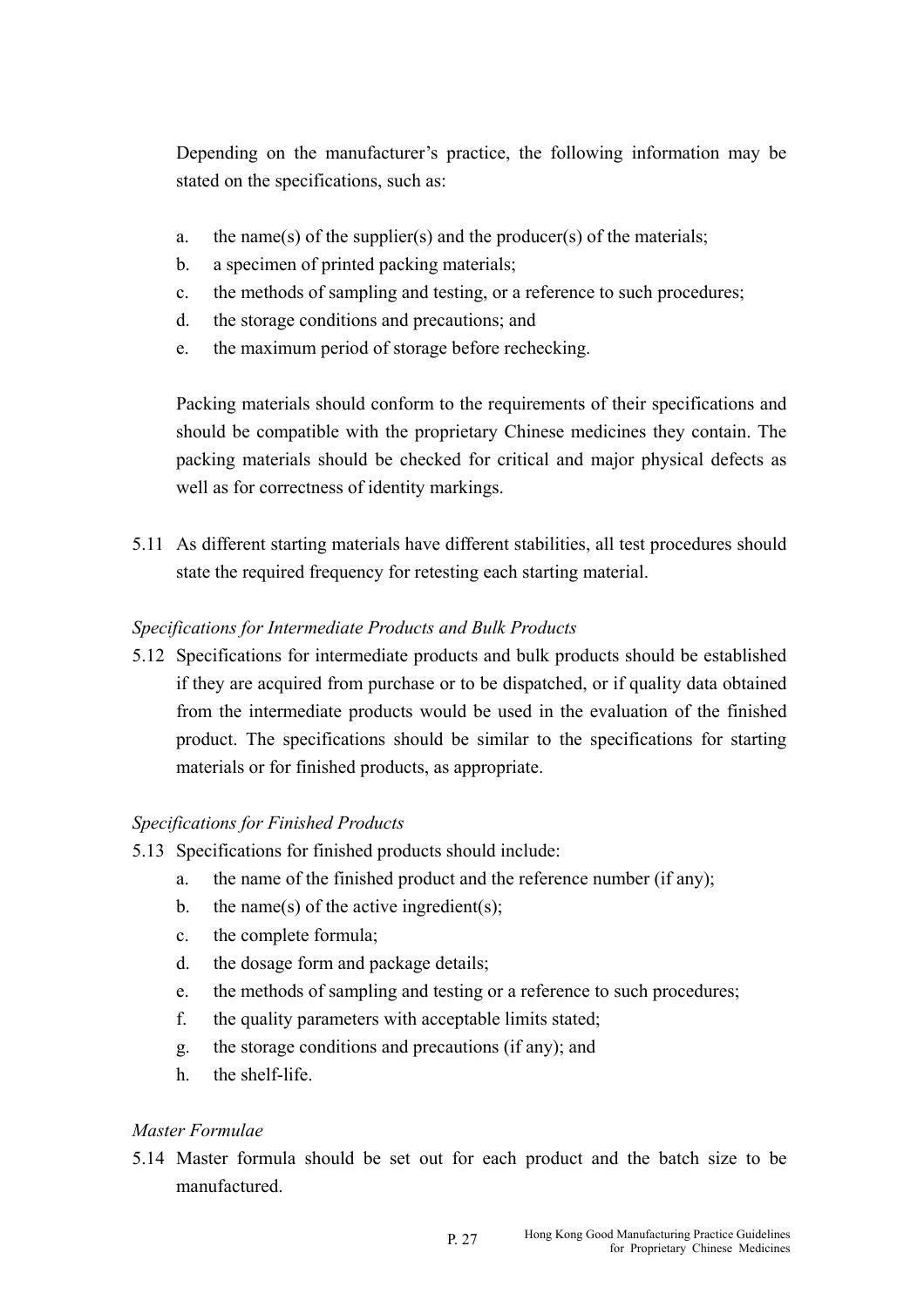Depending on the manufacturer's practice, the following information may be stated on the specifications, such as:

a. the name(s) of the supplier(s) and the producer(s) of the materials;
b. a specimen of printed packing materials;
c. the methods of sampling and testing, or a reference to such procedures;
d. the storage conditions and precautions; and
e. the maximum period of storage before rechecking.

Packing materials should conform to the requirements of their specifications and should be compatible with the proprietary Chinese medicines they contain. The packing materials should be checked for critical and major physical defects as well as for correctness of identity markings.

5.11 As different starting materials have different stabilities, all test procedures should state the required frequency for retesting each starting material.

*Specifications for Intermediate Products and Bulk Products*

5.12 Specifications for intermediate products and bulk products should be established if they are acquired from purchase or to be dispatched, or if quality data obtained from the intermediate products would be used in the evaluation of the finished product. The specifications should be similar to the specifications for starting materials or for finished products, as appropriate.

*Specifications for Finished Products*

5.13 Specifications for finished products should include:

a. the name of the finished product and the reference number (if any);
b. the name(s) of the active ingredient(s);
c. the complete formula;
d. the dosage form and package details;
e. the methods of sampling and testing or a reference to such procedures;
f. the quality parameters with acceptable limits stated;
g. the storage conditions and precautions (if any); and
h. the shelf-life.

*Master Formulae*

5.14 Master formula should be set out for each product and the batch size to be manufactured.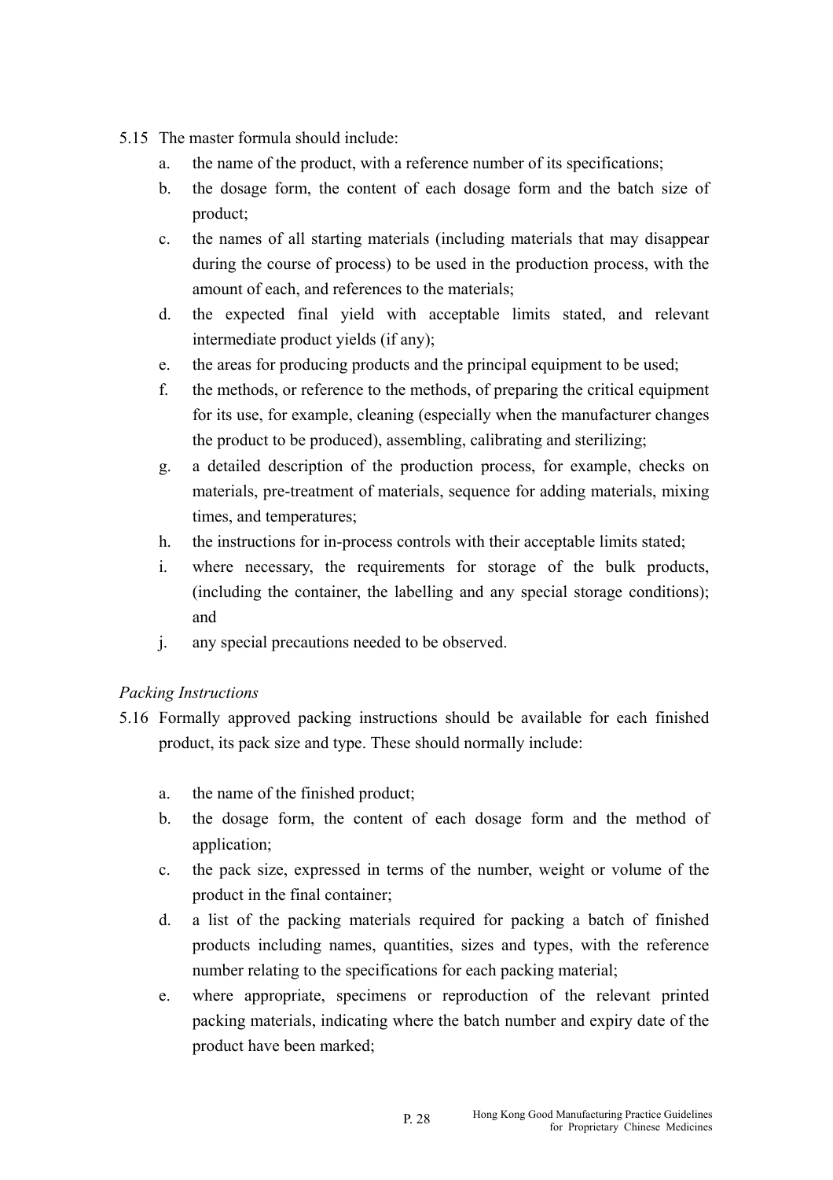5.15 The master formula should include:

a. the name of the product, with a reference number of its specifications;
b. the dosage form, the content of each dosage form and the batch size of product;
c. the names of all starting materials (including materials that may disappear during the course of process) to be used in the production process, with the amount of each, and references to the materials;
d. the expected final yield with acceptable limits stated, and relevant intermediate product yields (if any);
e. the areas for producing products and the principal equipment to be used;
f. the methods, or reference to the methods, of preparing the critical equipment for its use, for example, cleaning (especially when the manufacturer changes the product to be produced), assembling, calibrating and sterilizing;
g. a detailed description of the production process, for example, checks on materials, pre-treatment of materials, sequence for adding materials, mixing times, and temperatures;
h. the instructions for in-process controls with their acceptable limits stated;
i. where necessary, the requirements for storage of the bulk products, (including the container, the labelling and any special storage conditions); and
j. any special precautions needed to be observed.

*Packing Instructions*

5.16 Formally approved packing instructions should be available for each finished product, its pack size and type. These should normally include:

a. the name of the finished product;
b. the dosage form, the content of each dosage form and the method of application;
c. the pack size, expressed in terms of the number, weight or volume of the product in the final container;
d. a list of the packing materials required for packing a batch of finished products including names, quantities, sizes and types, with the reference number relating to the specifications for each packing material;
e. where appropriate, specimens or reproduction of the relevant printed packing materials, indicating where the batch number and expiry date of the product have been marked;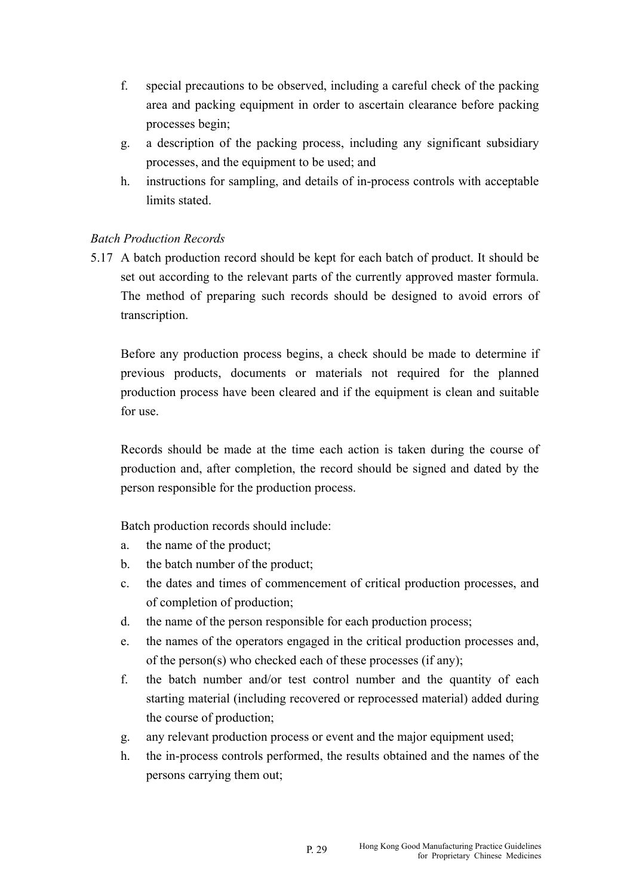f. special precautions to be observed, including a careful check of the packing area and packing equipment in order to ascertain clearance before packing processes begin;
g. a description of the packing process, including any significant subsidiary processes, and the equipment to be used; and
h. instructions for sampling, and details of in-process controls with acceptable limits stated.

*Batch Production Records*

5.17 A batch production record should be kept for each batch of product. It should be set out according to the relevant parts of the currently approved master formula. The method of preparing such records should be designed to avoid errors of transcription.

Before any production process begins, a check should be made to determine if previous products, documents or materials not required for the planned production process have been cleared and if the equipment is clean and suitable for use.

Records should be made at the time each action is taken during the course of production and, after completion, the record should be signed and dated by the person responsible for the production process.

Batch production records should include:

a. the name of the product;
b. the batch number of the product;
c. the dates and times of commencement of critical production processes, and of completion of production;
d. the name of the person responsible for each production process;
e. the names of the operators engaged in the critical production processes and, of the person(s) who checked each of these processes (if any);
f. the batch number and/or test control number and the quantity of each starting material (including recovered or reprocessed material) added during the course of production;
g. any relevant production process or event and the major equipment used;
h. the in-process controls performed, the results obtained and the names of the persons carrying them out;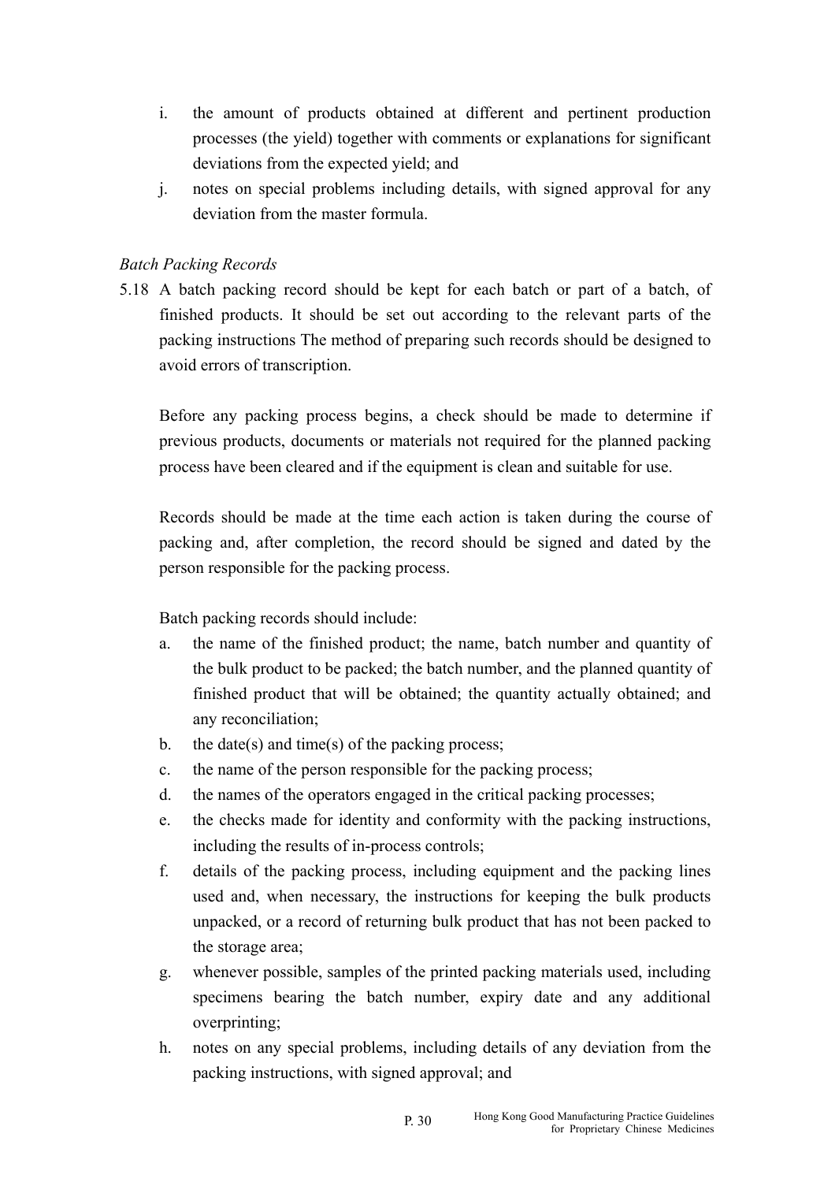i. the amount of products obtained at different and pertinent production processes (the yield) together with comments or explanations for significant deviations from the expected yield; and
j. notes on special problems including details, with signed approval for any deviation from the master formula.

*Batch Packing Records*

5.18 A batch packing record should be kept for each batch or part of a batch, of finished products. It should be set out according to the relevant parts of the packing instructions The method of preparing such records should be designed to avoid errors of transcription.

Before any packing process begins, a check should be made to determine if previous products, documents or materials not required for the planned packing process have been cleared and if the equipment is clean and suitable for use.

Records should be made at the time each action is taken during the course of packing and, after completion, the record should be signed and dated by the person responsible for the packing process.

Batch packing records should include:

a. the name of the finished product; the name, batch number and quantity of the bulk product to be packed; the batch number, and the planned quantity of finished product that will be obtained; the quantity actually obtained; and any reconciliation;
b. the date(s) and time(s) of the packing process;
c. the name of the person responsible for the packing process;
d. the names of the operators engaged in the critical packing processes;
e. the checks made for identity and conformity with the packing instructions, including the results of in-process controls;
f. details of the packing process, including equipment and the packing lines used and, when necessary, the instructions for keeping the bulk products unpacked, or a record of returning bulk product that has not been packed to the storage area;
g. whenever possible, samples of the printed packing materials used, including specimens bearing the batch number, expiry date and any additional overprinting;
h. notes on any special problems, including details of any deviation from the packing instructions, with signed approval; and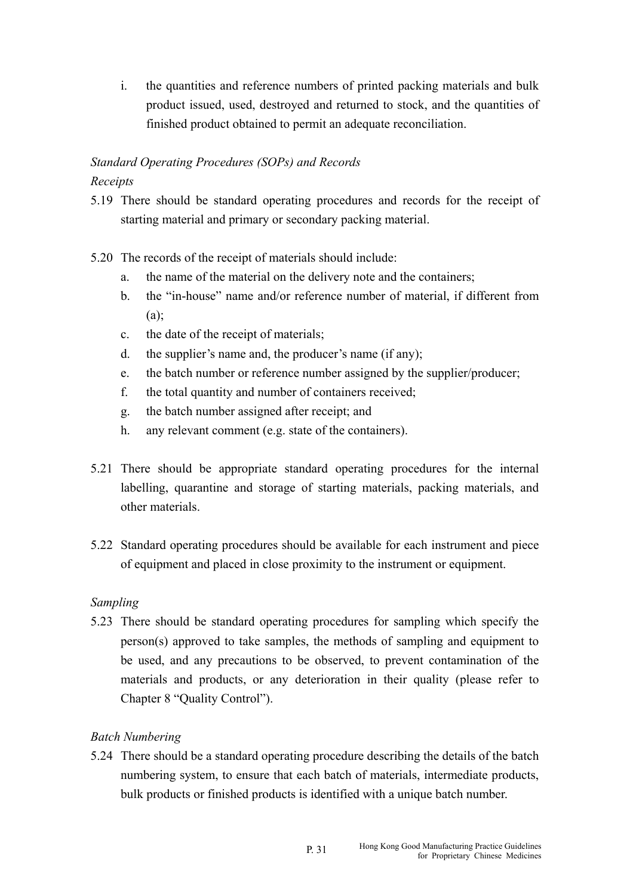i. the quantities and reference numbers of printed packing materials and bulk product issued, used, destroyed and returned to stock, and the quantities of finished product obtained to permit an adequate reconciliation.

*Standard Operating Procedures (SOPs) and Records*

*Receipts*

5.19 There should be standard operating procedures and records for the receipt of starting material and primary or secondary packing material.

5.20 The records of the receipt of materials should include:

a. the name of the material on the delivery note and the containers;
b. the "in-house" name and/or reference number of material, if different from (a);
c. the date of the receipt of materials;
d. the supplier's name and, the producer's name (if any);
e. the batch number or reference number assigned by the supplier/producer;
f. the total quantity and number of containers received;
g. the batch number assigned after receipt; and
h. any relevant comment (e.g. state of the containers).

5.21 There should be appropriate standard operating procedures for the internal labelling, quarantine and storage of starting materials, packing materials, and other materials.

5.22 Standard operating procedures should be available for each instrument and piece of equipment and placed in close proximity to the instrument or equipment.

*Sampling*

5.23 There should be standard operating procedures for sampling which specify the person(s) approved to take samples, the methods of sampling and equipment to be used, and any precautions to be observed, to prevent contamination of the materials and products, or any deterioration in their quality (please refer to Chapter 8 "Quality Control").

*Batch Numbering*

5.24 There should be a standard operating procedure describing the details of the batch numbering system, to ensure that each batch of materials, intermediate products, bulk products or finished products is identified with a unique batch number.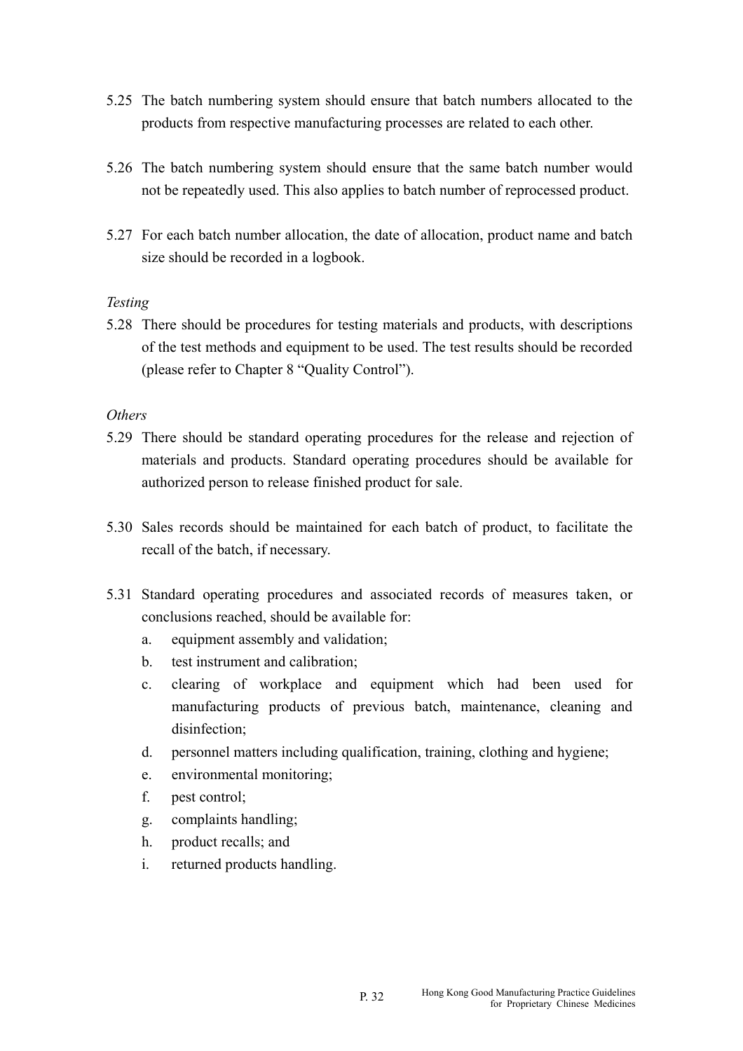5.25 The batch numbering system should ensure that batch numbers allocated to the products from respective manufacturing processes are related to each other.

5.26 The batch numbering system should ensure that the same batch number would not be repeatedly used. This also applies to batch number of reprocessed product.

5.27 For each batch number allocation, the date of allocation, product name and batch size should be recorded in a logbook.

*Testing*

5.28 There should be procedures for testing materials and products, with descriptions of the test methods and equipment to be used. The test results should be recorded (please refer to Chapter 8 "Quality Control").

*Others*

5.29 There should be standard operating procedures for the release and rejection of materials and products. Standard operating procedures should be available for authorized person to release finished product for sale.

5.30 Sales records should be maintained for each batch of product, to facilitate the recall of the batch, if necessary.

5.31 Standard operating procedures and associated records of measures taken, or conclusions reached, should be available for:

a. equipment assembly and validation;
b. test instrument and calibration;
c. clearing of workplace and equipment which had been used for manufacturing products of previous batch, maintenance, cleaning and disinfection;
d. personnel matters including qualification, training, clothing and hygiene;
e. environmental monitoring;
f. pest control;
g. complaints handling;
h. product recalls; and
i. returned products handling.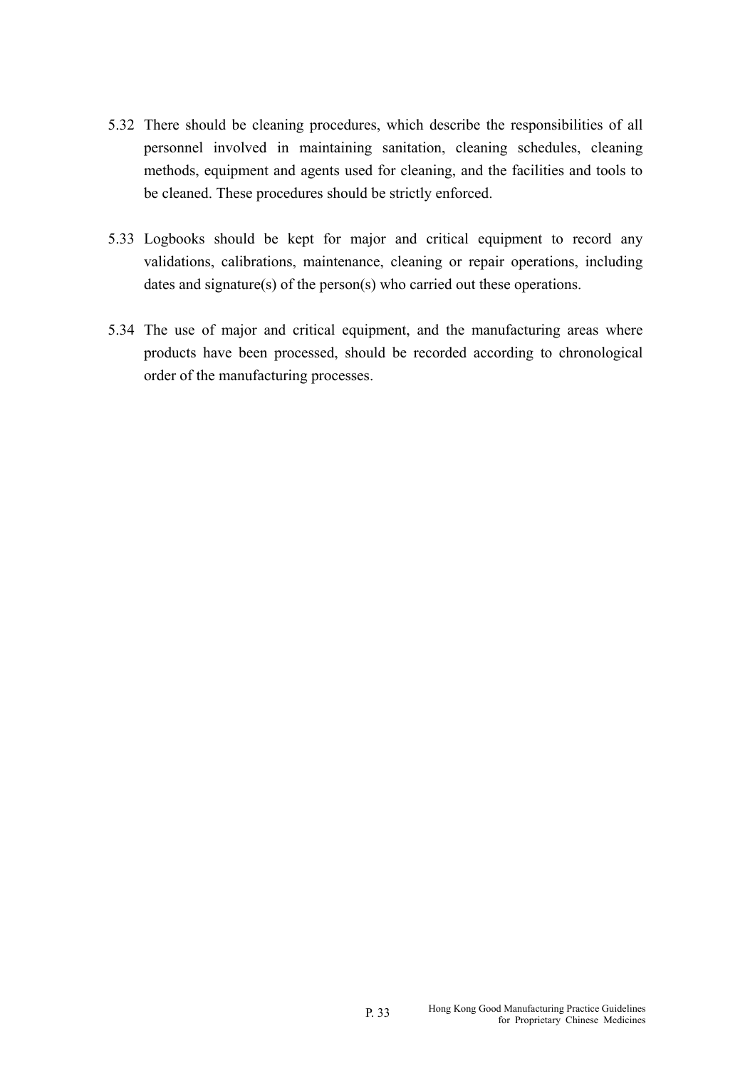5.32 There should be cleaning procedures, which describe the responsibilities of all personnel involved in maintaining sanitation, cleaning schedules, cleaning methods, equipment and agents used for cleaning, and the facilities and tools to be cleaned. These procedures should be strictly enforced.

5.33 Logbooks should be kept for major and critical equipment to record any validations, calibrations, maintenance, cleaning or repair operations, including dates and signature(s) of the person(s) who carried out these operations.

5.34 The use of major and critical equipment, and the manufacturing areas where products have been processed, should be recorded according to chronological order of the manufacturing processes.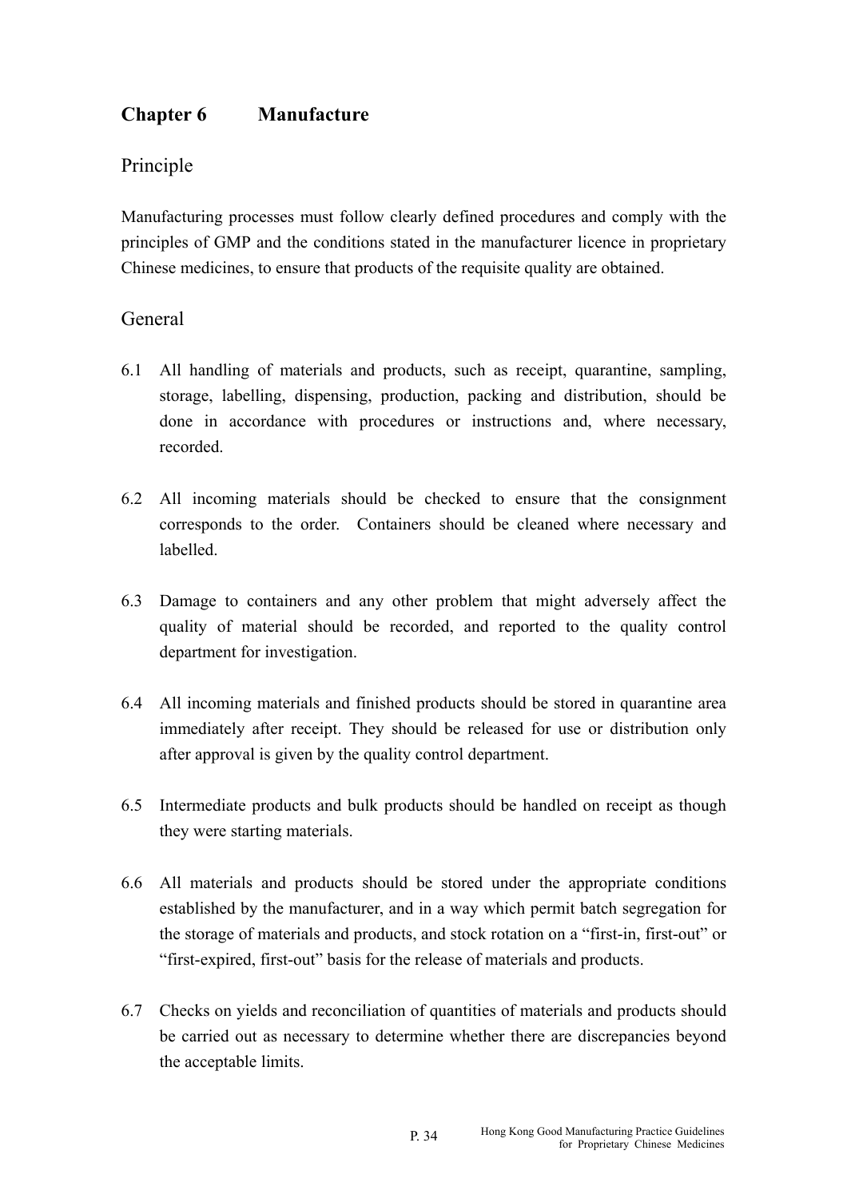## Chapter 6 Manufacture

### Principle

Manufacturing processes must follow clearly defined procedures and comply with the principles of GMP and the conditions stated in the manufacturer licence in proprietary Chinese medicines, to ensure that products of the requisite quality are obtained.

### General

6.1 All handling of materials and products, such as receipt, quarantine, sampling, storage, labelling, dispensing, production, packing and distribution, should be done in accordance with procedures or instructions and, where necessary, recorded.

6.2 All incoming materials should be checked to ensure that the consignment corresponds to the order. Containers should be cleaned where necessary and labelled.

6.3 Damage to containers and any other problem that might adversely affect the quality of material should be recorded, and reported to the quality control department for investigation.

6.4 All incoming materials and finished products should be stored in quarantine area immediately after receipt. They should be released for use or distribution only after approval is given by the quality control department.

6.5 Intermediate products and bulk products should be handled on receipt as though they were starting materials.

6.6 All materials and products should be stored under the appropriate conditions established by the manufacturer, and in a way which permit batch segregation for the storage of materials and products, and stock rotation on a "first-in, first-out" or "first-expired, first-out" basis for the release of materials and products.

6.7 Checks on yields and reconciliation of quantities of materials and products should be carried out as necessary to determine whether there are discrepancies beyond the acceptable limits.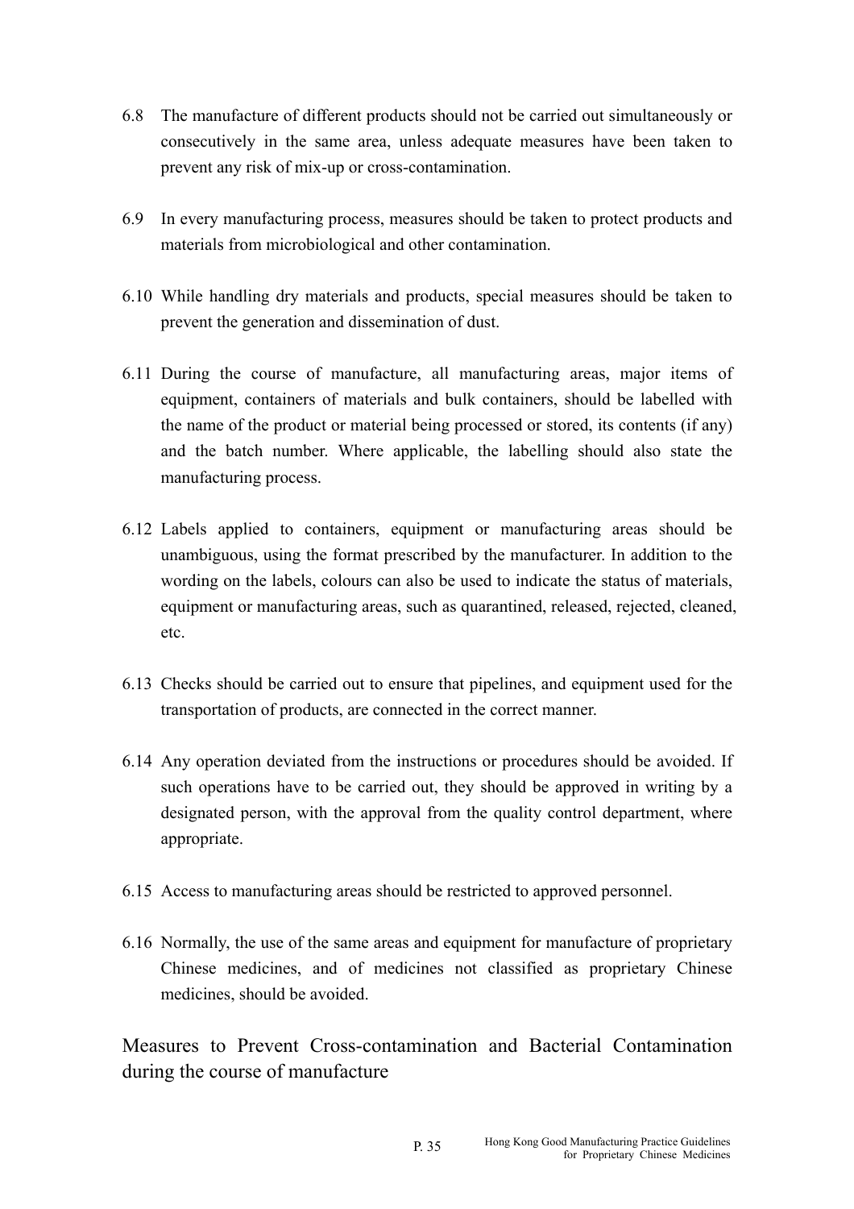6.8 The manufacture of different products should not be carried out simultaneously or consecutively in the same area, unless adequate measures have been taken to prevent any risk of mix-up or cross-contamination.

6.9 In every manufacturing process, measures should be taken to protect products and materials from microbiological and other contamination.

6.10 While handling dry materials and products, special measures should be taken to prevent the generation and dissemination of dust.

6.11 During the course of manufacture, all manufacturing areas, major items of equipment, containers of materials and bulk containers, should be labelled with the name of the product or material being processed or stored, its contents (if any) and the batch number. Where applicable, the labelling should also state the manufacturing process.

6.12 Labels applied to containers, equipment or manufacturing areas should be unambiguous, using the format prescribed by the manufacturer. In addition to the wording on the labels, colours can also be used to indicate the status of materials, equipment or manufacturing areas, such as quarantined, released, rejected, cleaned, etc.

6.13 Checks should be carried out to ensure that pipelines, and equipment used for the transportation of products, are connected in the correct manner.

6.14 Any operation deviated from the instructions or procedures should be avoided. If such operations have to be carried out, they should be approved in writing by a designated person, with the approval from the quality control department, where appropriate.

6.15 Access to manufacturing areas should be restricted to approved personnel.

6.16 Normally, the use of the same areas and equipment for manufacture of proprietary Chinese medicines, and of medicines not classified as proprietary Chinese medicines, should be avoided.

## Measures to Prevent Cross-contamination and Bacterial Contamination during the course of manufacture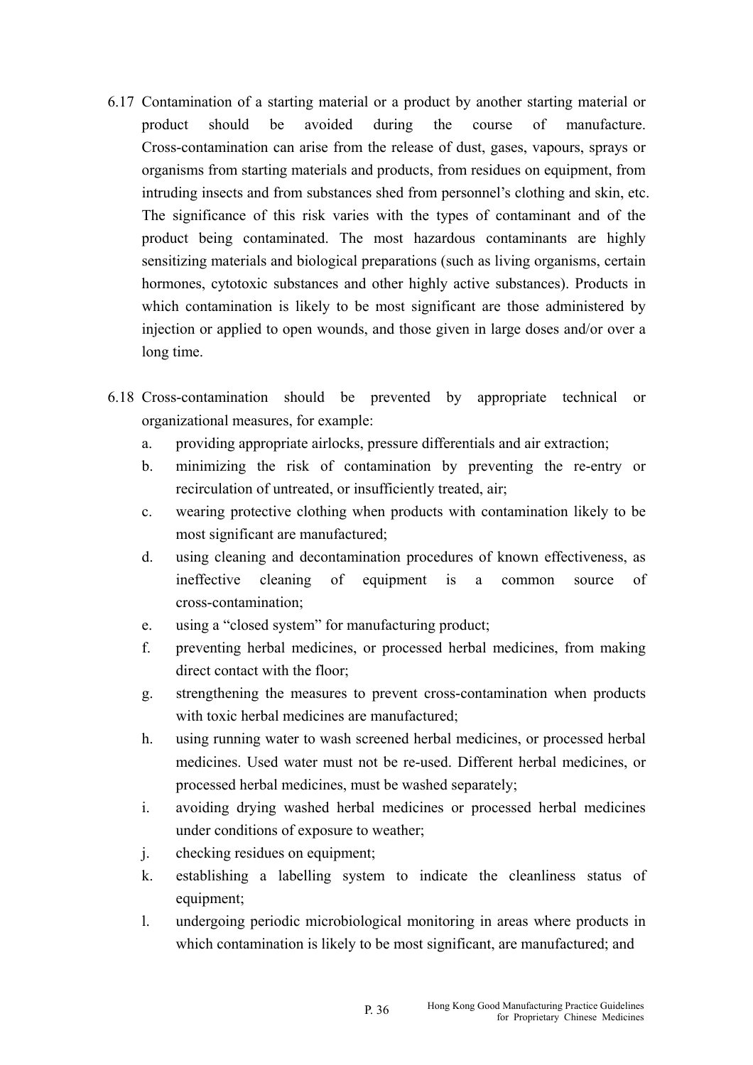6.17 Contamination of a starting material or a product by another starting material or product should be avoided during the course of manufacture. Cross-contamination can arise from the release of dust, gases, vapours, sprays or organisms from starting materials and products, from residues on equipment, from intruding insects and from substances shed from personnel's clothing and skin, etc. The significance of this risk varies with the types of contaminant and of the product being contaminated. The most hazardous contaminants are highly sensitizing materials and biological preparations (such as living organisms, certain hormones, cytotoxic substances and other highly active substances). Products in which contamination is likely to be most significant are those administered by injection or applied to open wounds, and those given in large doses and/or over a long time.

6.18 Cross-contamination should be prevented by appropriate technical or organizational measures, for example:

a. providing appropriate airlocks, pressure differentials and air extraction;
b. minimizing the risk of contamination by preventing the re-entry or recirculation of untreated, or insufficiently treated, air;
c. wearing protective clothing when products with contamination likely to be most significant are manufactured;
d. using cleaning and decontamination procedures of known effectiveness, as ineffective cleaning of equipment is a common source of cross-contamination;
e. using a "closed system" for manufacturing product;
f. preventing herbal medicines, or processed herbal medicines, from making direct contact with the floor;
g. strengthening the measures to prevent cross-contamination when products with toxic herbal medicines are manufactured;
h. using running water to wash screened herbal medicines, or processed herbal medicines. Used water must not be re-used. Different herbal medicines, or processed herbal medicines, must be washed separately;
i. avoiding drying washed herbal medicines or processed herbal medicines under conditions of exposure to weather;
j. checking residues on equipment;
k. establishing a labelling system to indicate the cleanliness status of equipment;
l. undergoing periodic microbiological monitoring in areas where products in which contamination is likely to be most significant, are manufactured; and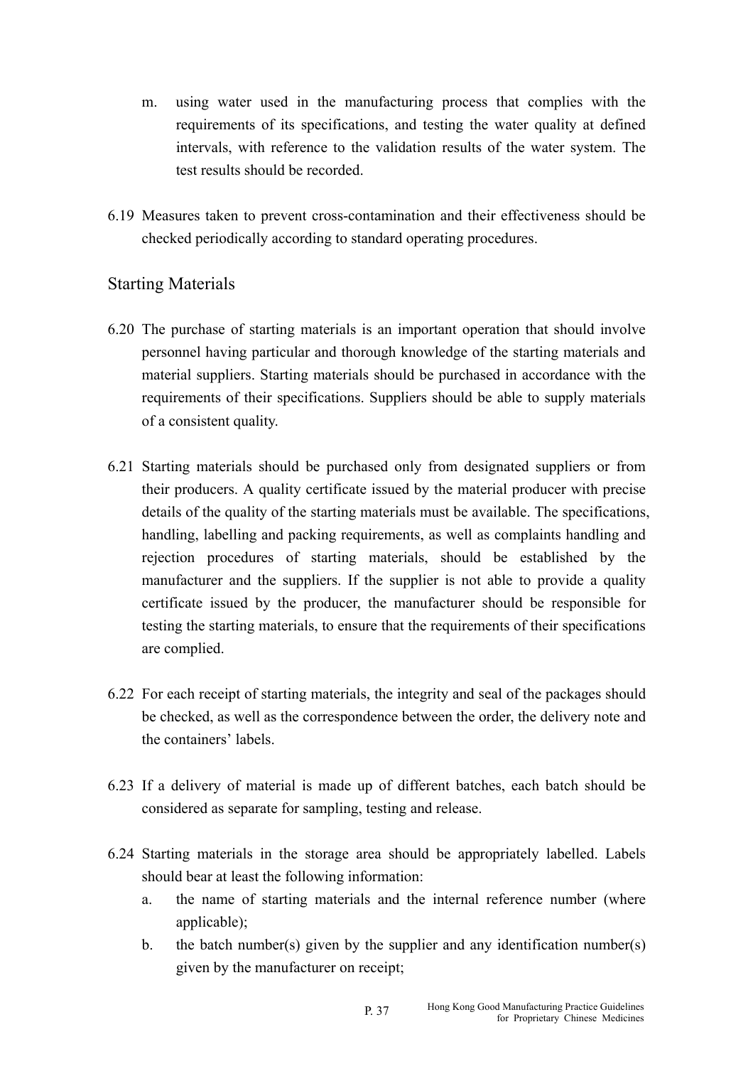m. using water used in the manufacturing process that complies with the requirements of its specifications, and testing the water quality at defined intervals, with reference to the validation results of the water system. The test results should be recorded.

6.19 Measures taken to prevent cross-contamination and their effectiveness should be checked periodically according to standard operating procedures.

## Starting Materials

6.20 The purchase of starting materials is an important operation that should involve personnel having particular and thorough knowledge of the starting materials and material suppliers. Starting materials should be purchased in accordance with the requirements of their specifications. Suppliers should be able to supply materials of a consistent quality.

6.21 Starting materials should be purchased only from designated suppliers or from their producers. A quality certificate issued by the material producer with precise details of the quality of the starting materials must be available. The specifications, handling, labelling and packing requirements, as well as complaints handling and rejection procedures of starting materials, should be established by the manufacturer and the suppliers. If the supplier is not able to provide a quality certificate issued by the producer, the manufacturer should be responsible for testing the starting materials, to ensure that the requirements of their specifications are complied.

6.22 For each receipt of starting materials, the integrity and seal of the packages should be checked, as well as the correspondence between the order, the delivery note and the containers' labels.

6.23 If a delivery of material is made up of different batches, each batch should be considered as separate for sampling, testing and release.

6.24 Starting materials in the storage area should be appropriately labelled. Labels should bear at least the following information:

a. the name of starting materials and the internal reference number (where applicable);
b. the batch number(s) given by the supplier and any identification number(s) given by the manufacturer on receipt;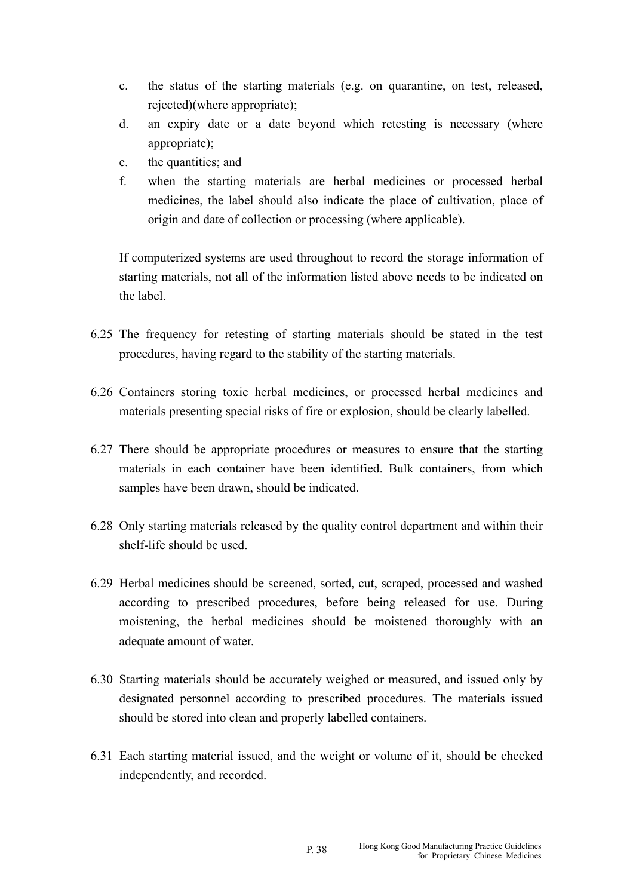c. the status of the starting materials (e.g. on quarantine, on test, released, rejected)(where appropriate);
d. an expiry date or a date beyond which retesting is necessary (where appropriate);
e. the quantities; and
f. when the starting materials are herbal medicines or processed herbal medicines, the label should also indicate the place of cultivation, place of origin and date of collection or processing (where applicable).

If computerized systems are used throughout to record the storage information of starting materials, not all of the information listed above needs to be indicated on the label.

6.25 The frequency for retesting of starting materials should be stated in the test procedures, having regard to the stability of the starting materials.

6.26 Containers storing toxic herbal medicines, or processed herbal medicines and materials presenting special risks of fire or explosion, should be clearly labelled.

6.27 There should be appropriate procedures or measures to ensure that the starting materials in each container have been identified. Bulk containers, from which samples have been drawn, should be indicated.

6.28 Only starting materials released by the quality control department and within their shelf-life should be used.

6.29 Herbal medicines should be screened, sorted, cut, scraped, processed and washed according to prescribed procedures, before being released for use. During moistening, the herbal medicines should be moistened thoroughly with an adequate amount of water.

6.30 Starting materials should be accurately weighed or measured, and issued only by designated personnel according to prescribed procedures. The materials issued should be stored into clean and properly labelled containers.

6.31 Each starting material issued, and the weight or volume of it, should be checked independently, and recorded.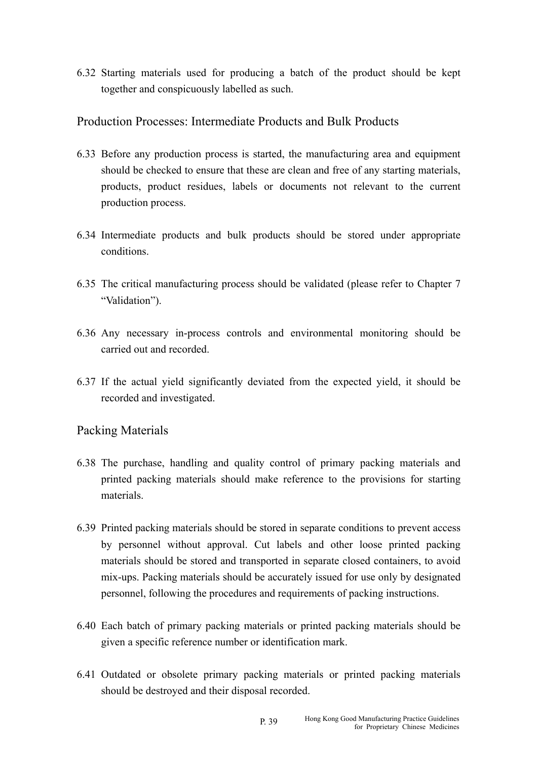6.32 Starting materials used for producing a batch of the product should be kept together and conspicuously labelled as such.

## Production Processes: Intermediate Products and Bulk Products

6.33 Before any production process is started, the manufacturing area and equipment should be checked to ensure that these are clean and free of any starting materials, products, product residues, labels or documents not relevant to the current production process.

6.34 Intermediate products and bulk products should be stored under appropriate conditions.

6.35 The critical manufacturing process should be validated (please refer to Chapter 7 "Validation").

6.36 Any necessary in-process controls and environmental monitoring should be carried out and recorded.

6.37 If the actual yield significantly deviated from the expected yield, it should be recorded and investigated.

## Packing Materials

6.38 The purchase, handling and quality control of primary packing materials and printed packing materials should make reference to the provisions for starting materials.

6.39 Printed packing materials should be stored in separate conditions to prevent access by personnel without approval. Cut labels and other loose printed packing materials should be stored and transported in separate closed containers, to avoid mix-ups. Packing materials should be accurately issued for use only by designated personnel, following the procedures and requirements of packing instructions.

6.40 Each batch of primary packing materials or printed packing materials should be given a specific reference number or identification mark.

6.41 Outdated or obsolete primary packing materials or printed packing materials should be destroyed and their disposal recorded.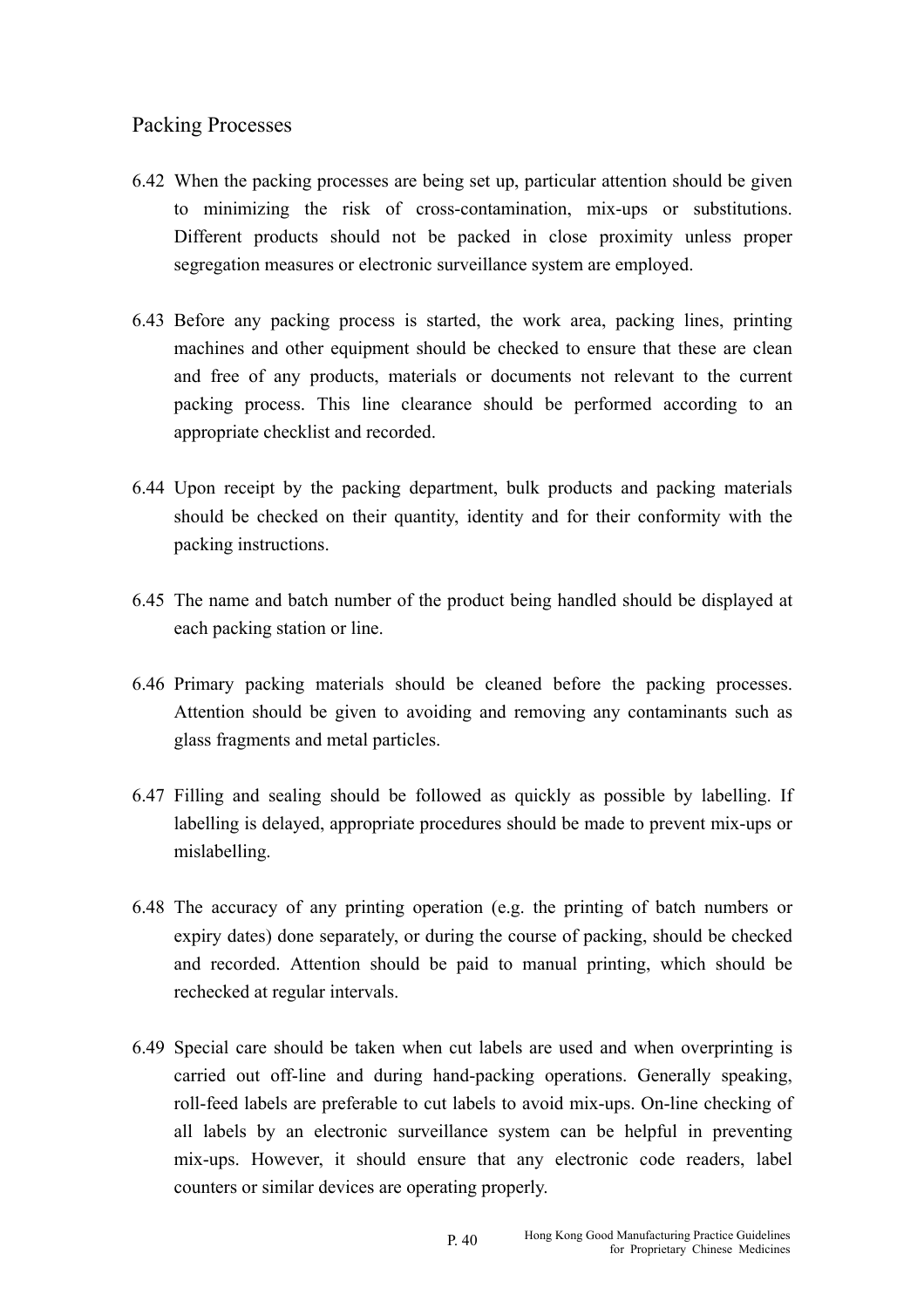## Packing Processes

6.42 When the packing processes are being set up, particular attention should be given to minimizing the risk of cross-contamination, mix-ups or substitutions. Different products should not be packed in close proximity unless proper segregation measures or electronic surveillance system are employed.

6.43 Before any packing process is started, the work area, packing lines, printing machines and other equipment should be checked to ensure that these are clean and free of any products, materials or documents not relevant to the current packing process. This line clearance should be performed according to an appropriate checklist and recorded.

6.44 Upon receipt by the packing department, bulk products and packing materials should be checked on their quantity, identity and for their conformity with the packing instructions.

6.45 The name and batch number of the product being handled should be displayed at each packing station or line.

6.46 Primary packing materials should be cleaned before the packing processes. Attention should be given to avoiding and removing any contaminants such as glass fragments and metal particles.

6.47 Filling and sealing should be followed as quickly as possible by labelling. If labelling is delayed, appropriate procedures should be made to prevent mix-ups or mislabelling.

6.48 The accuracy of any printing operation (e.g. the printing of batch numbers or expiry dates) done separately, or during the course of packing, should be checked and recorded. Attention should be paid to manual printing, which should be rechecked at regular intervals.

6.49 Special care should be taken when cut labels are used and when overprinting is carried out off-line and during hand-packing operations. Generally speaking, roll-feed labels are preferable to cut labels to avoid mix-ups. On-line checking of all labels by an electronic surveillance system can be helpful in preventing mix-ups. However, it should ensure that any electronic code readers, label counters or similar devices are operating properly.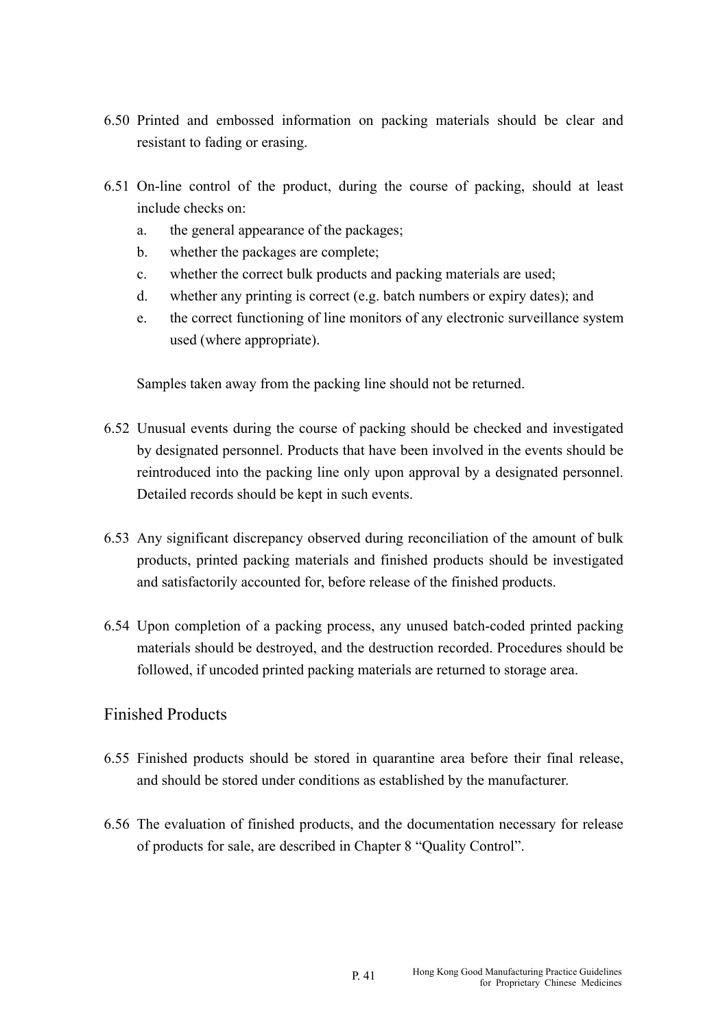6.50 Printed and embossed information on packing materials should be clear and resistant to fading or erasing.

6.51 On-line control of the product, during the course of packing, should at least include checks on:

   a. the general appearance of the packages;
   b. whether the packages are complete;
   c. whether the correct bulk products and packing materials are used;
   d. whether any printing is correct (e.g. batch numbers or expiry dates); and
   e. the correct functioning of line monitors of any electronic surveillance system used (where appropriate).

   Samples taken away from the packing line should not be returned.

6.52 Unusual events during the course of packing should be checked and investigated by designated personnel. Products that have been involved in the events should be reintroduced into the packing line only upon approval by a designated personnel. Detailed records should be kept in such events.

6.53 Any significant discrepancy observed during reconciliation of the amount of bulk products, printed packing materials and finished products should be investigated and satisfactorily accounted for, before release of the finished products.

6.54 Upon completion of a packing process, any unused batch-coded printed packing materials should be destroyed, and the destruction recorded. Procedures should be followed, if uncoded printed packing materials are returned to storage area.

## Finished Products

6.55 Finished products should be stored in quarantine area before their final release, and should be stored under conditions as established by the manufacturer.

6.56 The evaluation of finished products, and the documentation necessary for release of products for sale, are described in Chapter 8 “Quality Control”.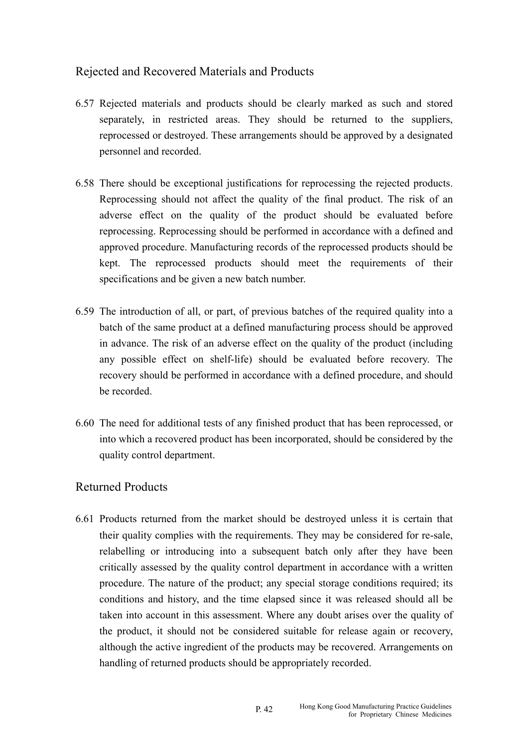## Rejected and Recovered Materials and Products

6.57 Rejected materials and products should be clearly marked as such and stored separately, in restricted areas. They should be returned to the suppliers, reprocessed or destroyed. These arrangements should be approved by a designated personnel and recorded.

6.58 There should be exceptional justifications for reprocessing the rejected products. Reprocessing should not affect the quality of the final product. The risk of an adverse effect on the quality of the product should be evaluated before reprocessing. Reprocessing should be performed in accordance with a defined and approved procedure. Manufacturing records of the reprocessed products should be kept. The reprocessed products should meet the requirements of their specifications and be given a new batch number.

6.59 The introduction of all, or part, of previous batches of the required quality into a batch of the same product at a defined manufacturing process should be approved in advance. The risk of an adverse effect on the quality of the product (including any possible effect on shelf-life) should be evaluated before recovery. The recovery should be performed in accordance with a defined procedure, and should be recorded.

6.60 The need for additional tests of any finished product that has been reprocessed, or into which a recovered product has been incorporated, should be considered by the quality control department.

## Returned Products

6.61 Products returned from the market should be destroyed unless it is certain that their quality complies with the requirements. They may be considered for re-sale, relabelling or introducing into a subsequent batch only after they have been critically assessed by the quality control department in accordance with a written procedure. The nature of the product; any special storage conditions required; its conditions and history, and the time elapsed since it was released should all be taken into account in this assessment. Where any doubt arises over the quality of the product, it should not be considered suitable for release again or recovery, although the active ingredient of the products may be recovered. Arrangements on handling of returned products should be appropriately recorded.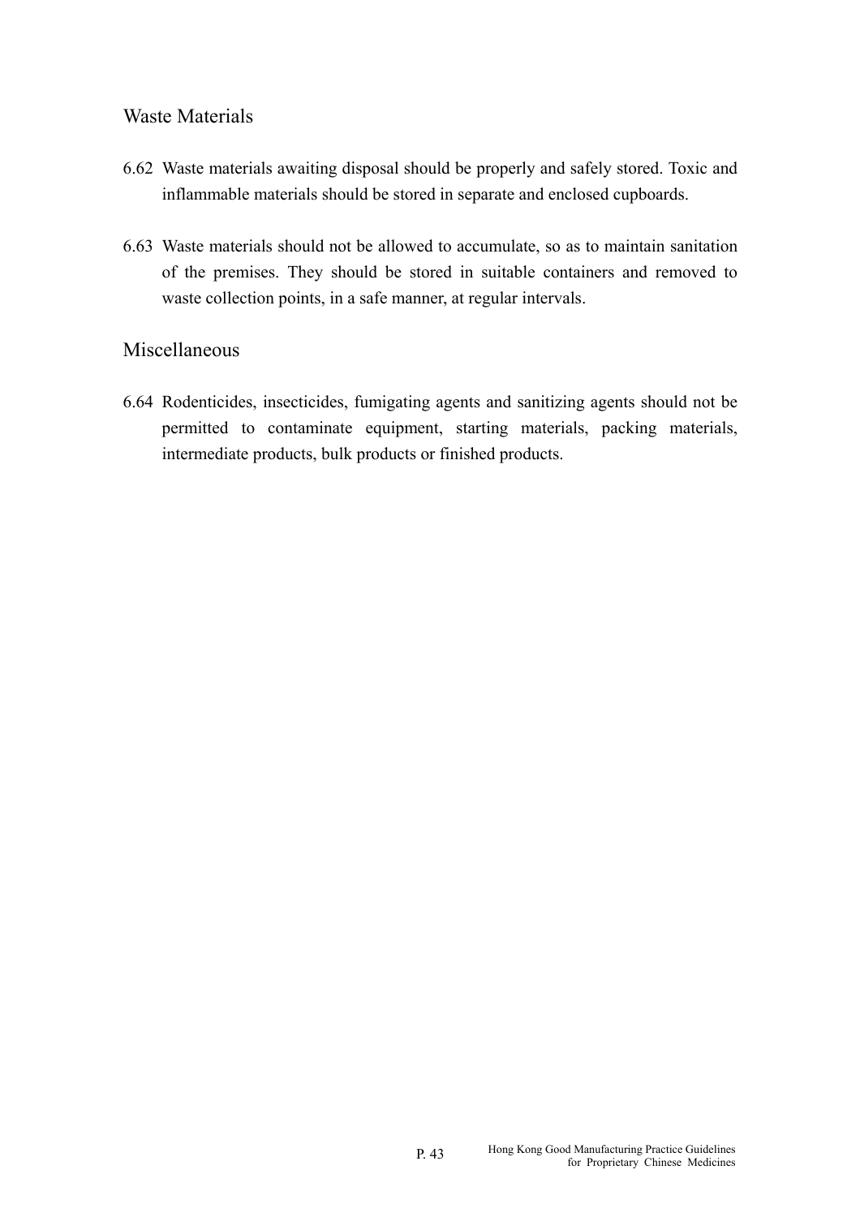## Waste Materials

6.62 Waste materials awaiting disposal should be properly and safely stored. Toxic and inflammable materials should be stored in separate and enclosed cupboards.

6.63 Waste materials should not be allowed to accumulate, so as to maintain sanitation of the premises. They should be stored in suitable containers and removed to waste collection points, in a safe manner, at regular intervals.

## Miscellaneous

6.64 Rodenticides, insecticides, fumigating agents and sanitizing agents should not be permitted to contaminate equipment, starting materials, packing materials, intermediate products, bulk products or finished products.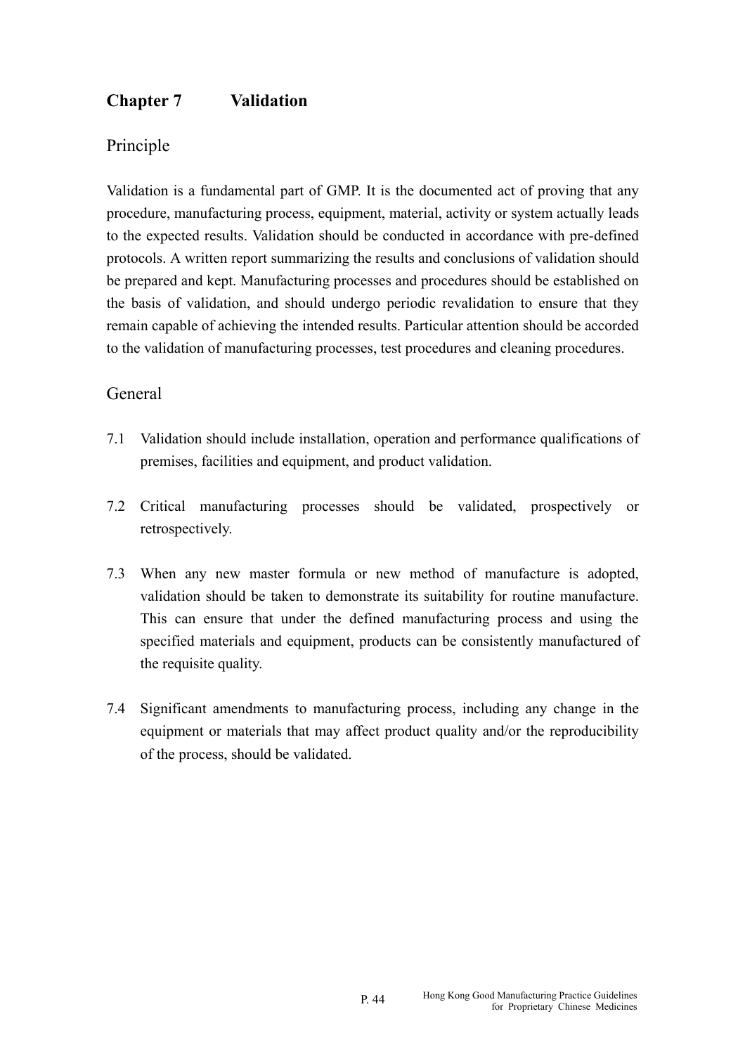## Chapter 7 Validation

### Principle

Validation is a fundamental part of GMP. It is the documented act of proving that any procedure, manufacturing process, equipment, material, activity or system actually leads to the expected results. Validation should be conducted in accordance with pre-defined protocols. A written report summarizing the results and conclusions of validation should be prepared and kept. Manufacturing processes and procedures should be established on the basis of validation, and should undergo periodic revalidation to ensure that they remain capable of achieving the intended results. Particular attention should be accorded to the validation of manufacturing processes, test procedures and cleaning procedures.

### General

7.1 Validation should include installation, operation and performance qualifications of premises, facilities and equipment, and product validation.

7.2 Critical manufacturing processes should be validated, prospectively or retrospectively.

7.3 When any new master formula or new method of manufacture is adopted, validation should be taken to demonstrate its suitability for routine manufacture. This can ensure that under the defined manufacturing process and using the specified materials and equipment, products can be consistently manufactured of the requisite quality.

7.4 Significant amendments to manufacturing process, including any change in the equipment or materials that may affect product quality and/or the reproducibility of the process, should be validated.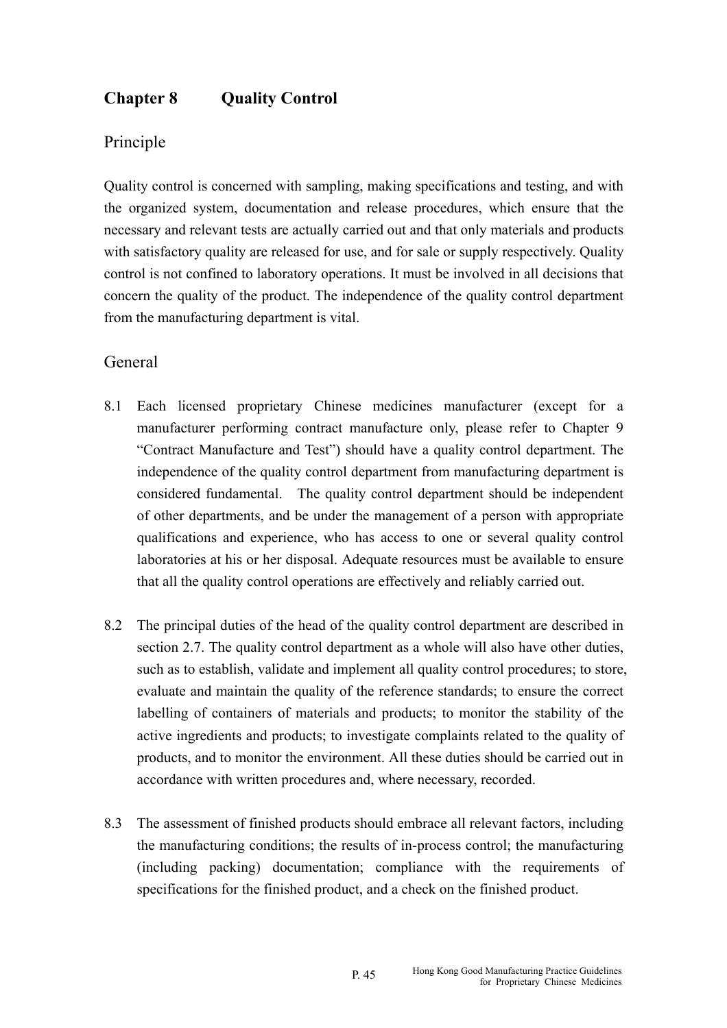# Chapter 8 Quality Control

## Principle

Quality control is concerned with sampling, making specifications and testing, and with the organized system, documentation and release procedures, which ensure that the necessary and relevant tests are actually carried out and that only materials and products with satisfactory quality are released for use, and for sale or supply respectively. Quality control is not confined to laboratory operations. It must be involved in all decisions that concern the quality of the product. The independence of the quality control department from the manufacturing department is vital.

## General

8.1 Each licensed proprietary Chinese medicines manufacturer (except for a manufacturer performing contract manufacture only, please refer to Chapter 9 "Contract Manufacture and Test") should have a quality control department. The independence of the quality control department from manufacturing department is considered fundamental. The quality control department should be independent of other departments, and be under the management of a person with appropriate qualifications and experience, who has access to one or several quality control laboratories at his or her disposal. Adequate resources must be available to ensure that all the quality control operations are effectively and reliably carried out.

8.2 The principal duties of the head of the quality control department are described in section 2.7. The quality control department as a whole will also have other duties, such as to establish, validate and implement all quality control procedures; to store, evaluate and maintain the quality of the reference standards; to ensure the correct labelling of containers of materials and products; to monitor the stability of the active ingredients and products; to investigate complaints related to the quality of products, and to monitor the environment. All these duties should be carried out in accordance with written procedures and, where necessary, recorded.

8.3 The assessment of finished products should embrace all relevant factors, including the manufacturing conditions; the results of in-process control; the manufacturing (including packing) documentation; compliance with the requirements of specifications for the finished product, and a check on the finished product.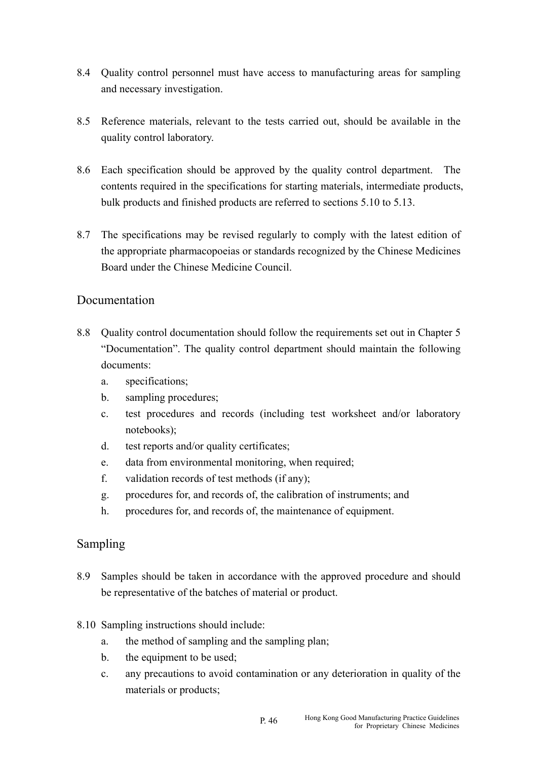8.4 Quality control personnel must have access to manufacturing areas for sampling and necessary investigation.

8.5 Reference materials, relevant to the tests carried out, should be available in the quality control laboratory.

8.6 Each specification should be approved by the quality control department. The contents required in the specifications for starting materials, intermediate products, bulk products and finished products are referred to sections 5.10 to 5.13.

8.7 The specifications may be revised regularly to comply with the latest edition of the appropriate pharmacopoeias or standards recognized by the Chinese Medicines Board under the Chinese Medicine Council.

## Documentation

8.8 Quality control documentation should follow the requirements set out in Chapter 5 "Documentation". The quality control department should maintain the following documents:

   a. specifications;
   b. sampling procedures;
   c. test procedures and records (including test worksheet and/or laboratory notebooks);
   d. test reports and/or quality certificates;
   e. data from environmental monitoring, when required;
   f. validation records of test methods (if any);
   g. procedures for, and records of, the calibration of instruments; and
   h. procedures for, and records of, the maintenance of equipment.

## Sampling

8.9 Samples should be taken in accordance with the approved procedure and should be representative of the batches of material or product.

8.10 Sampling instructions should include:

   a. the method of sampling and the sampling plan;
   b. the equipment to be used;
   c. any precautions to avoid contamination or any deterioration in quality of the materials or products;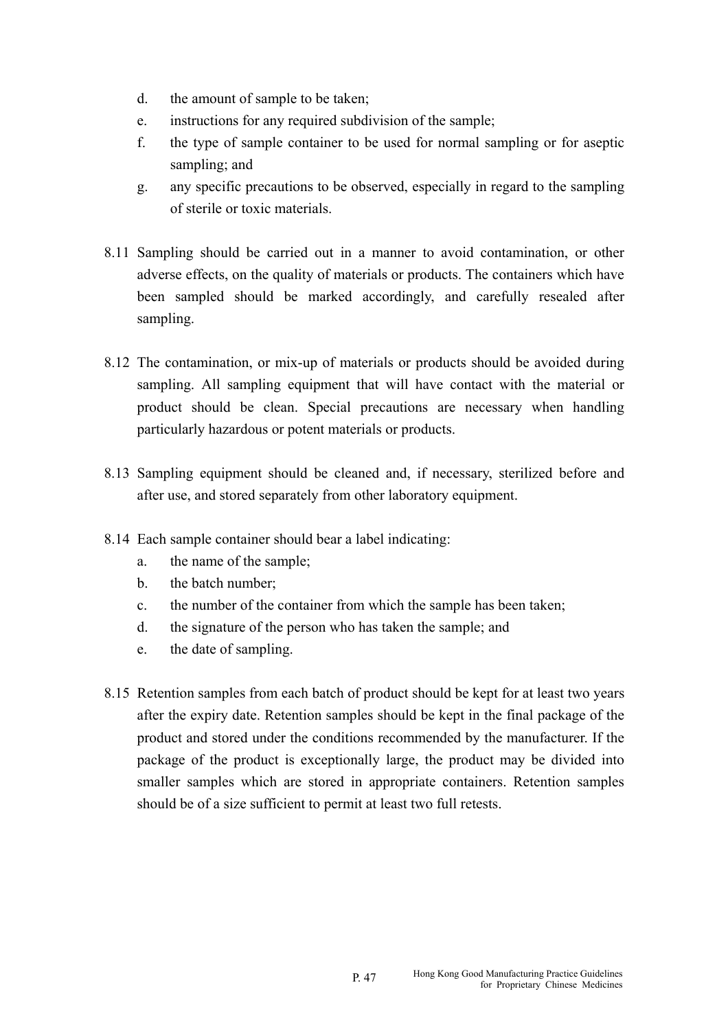d. the amount of sample to be taken;
e. instructions for any required subdivision of the sample;
f. the type of sample container to be used for normal sampling or for aseptic sampling; and
g. any specific precautions to be observed, especially in regard to the sampling of sterile or toxic materials.

8.11 Sampling should be carried out in a manner to avoid contamination, or other adverse effects, on the quality of materials or products. The containers which have been sampled should be marked accordingly, and carefully resealed after sampling.

8.12 The contamination, or mix-up of materials or products should be avoided during sampling. All sampling equipment that will have contact with the material or product should be clean. Special precautions are necessary when handling particularly hazardous or potent materials or products.

8.13 Sampling equipment should be cleaned and, if necessary, sterilized before and after use, and stored separately from other laboratory equipment.

8.14 Each sample container should bear a label indicating:

a. the name of the sample;
b. the batch number;
c. the number of the container from which the sample has been taken;
d. the signature of the person who has taken the sample; and
e. the date of sampling.

8.15 Retention samples from each batch of product should be kept for at least two years after the expiry date. Retention samples should be kept in the final package of the product and stored under the conditions recommended by the manufacturer. If the package of the product is exceptionally large, the product may be divided into smaller samples which are stored in appropriate containers. Retention samples should be of a size sufficient to permit at least two full retests.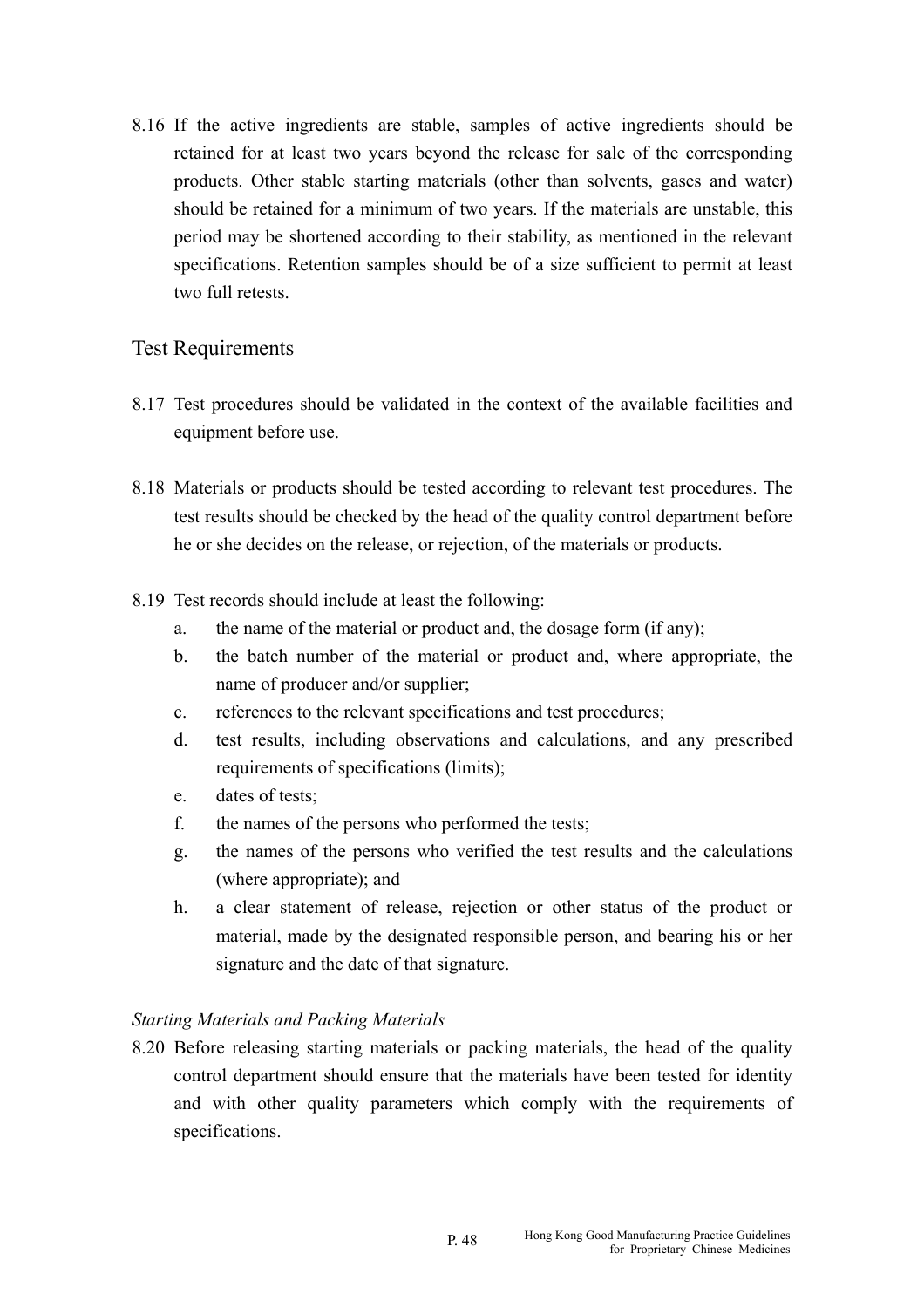8.16 If the active ingredients are stable, samples of active ingredients should be retained for at least two years beyond the release for sale of the corresponding products. Other stable starting materials (other than solvents, gases and water) should be retained for a minimum of two years. If the materials are unstable, this period may be shortened according to their stability, as mentioned in the relevant specifications. Retention samples should be of a size sufficient to permit at least two full retests.

## Test Requirements

8.17 Test procedures should be validated in the context of the available facilities and equipment before use.

8.18 Materials or products should be tested according to relevant test procedures. The test results should be checked by the head of the quality control department before he or she decides on the release, or rejection, of the materials or products.

8.19 Test records should include at least the following:

a. the name of the material or product and, the dosage form (if any);
b. the batch number of the material or product and, where appropriate, the name of producer and/or supplier;
c. references to the relevant specifications and test procedures;
d. test results, including observations and calculations, and any prescribed requirements of specifications (limits);
e. dates of tests;
f. the names of the persons who performed the tests;
g. the names of the persons who verified the test results and the calculations (where appropriate); and
h. a clear statement of release, rejection or other status of the product or material, made by the designated responsible person, and bearing his or her signature and the date of that signature.

*Starting Materials and Packing Materials*

8.20 Before releasing starting materials or packing materials, the head of the quality control department should ensure that the materials have been tested for identity and with other quality parameters which comply with the requirements of specifications.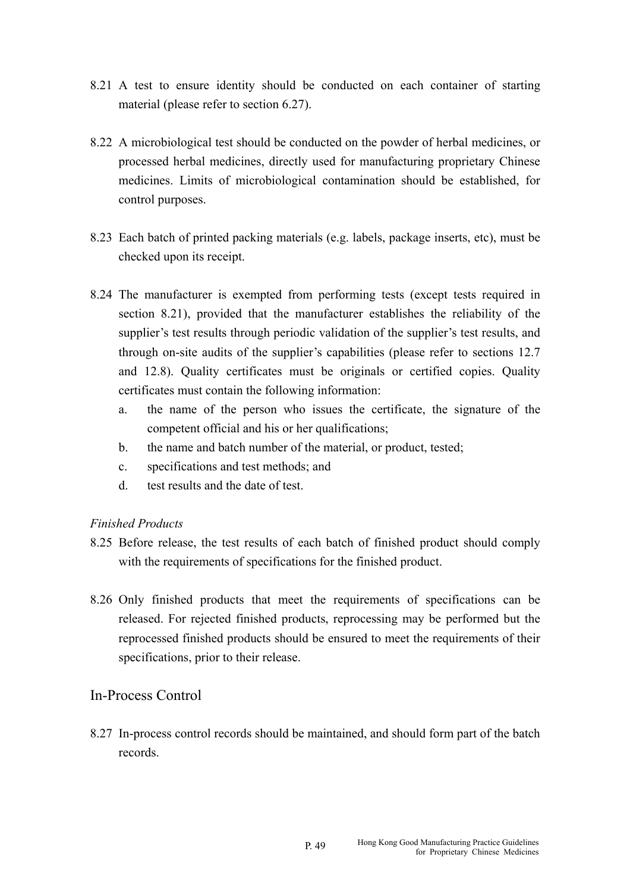8.21 A test to ensure identity should be conducted on each container of starting material (please refer to section 6.27).

8.22 A microbiological test should be conducted on the powder of herbal medicines, or processed herbal medicines, directly used for manufacturing proprietary Chinese medicines. Limits of microbiological contamination should be established, for control purposes.

8.23 Each batch of printed packing materials (e.g. labels, package inserts, etc), must be checked upon its receipt.

8.24 The manufacturer is exempted from performing tests (except tests required in section 8.21), provided that the manufacturer establishes the reliability of the supplier's test results through periodic validation of the supplier's test results, and through on-site audits of the supplier's capabilities (please refer to sections 12.7 and 12.8). Quality certificates must be originals or certified copies. Quality certificates must contain the following information:

   a. the name of the person who issues the certificate, the signature of the competent official and his or her qualifications;
   b. the name and batch number of the material, or product, tested;
   c. specifications and test methods; and
   d. test results and the date of test.

*Finished Products*

8.25 Before release, the test results of each batch of finished product should comply with the requirements of specifications for the finished product.

8.26 Only finished products that meet the requirements of specifications can be released. For rejected finished products, reprocessing may be performed but the reprocessed finished products should be ensured to meet the requirements of their specifications, prior to their release.

## In-Process Control

8.27 In-process control records should be maintained, and should form part of the batch records.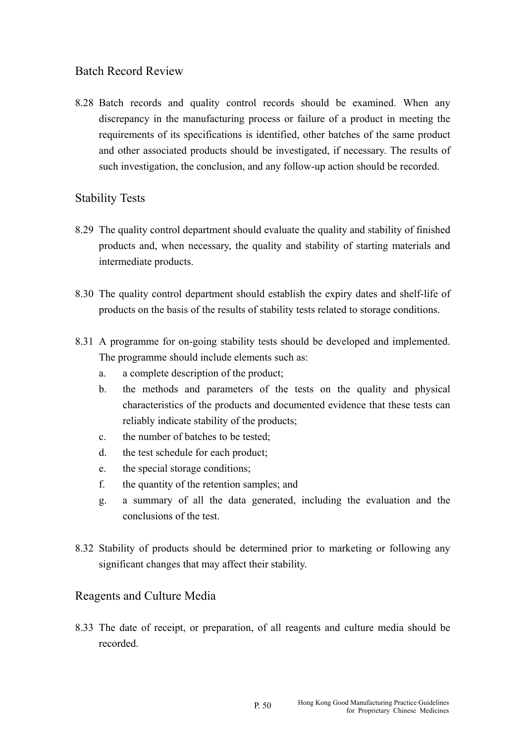## Batch Record Review

8.28 Batch records and quality control records should be examined. When any discrepancy in the manufacturing process or failure of a product in meeting the requirements of its specifications is identified, other batches of the same product and other associated products should be investigated, if necessary. The results of such investigation, the conclusion, and any follow-up action should be recorded.

## Stability Tests

8.29 The quality control department should evaluate the quality and stability of finished products and, when necessary, the quality and stability of starting materials and intermediate products.

8.30 The quality control department should establish the expiry dates and shelf-life of products on the basis of the results of stability tests related to storage conditions.

8.31 A programme for on-going stability tests should be developed and implemented. The programme should include elements such as:

- a. a complete description of the product;
- b. the methods and parameters of the tests on the quality and physical characteristics of the products and documented evidence that these tests can reliably indicate stability of the products;
- c. the number of batches to be tested;
- d. the test schedule for each product;
- e. the special storage conditions;
- f. the quantity of the retention samples; and
- g. a summary of all the data generated, including the evaluation and the conclusions of the test.

8.32 Stability of products should be determined prior to marketing or following any significant changes that may affect their stability.

## Reagents and Culture Media

8.33 The date of receipt, or preparation, of all reagents and culture media should be recorded.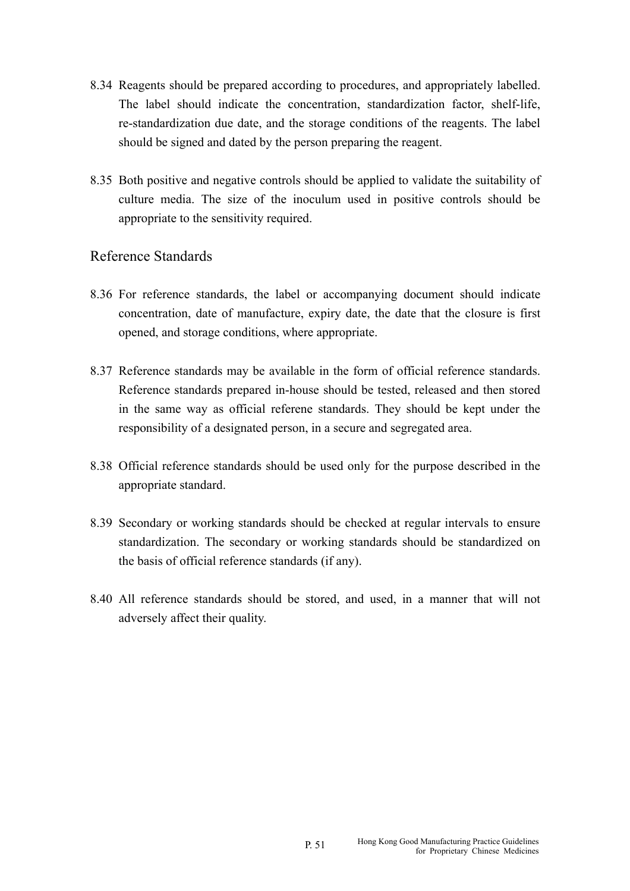8.34 Reagents should be prepared according to procedures, and appropriately labelled. The label should indicate the concentration, standardization factor, shelf-life, re-standardization due date, and the storage conditions of the reagents. The label should be signed and dated by the person preparing the reagent.

8.35 Both positive and negative controls should be applied to validate the suitability of culture media. The size of the inoculum used in positive controls should be appropriate to the sensitivity required.

## Reference Standards

8.36 For reference standards, the label or accompanying document should indicate concentration, date of manufacture, expiry date, the date that the closure is first opened, and storage conditions, where appropriate.

8.37 Reference standards may be available in the form of official reference standards. Reference standards prepared in-house should be tested, released and then stored in the same way as official referene standards. They should be kept under the responsibility of a designated person, in a secure and segregated area.

8.38 Official reference standards should be used only for the purpose described in the appropriate standard.

8.39 Secondary or working standards should be checked at regular intervals to ensure standardization. The secondary or working standards should be standardized on the basis of official reference standards (if any).

8.40 All reference standards should be stored, and used, in a manner that will not adversely affect their quality.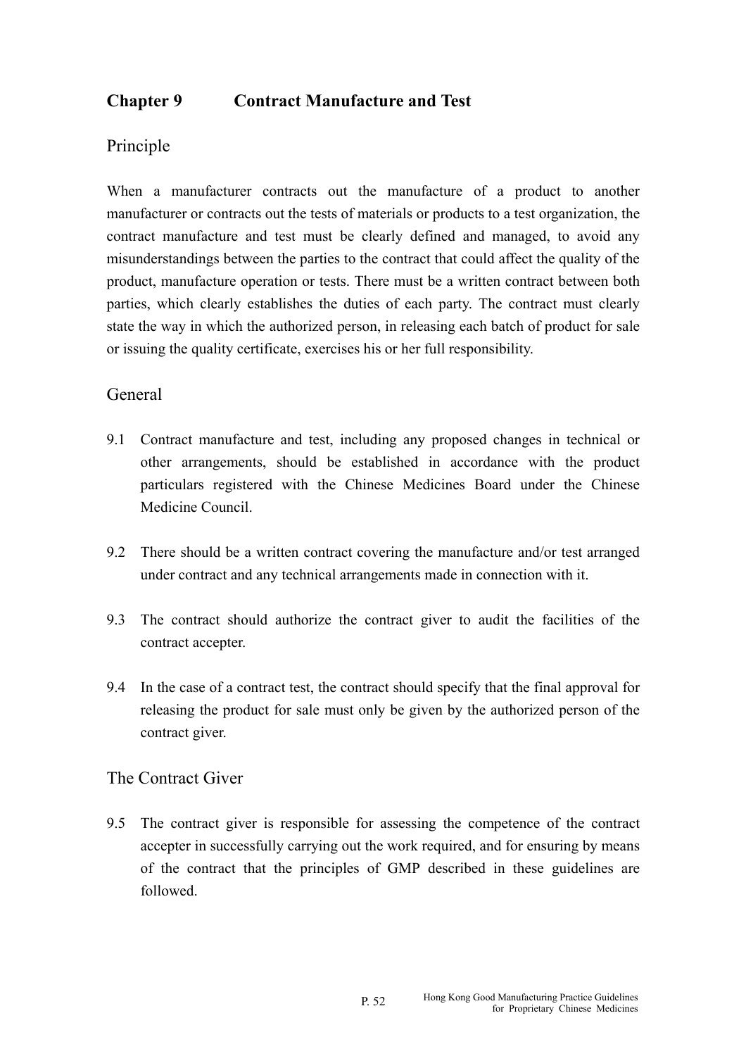## Chapter 9 Contract Manufacture and Test

### Principle

When a manufacturer contracts out the manufacture of a product to another manufacturer or contracts out the tests of materials or products to a test organization, the contract manufacture and test must be clearly defined and managed, to avoid any misunderstandings between the parties to the contract that could affect the quality of the product, manufacture operation or tests. There must be a written contract between both parties, which clearly establishes the duties of each party. The contract must clearly state the way in which the authorized person, in releasing each batch of product for sale or issuing the quality certificate, exercises his or her full responsibility.

### General

9.1 Contract manufacture and test, including any proposed changes in technical or other arrangements, should be established in accordance with the product particulars registered with the Chinese Medicines Board under the Chinese Medicine Council.

9.2 There should be a written contract covering the manufacture and/or test arranged under contract and any technical arrangements made in connection with it.

9.3 The contract should authorize the contract giver to audit the facilities of the contract accepter.

9.4 In the case of a contract test, the contract should specify that the final approval for releasing the product for sale must only be given by the authorized person of the contract giver.

### The Contract Giver

9.5 The contract giver is responsible for assessing the competence of the contract accepter in successfully carrying out the work required, and for ensuring by means of the contract that the principles of GMP described in these guidelines are followed.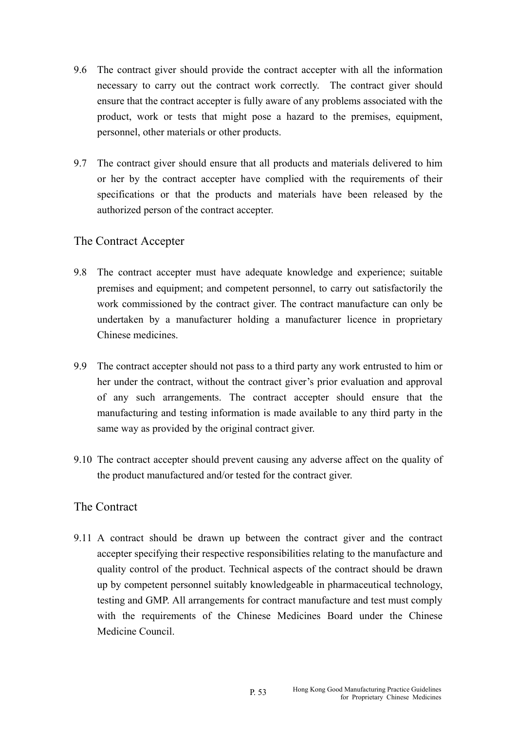9.6 The contract giver should provide the contract accepter with all the information necessary to carry out the contract work correctly. The contract giver should ensure that the contract accepter is fully aware of any problems associated with the product, work or tests that might pose a hazard to the premises, equipment, personnel, other materials or other products.

9.7 The contract giver should ensure that all products and materials delivered to him or her by the contract accepter have complied with the requirements of their specifications or that the products and materials have been released by the authorized person of the contract accepter.

## The Contract Accepter

9.8 The contract accepter must have adequate knowledge and experience; suitable premises and equipment; and competent personnel, to carry out satisfactorily the work commissioned by the contract giver. The contract manufacture can only be undertaken by a manufacturer holding a manufacturer licence in proprietary Chinese medicines.

9.9 The contract accepter should not pass to a third party any work entrusted to him or her under the contract, without the contract giver's prior evaluation and approval of any such arrangements. The contract accepter should ensure that the manufacturing and testing information is made available to any third party in the same way as provided by the original contract giver.

9.10 The contract accepter should prevent causing any adverse affect on the quality of the product manufactured and/or tested for the contract giver.

## The Contract

9.11 A contract should be drawn up between the contract giver and the contract accepter specifying their respective responsibilities relating to the manufacture and quality control of the product. Technical aspects of the contract should be drawn up by competent personnel suitably knowledgeable in pharmaceutical technology, testing and GMP. All arrangements for contract manufacture and test must comply with the requirements of the Chinese Medicines Board under the Chinese Medicine Council.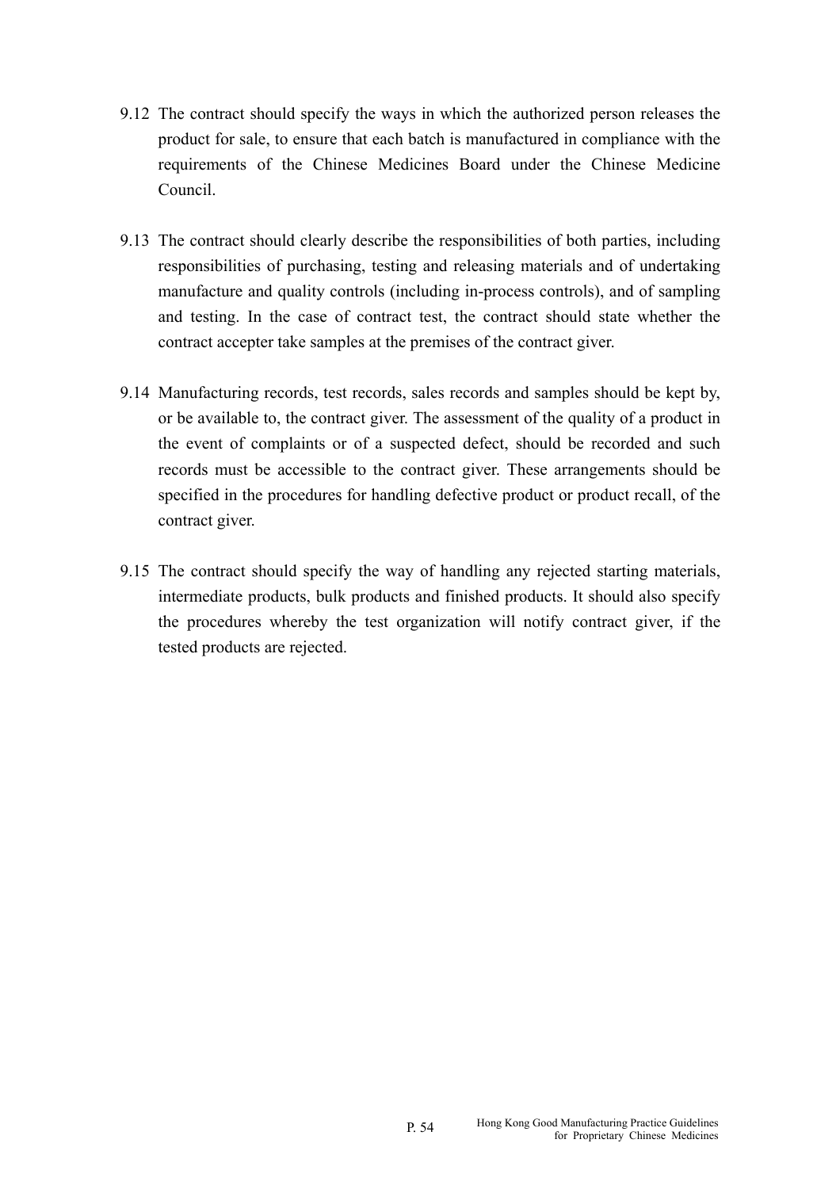9.12 The contract should specify the ways in which the authorized person releases the product for sale, to ensure that each batch is manufactured in compliance with the requirements of the Chinese Medicines Board under the Chinese Medicine Council.

9.13 The contract should clearly describe the responsibilities of both parties, including responsibilities of purchasing, testing and releasing materials and of undertaking manufacture and quality controls (including in-process controls), and of sampling and testing. In the case of contract test, the contract should state whether the contract accepter take samples at the premises of the contract giver.

9.14 Manufacturing records, test records, sales records and samples should be kept by, or be available to, the contract giver. The assessment of the quality of a product in the event of complaints or of a suspected defect, should be recorded and such records must be accessible to the contract giver. These arrangements should be specified in the procedures for handling defective product or product recall, of the contract giver.

9.15 The contract should specify the way of handling any rejected starting materials, intermediate products, bulk products and finished products. It should also specify the procedures whereby the test organization will notify contract giver, if the tested products are rejected.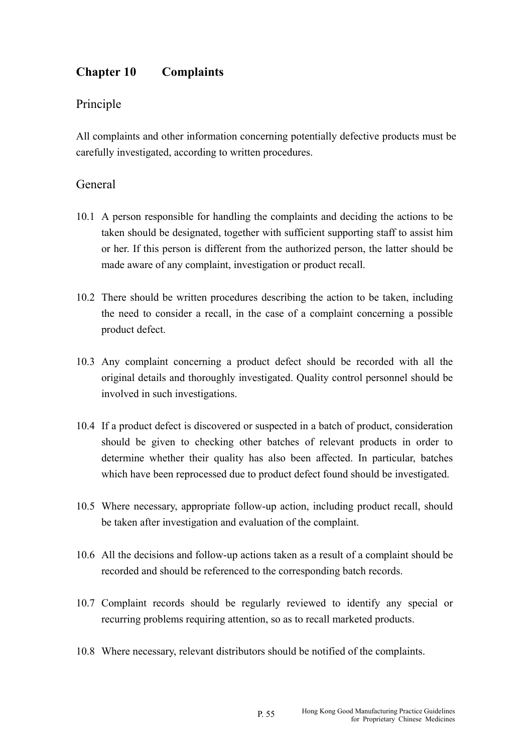## Chapter 10 Complaints

### Principle

All complaints and other information concerning potentially defective products must be carefully investigated, according to written procedures.

### General

10.1 A person responsible for handling the complaints and deciding the actions to be taken should be designated, together with sufficient supporting staff to assist him or her. If this person is different from the authorized person, the latter should be made aware of any complaint, investigation or product recall.

10.2 There should be written procedures describing the action to be taken, including the need to consider a recall, in the case of a complaint concerning a possible product defect.

10.3 Any complaint concerning a product defect should be recorded with all the original details and thoroughly investigated. Quality control personnel should be involved in such investigations.

10.4 If a product defect is discovered or suspected in a batch of product, consideration should be given to checking other batches of relevant products in order to determine whether their quality has also been affected. In particular, batches which have been reprocessed due to product defect found should be investigated.

10.5 Where necessary, appropriate follow-up action, including product recall, should be taken after investigation and evaluation of the complaint.

10.6 All the decisions and follow-up actions taken as a result of a complaint should be recorded and should be referenced to the corresponding batch records.

10.7 Complaint records should be regularly reviewed to identify any special or recurring problems requiring attention, so as to recall marketed products.

10.8 Where necessary, relevant distributors should be notified of the complaints.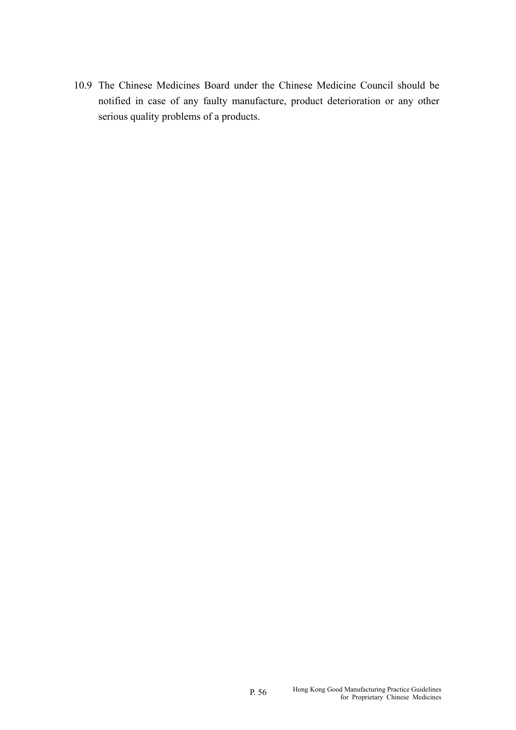10.9 The Chinese Medicines Board under the Chinese Medicine Council should be notified in case of any faulty manufacture, product deterioration or any other serious quality problems of a products.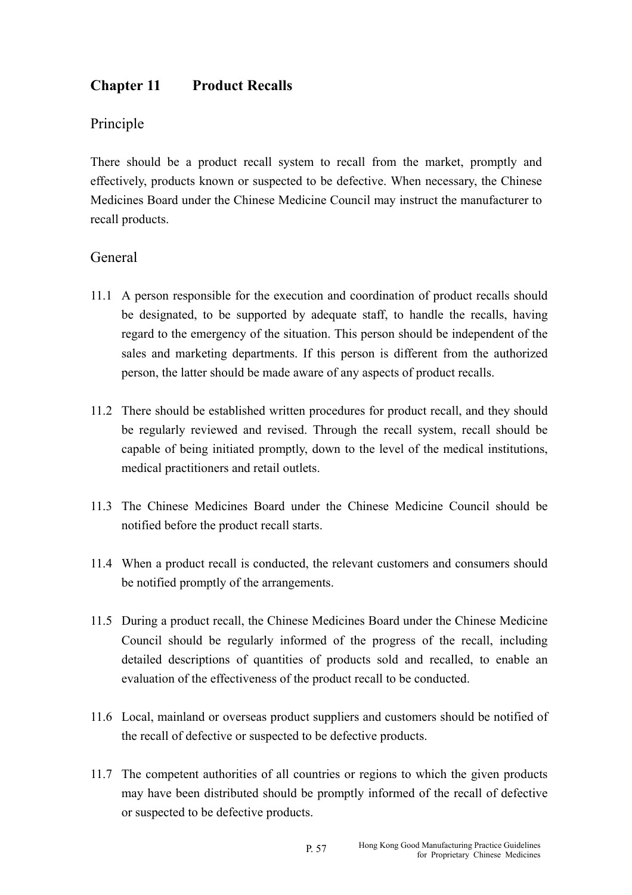# Chapter 11 Product Recalls

## Principle

There should be a product recall system to recall from the market, promptly and effectively, products known or suspected to be defective. When necessary, the Chinese Medicines Board under the Chinese Medicine Council may instruct the manufacturer to recall products.

## General

11.1 A person responsible for the execution and coordination of product recalls should be designated, to be supported by adequate staff, to handle the recalls, having regard to the emergency of the situation. This person should be independent of the sales and marketing departments. If this person is different from the authorized person, the latter should be made aware of any aspects of product recalls.

11.2 There should be established written procedures for product recall, and they should be regularly reviewed and revised. Through the recall system, recall should be capable of being initiated promptly, down to the level of the medical institutions, medical practitioners and retail outlets.

11.3 The Chinese Medicines Board under the Chinese Medicine Council should be notified before the product recall starts.

11.4 When a product recall is conducted, the relevant customers and consumers should be notified promptly of the arrangements.

11.5 During a product recall, the Chinese Medicines Board under the Chinese Medicine Council should be regularly informed of the progress of the recall, including detailed descriptions of quantities of products sold and recalled, to enable an evaluation of the effectiveness of the product recall to be conducted.

11.6 Local, mainland or overseas product suppliers and customers should be notified of the recall of defective or suspected to be defective products.

11.7 The competent authorities of all countries or regions to which the given products may have been distributed should be promptly informed of the recall of defective or suspected to be defective products.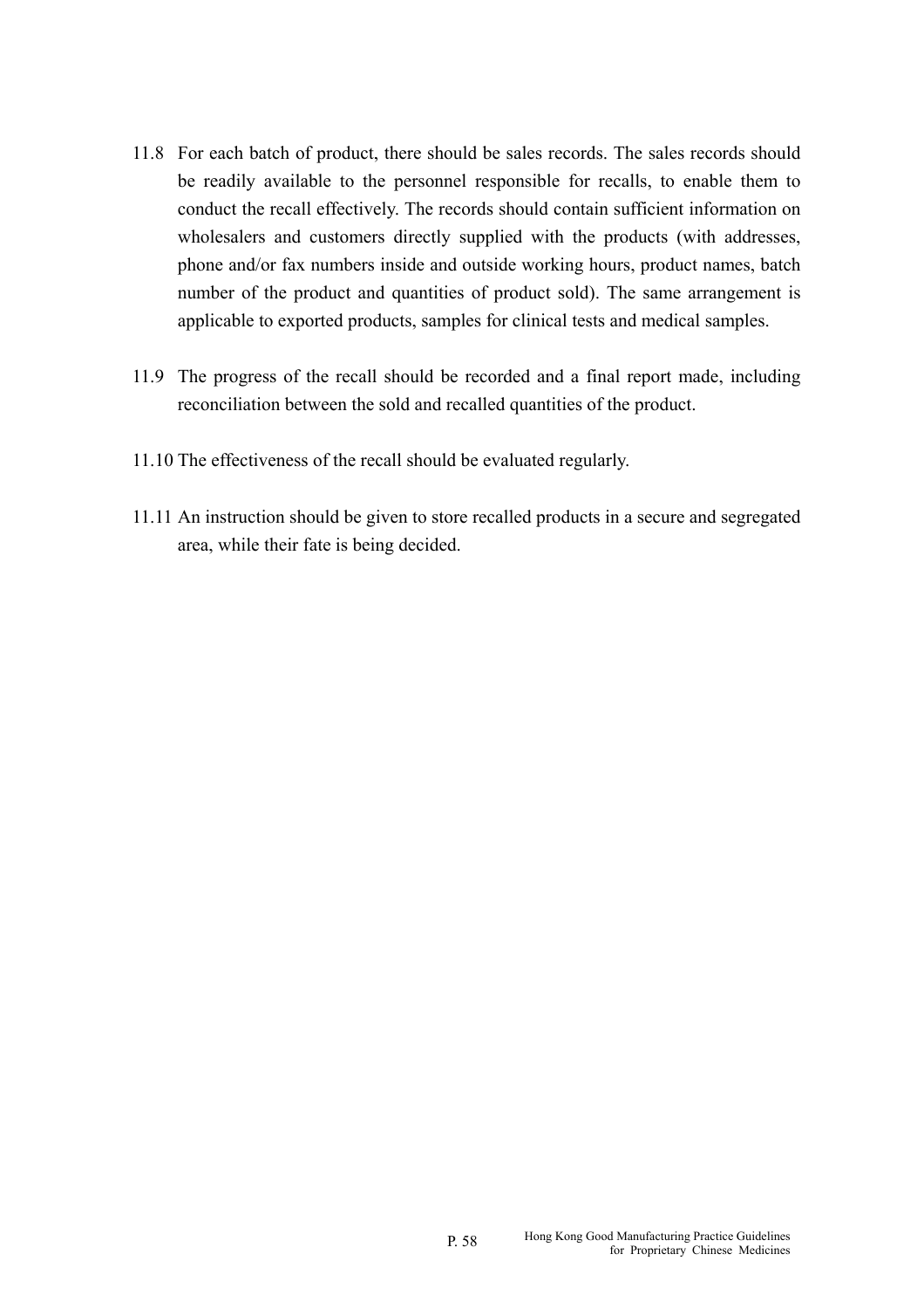11.8 For each batch of product, there should be sales records. The sales records should be readily available to the personnel responsible for recalls, to enable them to conduct the recall effectively. The records should contain sufficient information on wholesalers and customers directly supplied with the products (with addresses, phone and/or fax numbers inside and outside working hours, product names, batch number of the product and quantities of product sold). The same arrangement is applicable to exported products, samples for clinical tests and medical samples.

11.9 The progress of the recall should be recorded and a final report made, including reconciliation between the sold and recalled quantities of the product.

11.10 The effectiveness of the recall should be evaluated regularly.

11.11 An instruction should be given to store recalled products in a secure and segregated area, while their fate is being decided.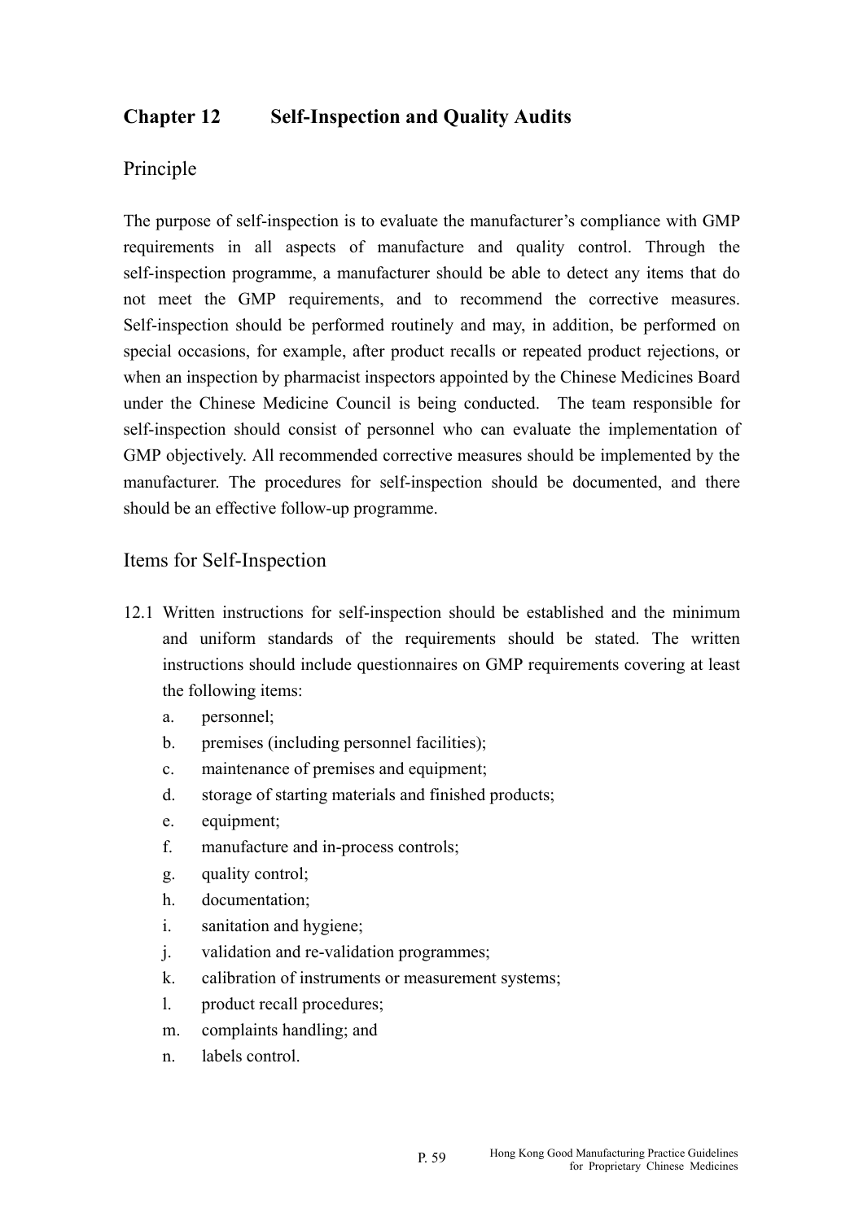## Chapter 12 Self-Inspection and Quality Audits

### Principle

The purpose of self-inspection is to evaluate the manufacturer's compliance with GMP requirements in all aspects of manufacture and quality control. Through the self-inspection programme, a manufacturer should be able to detect any items that do not meet the GMP requirements, and to recommend the corrective measures. Self-inspection should be performed routinely and may, in addition, be performed on special occasions, for example, after product recalls or repeated product rejections, or when an inspection by pharmacist inspectors appointed by the Chinese Medicines Board under the Chinese Medicine Council is being conducted. The team responsible for self-inspection should consist of personnel who can evaluate the implementation of GMP objectively. All recommended corrective measures should be implemented by the manufacturer. The procedures for self-inspection should be documented, and there should be an effective follow-up programme.

### Items for Self-Inspection

12.1 Written instructions for self-inspection should be established and the minimum and uniform standards of the requirements should be stated. The written instructions should include questionnaires on GMP requirements covering at least the following items:

a. personnel;
b. premises (including personnel facilities);
c. maintenance of premises and equipment;
d. storage of starting materials and finished products;
e. equipment;
f. manufacture and in-process controls;
g. quality control;
h. documentation;
i. sanitation and hygiene;
j. validation and re-validation programmes;
k. calibration of instruments or measurement systems;
l. product recall procedures;
m. complaints handling; and
n. labels control.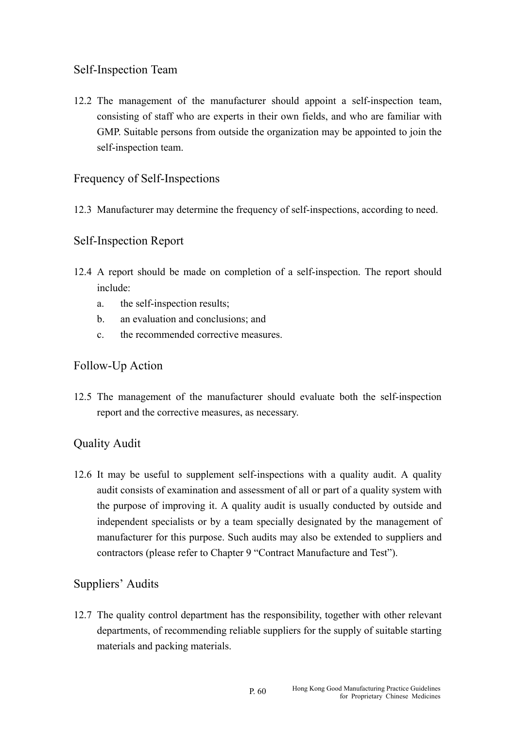## Self-Inspection Team

12.2 The management of the manufacturer should appoint a self-inspection team, consisting of staff who are experts in their own fields, and who are familiar with GMP. Suitable persons from outside the organization may be appointed to join the self-inspection team.

## Frequency of Self-Inspections

12.3 Manufacturer may determine the frequency of self-inspections, according to need.

## Self-Inspection Report

12.4 A report should be made on completion of a self-inspection. The report should include:

a. the self-inspection results;
b. an evaluation and conclusions; and
c. the recommended corrective measures.

## Follow-Up Action

12.5 The management of the manufacturer should evaluate both the self-inspection report and the corrective measures, as necessary.

## Quality Audit

12.6 It may be useful to supplement self-inspections with a quality audit. A quality audit consists of examination and assessment of all or part of a quality system with the purpose of improving it. A quality audit is usually conducted by outside and independent specialists or by a team specially designated by the management of manufacturer for this purpose. Such audits may also be extended to suppliers and contractors (please refer to Chapter 9 "Contract Manufacture and Test").

## Suppliers' Audits

12.7 The quality control department has the responsibility, together with other relevant departments, of recommending reliable suppliers for the supply of suitable starting materials and packing materials.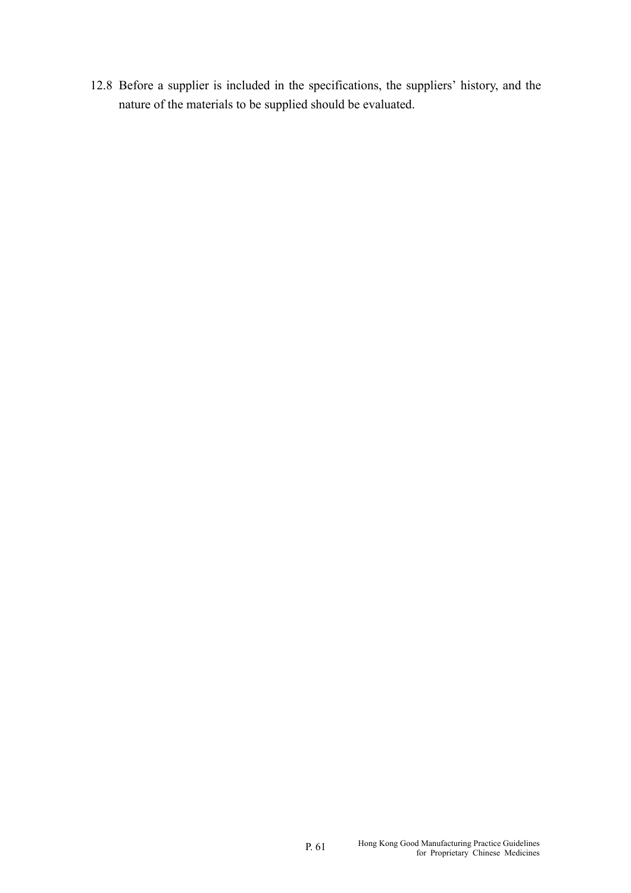12.8 Before a supplier is included in the specifications, the suppliers' history, and the nature of the materials to be supplied should be evaluated.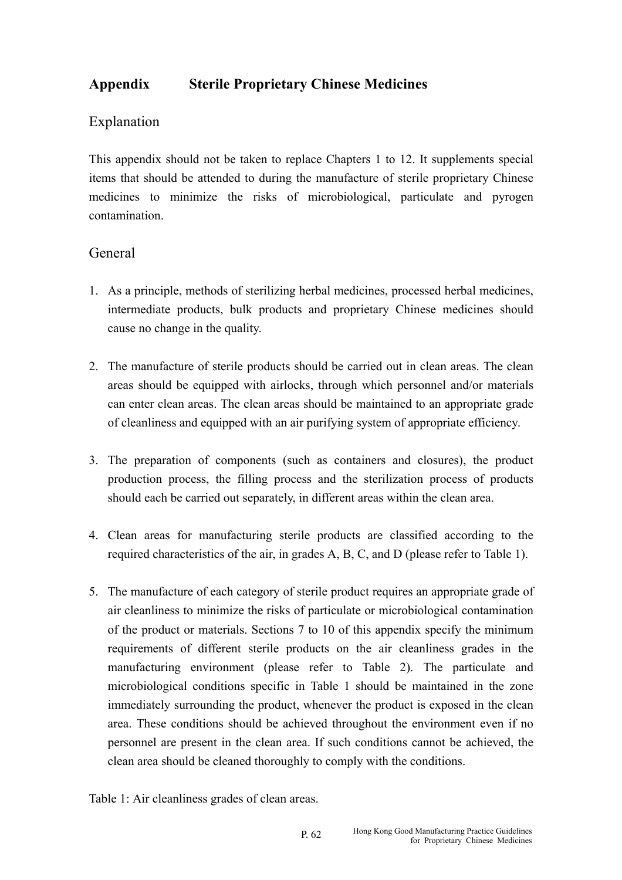## Appendix Sterile Proprietary Chinese Medicines

### Explanation

This appendix should not be taken to replace Chapters 1 to 12. It supplements special items that should be attended to during the manufacture of sterile proprietary Chinese medicines to minimize the risks of microbiological, particulate and pyrogen contamination.

### General

1. As a principle, methods of sterilizing herbal medicines, processed herbal medicines, intermediate products, bulk products and proprietary Chinese medicines should cause no change in the quality.

2. The manufacture of sterile products should be carried out in clean areas. The clean areas should be equipped with airlocks, through which personnel and/or materials can enter clean areas. The clean areas should be maintained to an appropriate grade of cleanliness and equipped with an air purifying system of appropriate efficiency.

3. The preparation of components (such as containers and closures), the product production process, the filling process and the sterilization process of products should each be carried out separately, in different areas within the clean area.

4. Clean areas for manufacturing sterile products are classified according to the required characteristics of the air, in grades A, B, C, and D (please refer to Table 1).

5. The manufacture of each category of sterile product requires an appropriate grade of air cleanliness to minimize the risks of particulate or microbiological contamination of the product or materials. Sections 7 to 10 of this appendix specify the minimum requirements of different sterile products on the air cleanliness grades in the manufacturing environment (please refer to Table 2). The particulate and microbiological conditions specific in Table 1 should be maintained in the zone immediately surrounding the product, whenever the product is exposed in the clean area. These conditions should be achieved throughout the environment even if no personnel are present in the clean area. If such conditions cannot be achieved, the clean area should be cleaned thoroughly to comply with the conditions.

Table 1: Air cleanliness grades of clean areas.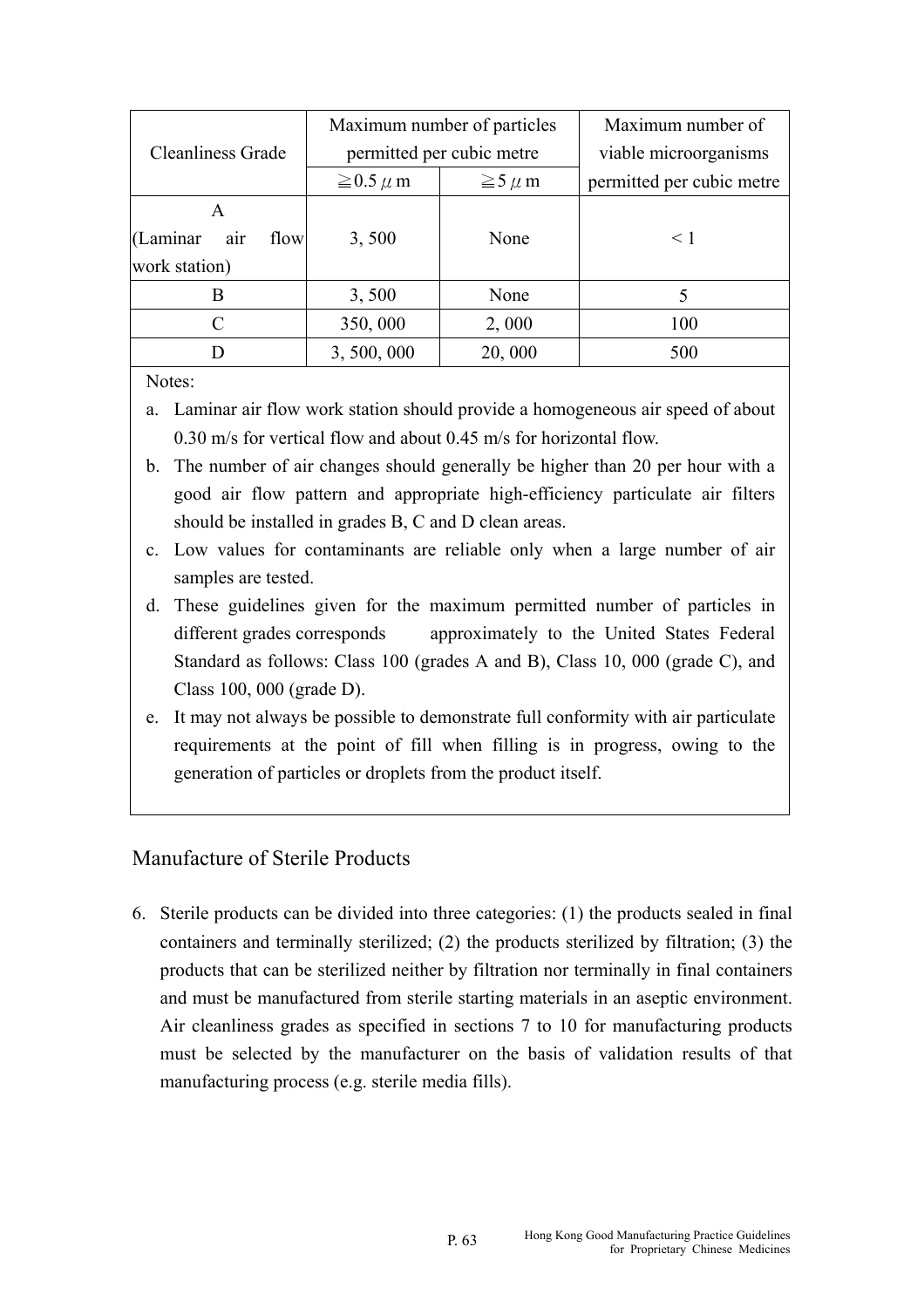| Cleanliness Grade | Maximum number of particles permitted per cubic metre | | Maximum number of viable microorganisms permitted per cubic metre |
|---|---|---|---|
| | ≧0.5 μm | ≧5 μm | |
| A (Laminar air flow work station) | 3, 500 | None | < 1 |
| B | 3, 500 | None | 5 |
| C | 350, 000 | 2, 000 | 100 |
| D | 3, 500, 000 | 20, 000 | 500 |

Notes:

a. Laminar air flow work station should provide a homogeneous air speed of about 0.30 m/s for vertical flow and about 0.45 m/s for horizontal flow.

b. The number of air changes should generally be higher than 20 per hour with a good air flow pattern and appropriate high-efficiency particulate air filters should be installed in grades B, C and D clean areas.

c. Low values for contaminants are reliable only when a large number of air samples are tested.

d. These guidelines given for the maximum permitted number of particles in different grades corresponds approximately to the United States Federal Standard as follows: Class 100 (grades A and B), Class 10, 000 (grade C), and Class 100, 000 (grade D).

e. It may not always be possible to demonstrate full conformity with air particulate requirements at the point of fill when filling is in progress, owing to the generation of particles or droplets from the product itself.

## Manufacture of Sterile Products

6. Sterile products can be divided into three categories: (1) the products sealed in final containers and terminally sterilized; (2) the products sterilized by filtration; (3) the products that can be sterilized neither by filtration nor terminally in final containers and must be manufactured from sterile starting materials in an aseptic environment. Air cleanliness grades as specified in sections 7 to 10 for manufacturing products must be selected by the manufacturer on the basis of validation results of that manufacturing process (e.g. sterile media fills).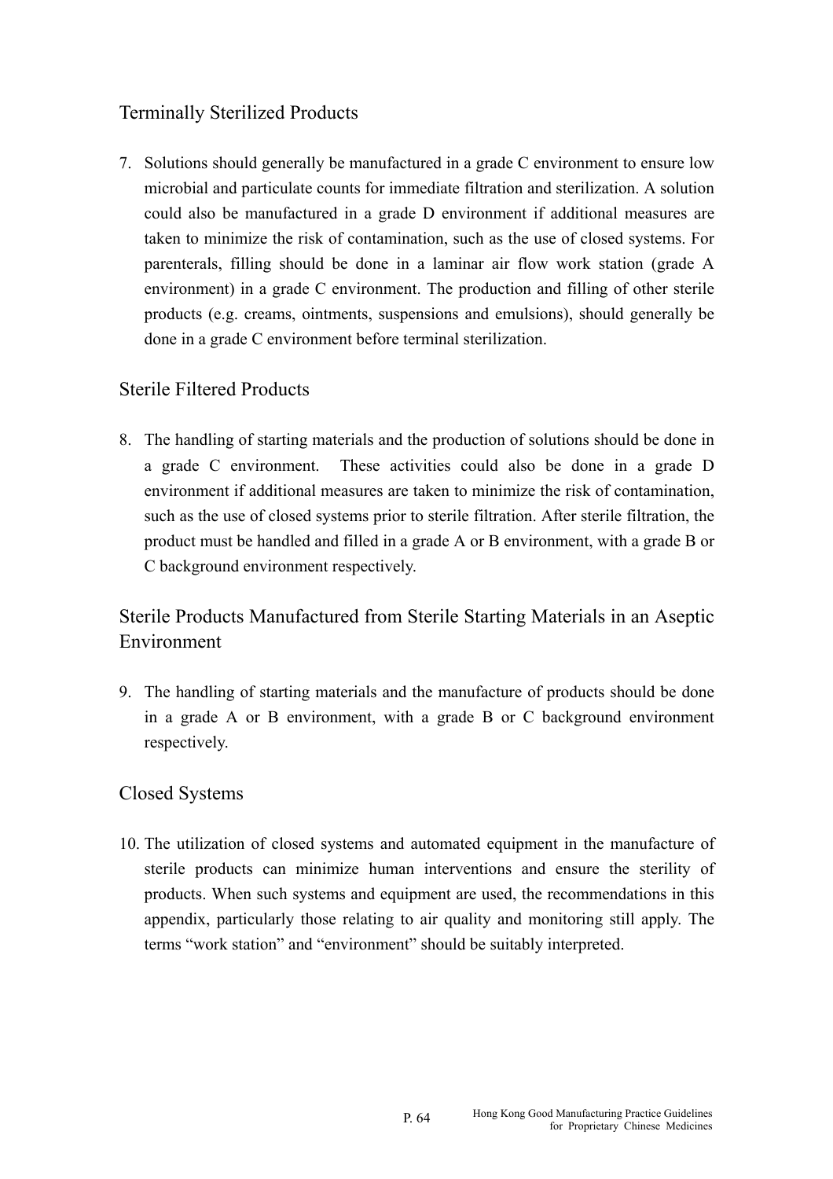## Terminally Sterilized Products

7. Solutions should generally be manufactured in a grade C environment to ensure low microbial and particulate counts for immediate filtration and sterilization. A solution could also be manufactured in a grade D environment if additional measures are taken to minimize the risk of contamination, such as the use of closed systems. For parenterals, filling should be done in a laminar air flow work station (grade A environment) in a grade C environment. The production and filling of other sterile products (e.g. creams, ointments, suspensions and emulsions), should generally be done in a grade C environment before terminal sterilization.

## Sterile Filtered Products

8. The handling of starting materials and the production of solutions should be done in a grade C environment. These activities could also be done in a grade D environment if additional measures are taken to minimize the risk of contamination, such as the use of closed systems prior to sterile filtration. After sterile filtration, the product must be handled and filled in a grade A or B environment, with a grade B or C background environment respectively.

## Sterile Products Manufactured from Sterile Starting Materials in an Aseptic Environment

9. The handling of starting materials and the manufacture of products should be done in a grade A or B environment, with a grade B or C background environment respectively.

## Closed Systems

10. The utilization of closed systems and automated equipment in the manufacture of sterile products can minimize human interventions and ensure the sterility of products. When such systems and equipment are used, the recommendations in this appendix, particularly those relating to air quality and monitoring still apply. The terms "work station" and "environment" should be suitably interpreted.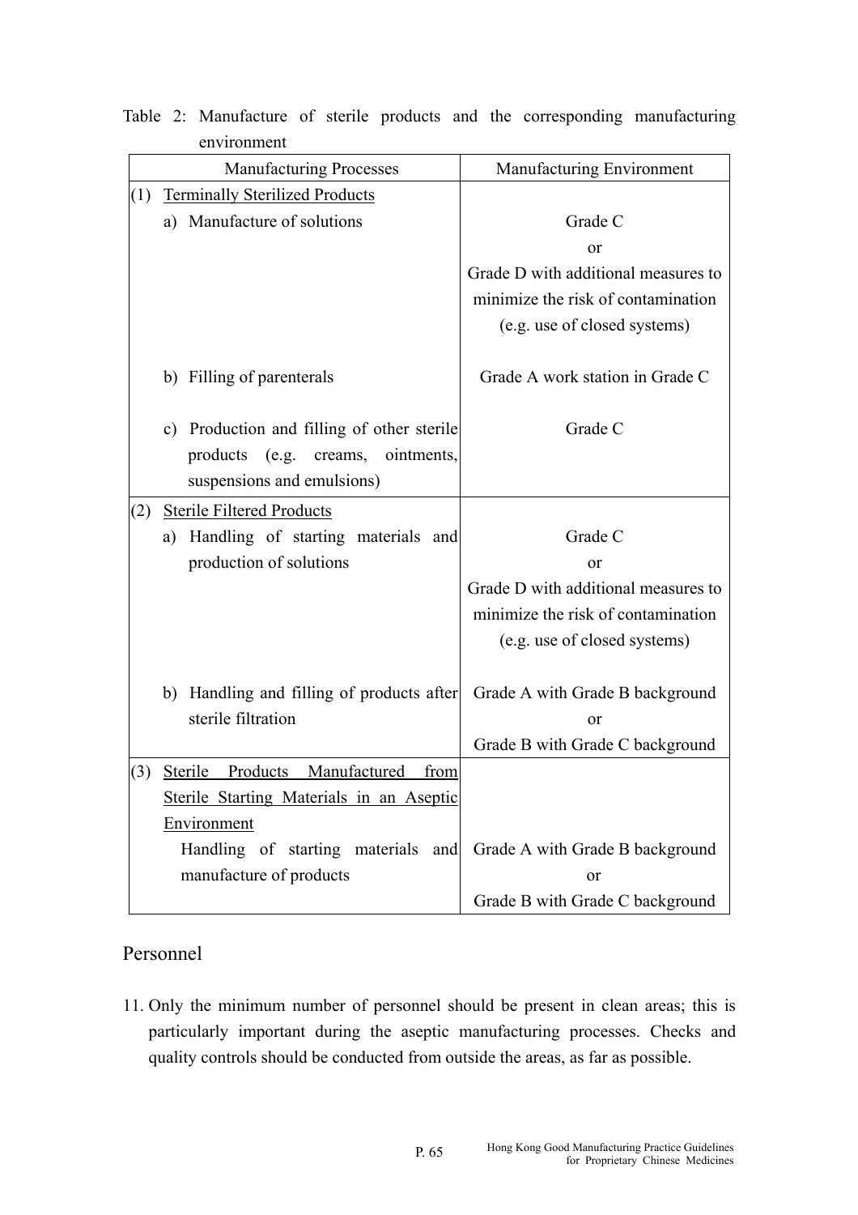Table 2: Manufacture of sterile products and the corresponding manufacturing environment

| Manufacturing Processes | Manufacturing Environment |
| --- | --- |
| (1) Terminally Sterilized Products | |
| a) Manufacture of solutions | Grade C or Grade D with additional measures to minimize the risk of contamination (e.g. use of closed systems) |
| b) Filling of parenterals | Grade A work station in Grade C |
| c) Production and filling of other sterile products (e.g. creams, ointments, suspensions and emulsions) | Grade C |
| (2) Sterile Filtered Products | |
| a) Handling of starting materials and production of solutions | Grade C or Grade D with additional measures to minimize the risk of contamination (e.g. use of closed systems) |
| b) Handling and filling of products after sterile filtration | Grade A with Grade B background or Grade B with Grade C background |
| (3) Sterile Products Manufactured from Sterile Starting Materials in an Aseptic Environment | |
| Handling of starting materials and manufacture of products | Grade A with Grade B background or Grade B with Grade C background |

## Personnel

11. Only the minimum number of personnel should be present in clean areas; this is particularly important during the aseptic manufacturing processes. Checks and quality controls should be conducted from outside the areas, as far as possible.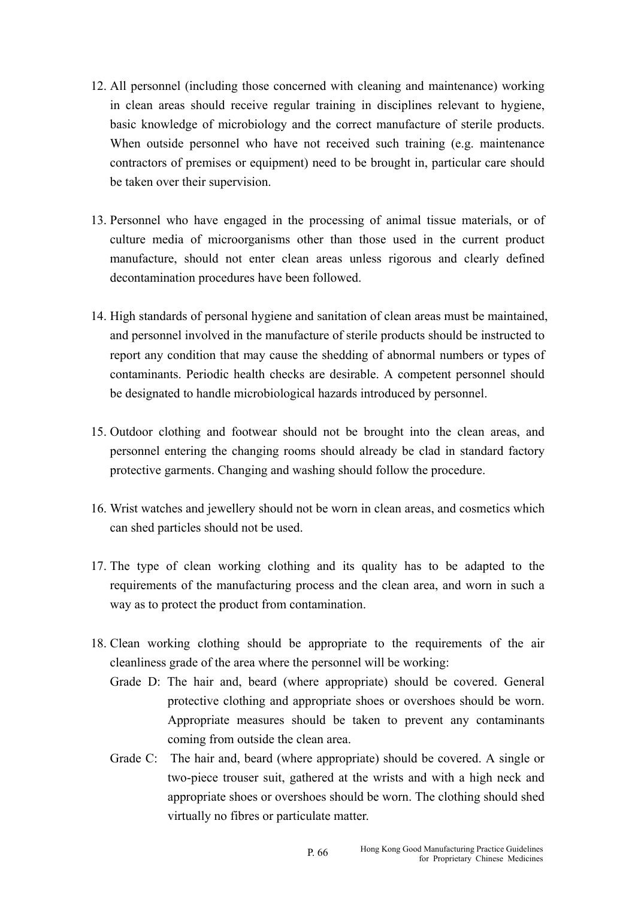12. All personnel (including those concerned with cleaning and maintenance) working in clean areas should receive regular training in disciplines relevant to hygiene, basic knowledge of microbiology and the correct manufacture of sterile products. When outside personnel who have not received such training (e.g. maintenance contractors of premises or equipment) need to be brought in, particular care should be taken over their supervision.

13. Personnel who have engaged in the processing of animal tissue materials, or of culture media of microorganisms other than those used in the current product manufacture, should not enter clean areas unless rigorous and clearly defined decontamination procedures have been followed.

14. High standards of personal hygiene and sanitation of clean areas must be maintained, and personnel involved in the manufacture of sterile products should be instructed to report any condition that may cause the shedding of abnormal numbers or types of contaminants. Periodic health checks are desirable. A competent personnel should be designated to handle microbiological hazards introduced by personnel.

15. Outdoor clothing and footwear should not be brought into the clean areas, and personnel entering the changing rooms should already be clad in standard factory protective garments. Changing and washing should follow the procedure.

16. Wrist watches and jewellery should not be worn in clean areas, and cosmetics which can shed particles should not be used.

17. The type of clean working clothing and its quality has to be adapted to the requirements of the manufacturing process and the clean area, and worn in such a way as to protect the product from contamination.

18. Clean working clothing should be appropriate to the requirements of the air cleanliness grade of the area where the personnel will be working:

    Grade D: The hair and, beard (where appropriate) should be covered. General protective clothing and appropriate shoes or overshoes should be worn. Appropriate measures should be taken to prevent any contaminants coming from outside the clean area.

    Grade C: The hair and, beard (where appropriate) should be covered. A single or two-piece trouser suit, gathered at the wrists and with a high neck and appropriate shoes or overshoes should be worn. The clothing should shed virtually no fibres or particulate matter.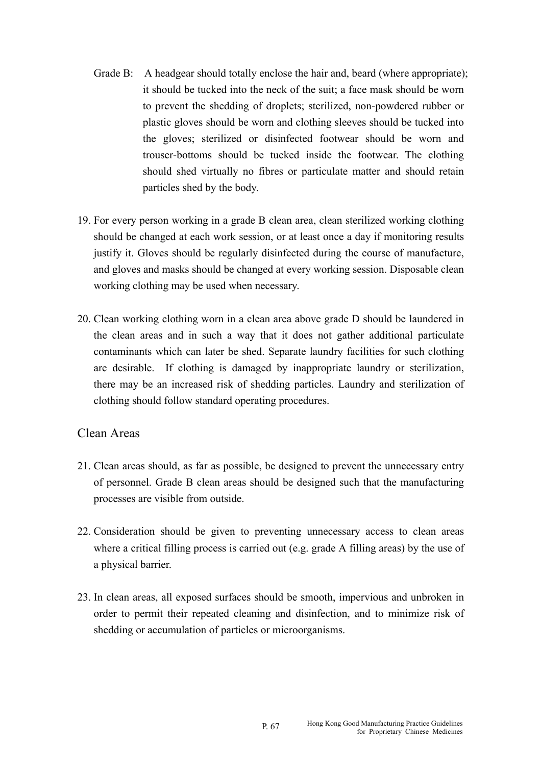Grade B: A headgear should totally enclose the hair and, beard (where appropriate); it should be tucked into the neck of the suit; a face mask should be worn to prevent the shedding of droplets; sterilized, non-powdered rubber or plastic gloves should be worn and clothing sleeves should be tucked into the gloves; sterilized or disinfected footwear should be worn and trouser-bottoms should be tucked inside the footwear. The clothing should shed virtually no fibres or particulate matter and should retain particles shed by the body.

19. For every person working in a grade B clean area, clean sterilized working clothing should be changed at each work session, or at least once a day if monitoring results justify it. Gloves should be regularly disinfected during the course of manufacture, and gloves and masks should be changed at every working session. Disposable clean working clothing may be used when necessary.

20. Clean working clothing worn in a clean area above grade D should be laundered in the clean areas and in such a way that it does not gather additional particulate contaminants which can later be shed. Separate laundry facilities for such clothing are desirable. If clothing is damaged by inappropriate laundry or sterilization, there may be an increased risk of shedding particles. Laundry and sterilization of clothing should follow standard operating procedures.

## Clean Areas

21. Clean areas should, as far as possible, be designed to prevent the unnecessary entry of personnel. Grade B clean areas should be designed such that the manufacturing processes are visible from outside.

22. Consideration should be given to preventing unnecessary access to clean areas where a critical filling process is carried out (e.g. grade A filling areas) by the use of a physical barrier.

23. In clean areas, all exposed surfaces should be smooth, impervious and unbroken in order to permit their repeated cleaning and disinfection, and to minimize risk of shedding or accumulation of particles or microorganisms.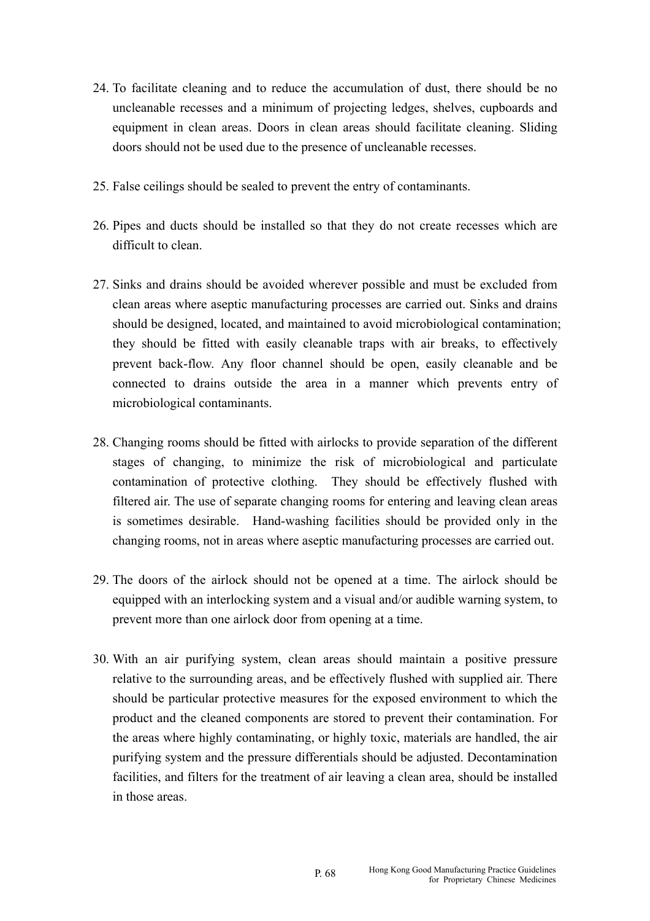24. To facilitate cleaning and to reduce the accumulation of dust, there should be no uncleanable recesses and a minimum of projecting ledges, shelves, cupboards and equipment in clean areas. Doors in clean areas should facilitate cleaning. Sliding doors should not be used due to the presence of uncleanable recesses.

25. False ceilings should be sealed to prevent the entry of contaminants.

26. Pipes and ducts should be installed so that they do not create recesses which are difficult to clean.

27. Sinks and drains should be avoided wherever possible and must be excluded from clean areas where aseptic manufacturing processes are carried out. Sinks and drains should be designed, located, and maintained to avoid microbiological contamination; they should be fitted with easily cleanable traps with air breaks, to effectively prevent back-flow. Any floor channel should be open, easily cleanable and be connected to drains outside the area in a manner which prevents entry of microbiological contaminants.

28. Changing rooms should be fitted with airlocks to provide separation of the different stages of changing, to minimize the risk of microbiological and particulate contamination of protective clothing. They should be effectively flushed with filtered air. The use of separate changing rooms for entering and leaving clean areas is sometimes desirable. Hand-washing facilities should be provided only in the changing rooms, not in areas where aseptic manufacturing processes are carried out.

29. The doors of the airlock should not be opened at a time. The airlock should be equipped with an interlocking system and a visual and/or audible warning system, to prevent more than one airlock door from opening at a time.

30. With an air purifying system, clean areas should maintain a positive pressure relative to the surrounding areas, and be effectively flushed with supplied air. There should be particular protective measures for the exposed environment to which the product and the cleaned components are stored to prevent their contamination. For the areas where highly contaminating, or highly toxic, materials are handled, the air purifying system and the pressure differentials should be adjusted. Decontamination facilities, and filters for the treatment of air leaving a clean area, should be installed in those areas.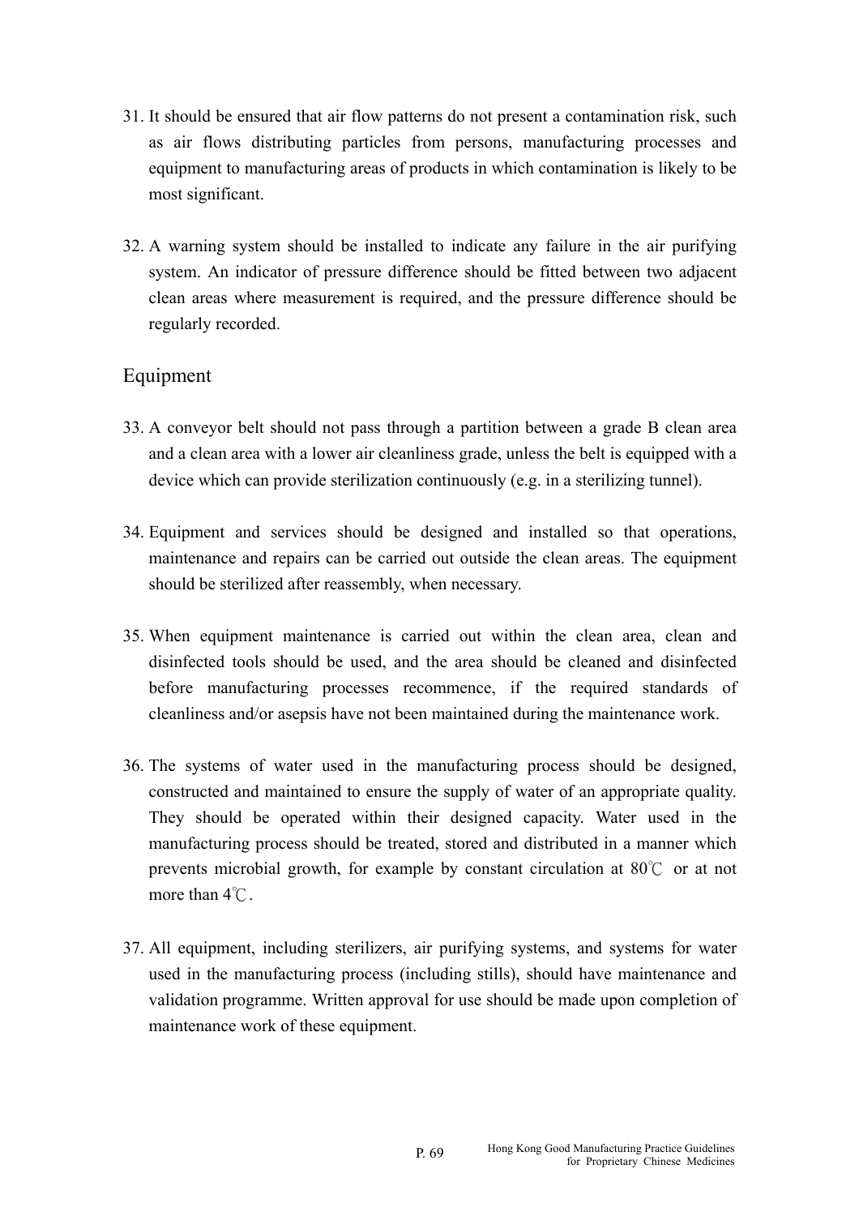31. It should be ensured that air flow patterns do not present a contamination risk, such as air flows distributing particles from persons, manufacturing processes and equipment to manufacturing areas of products in which contamination is likely to be most significant.

32. A warning system should be installed to indicate any failure in the air purifying system. An indicator of pressure difference should be fitted between two adjacent clean areas where measurement is required, and the pressure difference should be regularly recorded.

## Equipment

33. A conveyor belt should not pass through a partition between a grade B clean area and a clean area with a lower air cleanliness grade, unless the belt is equipped with a device which can provide sterilization continuously (e.g. in a sterilizing tunnel).

34. Equipment and services should be designed and installed so that operations, maintenance and repairs can be carried out outside the clean areas. The equipment should be sterilized after reassembly, when necessary.

35. When equipment maintenance is carried out within the clean area, clean and disinfected tools should be used, and the area should be cleaned and disinfected before manufacturing processes recommence, if the required standards of cleanliness and/or asepsis have not been maintained during the maintenance work.

36. The systems of water used in the manufacturing process should be designed, constructed and maintained to ensure the supply of water of an appropriate quality. They should be operated within their designed capacity. Water used in the manufacturing process should be treated, stored and distributed in a manner which prevents microbial growth, for example by constant circulation at 80℃ or at not more than 4℃.

37. All equipment, including sterilizers, air purifying systems, and systems for water used in the manufacturing process (including stills), should have maintenance and validation programme. Written approval for use should be made upon completion of maintenance work of these equipment.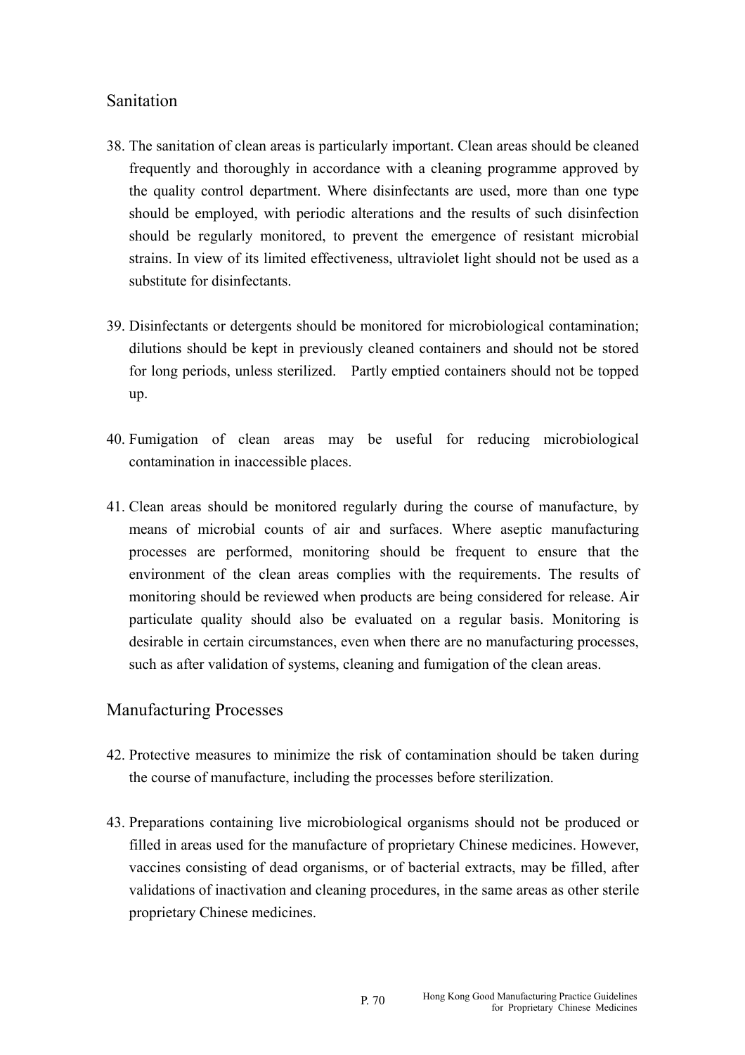## Sanitation

38. The sanitation of clean areas is particularly important. Clean areas should be cleaned frequently and thoroughly in accordance with a cleaning programme approved by the quality control department. Where disinfectants are used, more than one type should be employed, with periodic alterations and the results of such disinfection should be regularly monitored, to prevent the emergence of resistant microbial strains. In view of its limited effectiveness, ultraviolet light should not be used as a substitute for disinfectants.

39. Disinfectants or detergents should be monitored for microbiological contamination; dilutions should be kept in previously cleaned containers and should not be stored for long periods, unless sterilized. Partly emptied containers should not be topped up.

40. Fumigation of clean areas may be useful for reducing microbiological contamination in inaccessible places.

41. Clean areas should be monitored regularly during the course of manufacture, by means of microbial counts of air and surfaces. Where aseptic manufacturing processes are performed, monitoring should be frequent to ensure that the environment of the clean areas complies with the requirements. The results of monitoring should be reviewed when products are being considered for release. Air particulate quality should also be evaluated on a regular basis. Monitoring is desirable in certain circumstances, even when there are no manufacturing processes, such as after validation of systems, cleaning and fumigation of the clean areas.

## Manufacturing Processes

42. Protective measures to minimize the risk of contamination should be taken during the course of manufacture, including the processes before sterilization.

43. Preparations containing live microbiological organisms should not be produced or filled in areas used for the manufacture of proprietary Chinese medicines. However, vaccines consisting of dead organisms, or of bacterial extracts, may be filled, after validations of inactivation and cleaning procedures, in the same areas as other sterile proprietary Chinese medicines.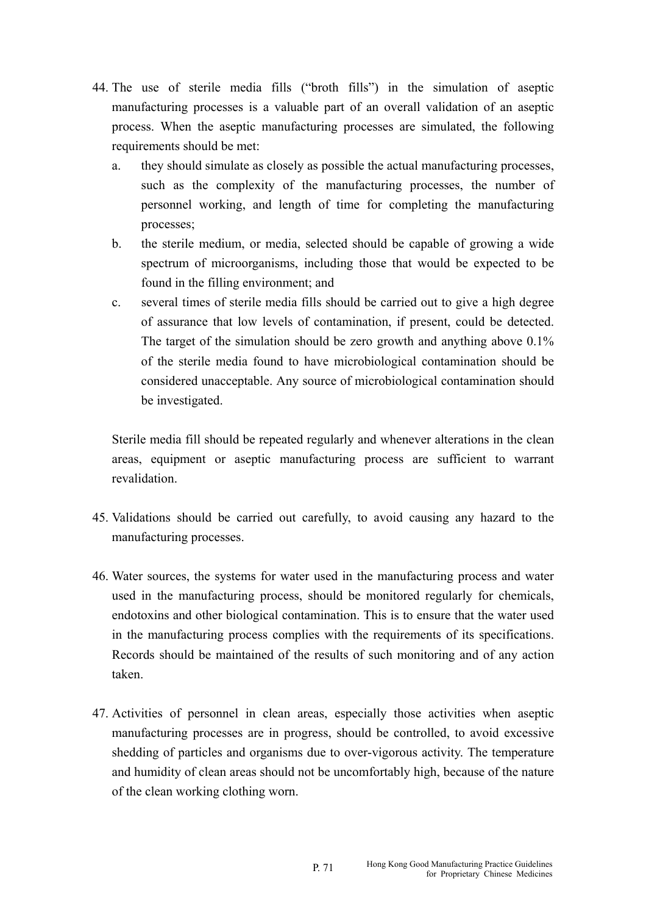44. The use of sterile media fills ("broth fills") in the simulation of aseptic manufacturing processes is a valuable part of an overall validation of an aseptic process. When the aseptic manufacturing processes are simulated, the following requirements should be met:
    a. they should simulate as closely as possible the actual manufacturing processes, such as the complexity of the manufacturing processes, the number of personnel working, and length of time for completing the manufacturing processes;
    b. the sterile medium, or media, selected should be capable of growing a wide spectrum of microorganisms, including those that would be expected to be found in the filling environment; and
    c. several times of sterile media fills should be carried out to give a high degree of assurance that low levels of contamination, if present, could be detected. The target of the simulation should be zero growth and anything above 0.1% of the sterile media found to have microbiological contamination should be considered unacceptable. Any source of microbiological contamination should be investigated.

    Sterile media fill should be repeated regularly and whenever alterations in the clean areas, equipment or aseptic manufacturing process are sufficient to warrant revalidation.

45. Validations should be carried out carefully, to avoid causing any hazard to the manufacturing processes.

46. Water sources, the systems for water used in the manufacturing process and water used in the manufacturing process, should be monitored regularly for chemicals, endotoxins and other biological contamination. This is to ensure that the water used in the manufacturing process complies with the requirements of its specifications. Records should be maintained of the results of such monitoring and of any action taken.

47. Activities of personnel in clean areas, especially those activities when aseptic manufacturing processes are in progress, should be controlled, to avoid excessive shedding of particles and organisms due to over-vigorous activity. The temperature and humidity of clean areas should not be uncomfortably high, because of the nature of the clean working clothing worn.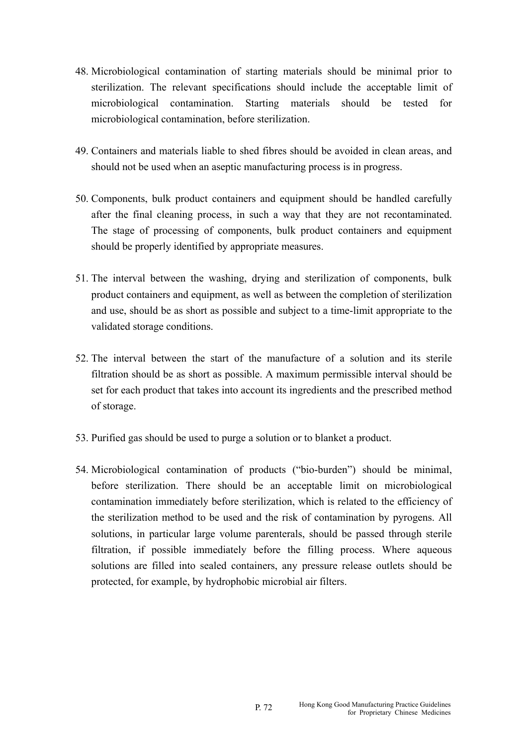48. Microbiological contamination of starting materials should be minimal prior to sterilization. The relevant specifications should include the acceptable limit of microbiological contamination. Starting materials should be tested for microbiological contamination, before sterilization.

49. Containers and materials liable to shed fibres should be avoided in clean areas, and should not be used when an aseptic manufacturing process is in progress.

50. Components, bulk product containers and equipment should be handled carefully after the final cleaning process, in such a way that they are not recontaminated. The stage of processing of components, bulk product containers and equipment should be properly identified by appropriate measures.

51. The interval between the washing, drying and sterilization of components, bulk product containers and equipment, as well as between the completion of sterilization and use, should be as short as possible and subject to a time-limit appropriate to the validated storage conditions.

52. The interval between the start of the manufacture of a solution and its sterile filtration should be as short as possible. A maximum permissible interval should be set for each product that takes into account its ingredients and the prescribed method of storage.

53. Purified gas should be used to purge a solution or to blanket a product.

54. Microbiological contamination of products ("bio-burden") should be minimal, before sterilization. There should be an acceptable limit on microbiological contamination immediately before sterilization, which is related to the efficiency of the sterilization method to be used and the risk of contamination by pyrogens. All solutions, in particular large volume parenterals, should be passed through sterile filtration, if possible immediately before the filling process. Where aqueous solutions are filled into sealed containers, any pressure release outlets should be protected, for example, by hydrophobic microbial air filters.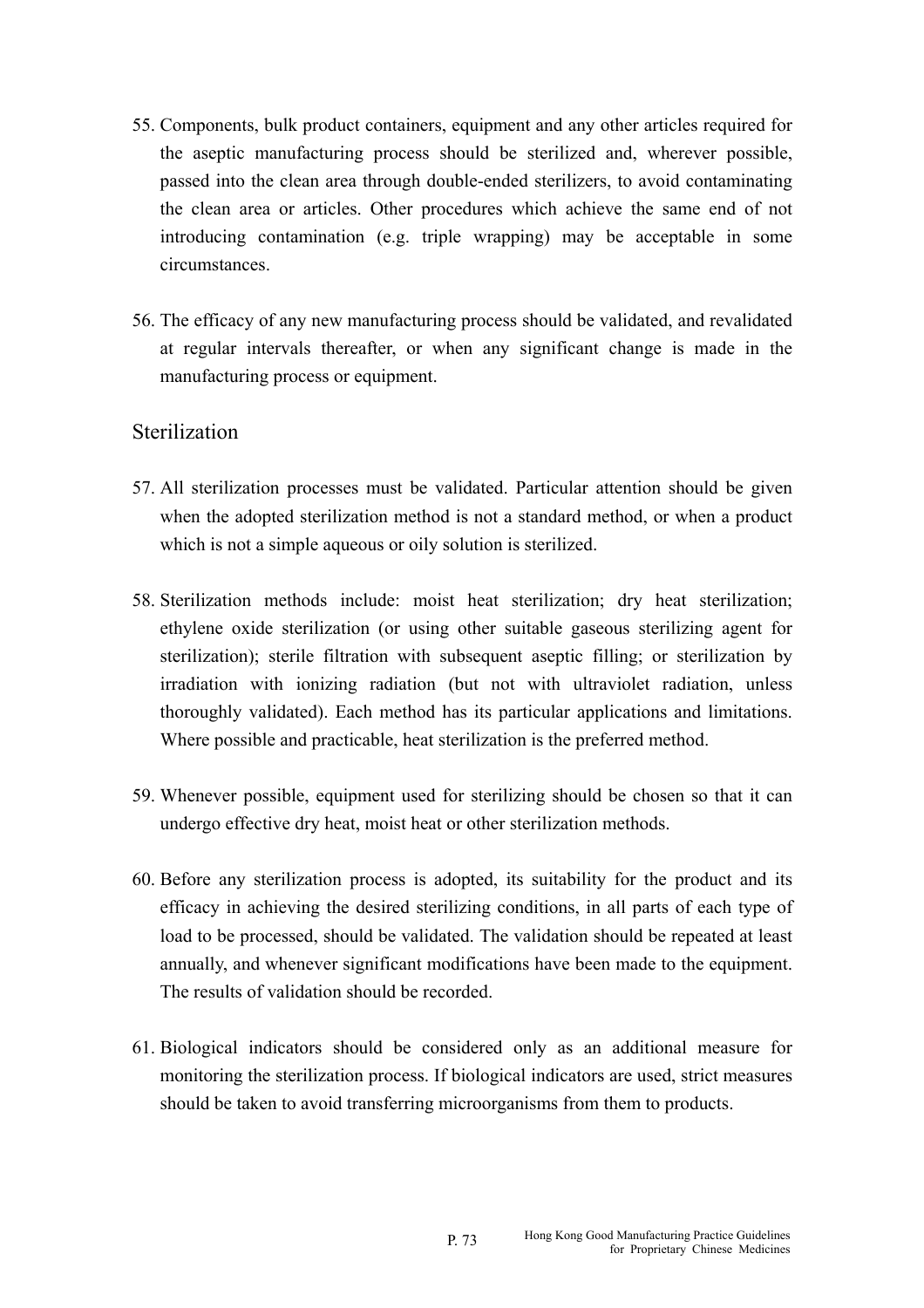55. Components, bulk product containers, equipment and any other articles required for the aseptic manufacturing process should be sterilized and, wherever possible, passed into the clean area through double-ended sterilizers, to avoid contaminating the clean area or articles. Other procedures which achieve the same end of not introducing contamination (e.g. triple wrapping) may be acceptable in some circumstances.

56. The efficacy of any new manufacturing process should be validated, and revalidated at regular intervals thereafter, or when any significant change is made in the manufacturing process or equipment.

## Sterilization

57. All sterilization processes must be validated. Particular attention should be given when the adopted sterilization method is not a standard method, or when a product which is not a simple aqueous or oily solution is sterilized.

58. Sterilization methods include: moist heat sterilization; dry heat sterilization; ethylene oxide sterilization (or using other suitable gaseous sterilizing agent for sterilization); sterile filtration with subsequent aseptic filling; or sterilization by irradiation with ionizing radiation (but not with ultraviolet radiation, unless thoroughly validated). Each method has its particular applications and limitations. Where possible and practicable, heat sterilization is the preferred method.

59. Whenever possible, equipment used for sterilizing should be chosen so that it can undergo effective dry heat, moist heat or other sterilization methods.

60. Before any sterilization process is adopted, its suitability for the product and its efficacy in achieving the desired sterilizing conditions, in all parts of each type of load to be processed, should be validated. The validation should be repeated at least annually, and whenever significant modifications have been made to the equipment. The results of validation should be recorded.

61. Biological indicators should be considered only as an additional measure for monitoring the sterilization process. If biological indicators are used, strict measures should be taken to avoid transferring microorganisms from them to products.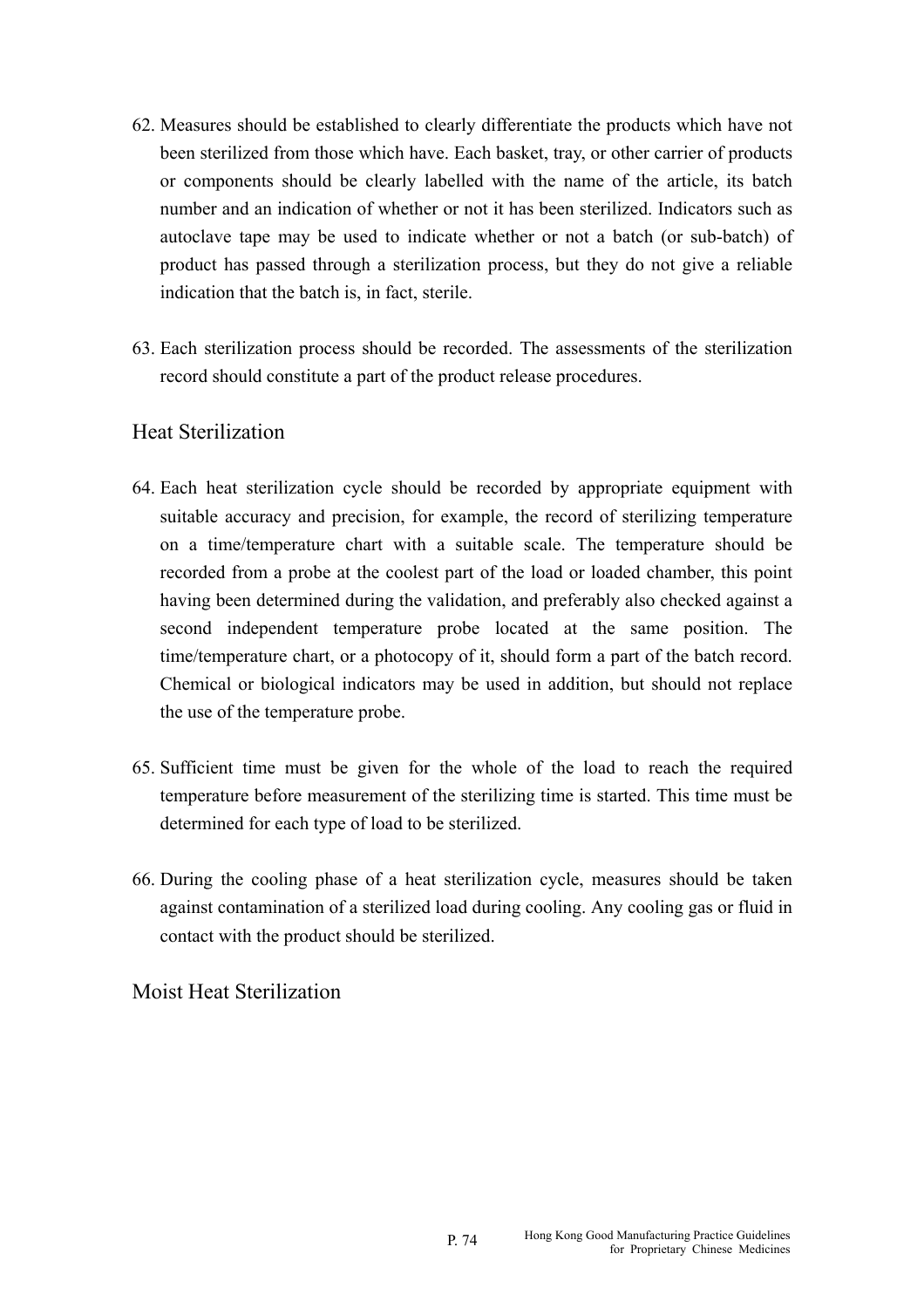62. Measures should be established to clearly differentiate the products which have not been sterilized from those which have. Each basket, tray, or other carrier of products or components should be clearly labelled with the name of the article, its batch number and an indication of whether or not it has been sterilized. Indicators such as autoclave tape may be used to indicate whether or not a batch (or sub-batch) of product has passed through a sterilization process, but they do not give a reliable indication that the batch is, in fact, sterile.

63. Each sterilization process should be recorded. The assessments of the sterilization record should constitute a part of the product release procedures.

## Heat Sterilization

64. Each heat sterilization cycle should be recorded by appropriate equipment with suitable accuracy and precision, for example, the record of sterilizing temperature on a time/temperature chart with a suitable scale. The temperature should be recorded from a probe at the coolest part of the load or loaded chamber, this point having been determined during the validation, and preferably also checked against a second independent temperature probe located at the same position. The time/temperature chart, or a photocopy of it, should form a part of the batch record. Chemical or biological indicators may be used in addition, but should not replace the use of the temperature probe.

65. Sufficient time must be given for the whole of the load to reach the required temperature before measurement of the sterilizing time is started. This time must be determined for each type of load to be sterilized.

66. During the cooling phase of a heat sterilization cycle, measures should be taken against contamination of a sterilized load during cooling. Any cooling gas or fluid in contact with the product should be sterilized.

## Moist Heat Sterilization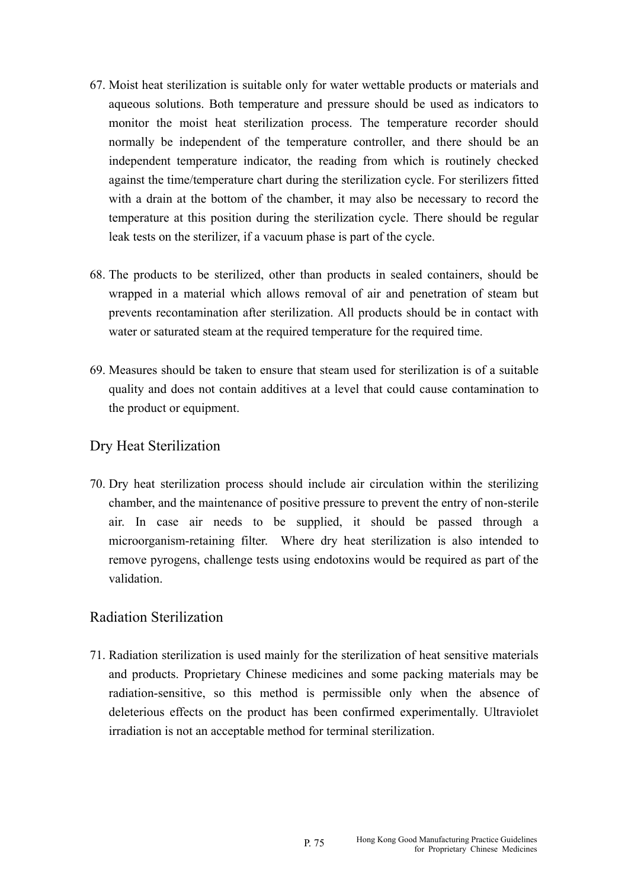67. Moist heat sterilization is suitable only for water wettable products or materials and aqueous solutions. Both temperature and pressure should be used as indicators to monitor the moist heat sterilization process. The temperature recorder should normally be independent of the temperature controller, and there should be an independent temperature indicator, the reading from which is routinely checked against the time/temperature chart during the sterilization cycle. For sterilizers fitted with a drain at the bottom of the chamber, it may also be necessary to record the temperature at this position during the sterilization cycle. There should be regular leak tests on the sterilizer, if a vacuum phase is part of the cycle.

68. The products to be sterilized, other than products in sealed containers, should be wrapped in a material which allows removal of air and penetration of steam but prevents recontamination after sterilization. All products should be in contact with water or saturated steam at the required temperature for the required time.

69. Measures should be taken to ensure that steam used for sterilization is of a suitable quality and does not contain additives at a level that could cause contamination to the product or equipment.

## Dry Heat Sterilization

70. Dry heat sterilization process should include air circulation within the sterilizing chamber, and the maintenance of positive pressure to prevent the entry of non-sterile air. In case air needs to be supplied, it should be passed through a microorganism-retaining filter. Where dry heat sterilization is also intended to remove pyrogens, challenge tests using endotoxins would be required as part of the validation.

## Radiation Sterilization

71. Radiation sterilization is used mainly for the sterilization of heat sensitive materials and products. Proprietary Chinese medicines and some packing materials may be radiation-sensitive, so this method is permissible only when the absence of deleterious effects on the product has been confirmed experimentally. Ultraviolet irradiation is not an acceptable method for terminal sterilization.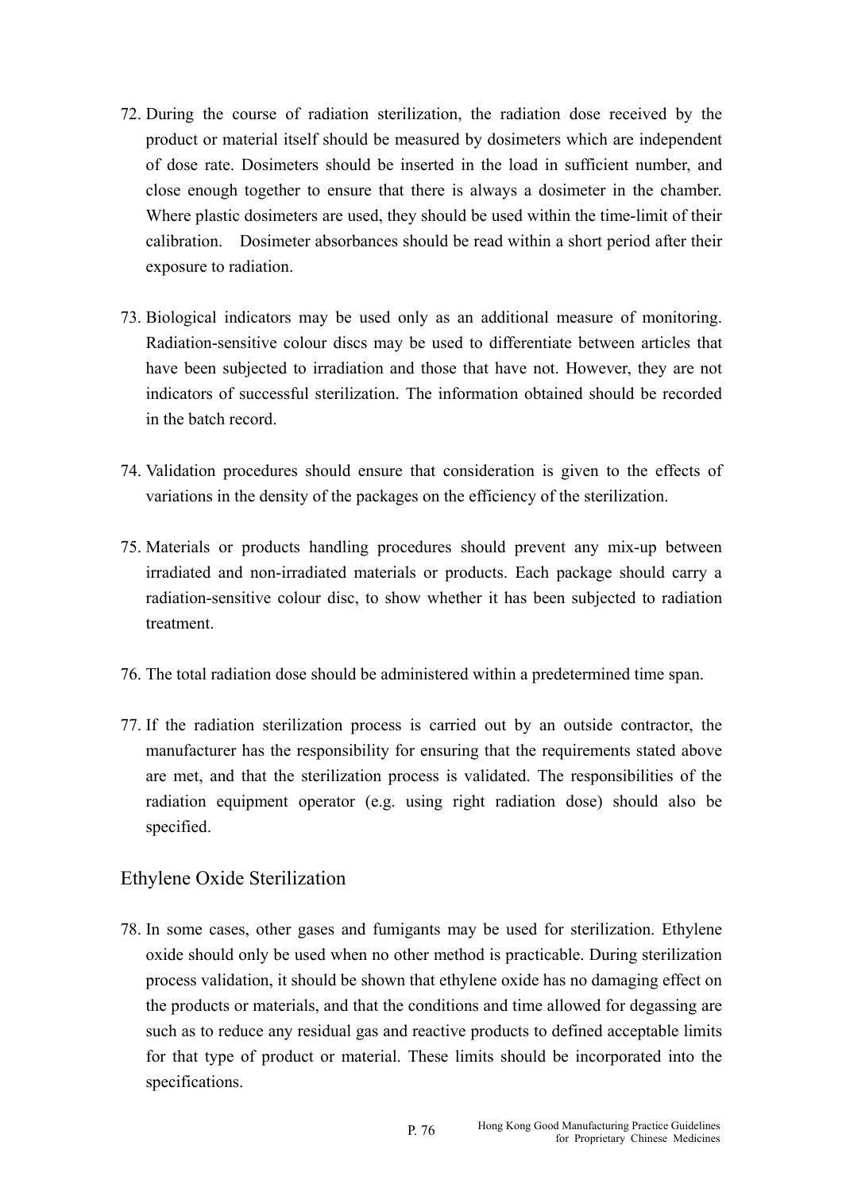72. During the course of radiation sterilization, the radiation dose received by the product or material itself should be measured by dosimeters which are independent of dose rate. Dosimeters should be inserted in the load in sufficient number, and close enough together to ensure that there is always a dosimeter in the chamber. Where plastic dosimeters are used, they should be used within the time-limit of their calibration. Dosimeter absorbances should be read within a short period after their exposure to radiation.

73. Biological indicators may be used only as an additional measure of monitoring. Radiation-sensitive colour discs may be used to differentiate between articles that have been subjected to irradiation and those that have not. However, they are not indicators of successful sterilization. The information obtained should be recorded in the batch record.

74. Validation procedures should ensure that consideration is given to the effects of variations in the density of the packages on the efficiency of the sterilization.

75. Materials or products handling procedures should prevent any mix-up between irradiated and non-irradiated materials or products. Each package should carry a radiation-sensitive colour disc, to show whether it has been subjected to radiation treatment.

76. The total radiation dose should be administered within a predetermined time span.

77. If the radiation sterilization process is carried out by an outside contractor, the manufacturer has the responsibility for ensuring that the requirements stated above are met, and that the sterilization process is validated. The responsibilities of the radiation equipment operator (e.g. using right radiation dose) should also be specified.

## Ethylene Oxide Sterilization

78. In some cases, other gases and fumigants may be used for sterilization. Ethylene oxide should only be used when no other method is practicable. During sterilization process validation, it should be shown that ethylene oxide has no damaging effect on the products or materials, and that the conditions and time allowed for degassing are such as to reduce any residual gas and reactive products to defined acceptable limits for that type of product or material. These limits should be incorporated into the specifications.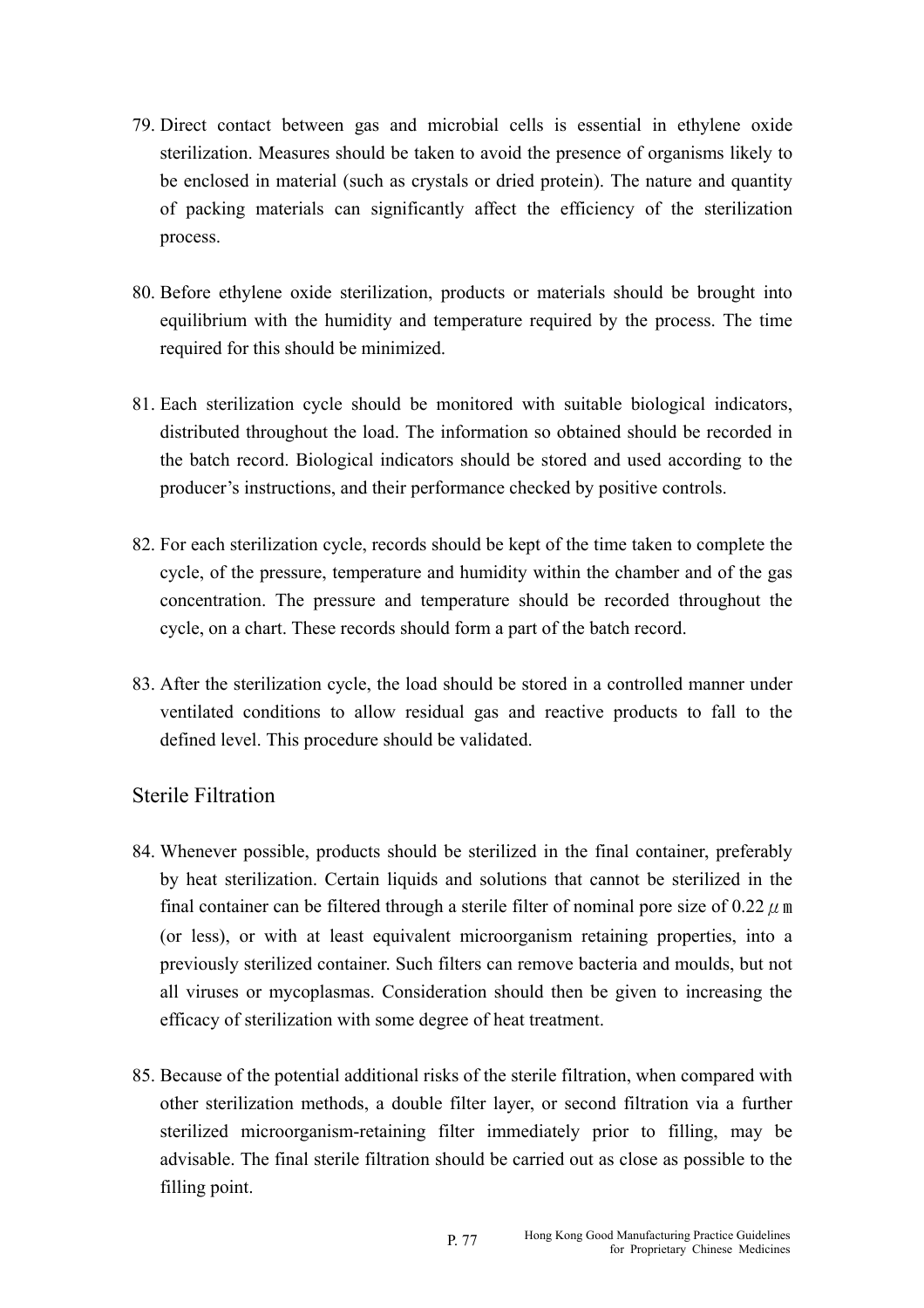79. Direct contact between gas and microbial cells is essential in ethylene oxide sterilization. Measures should be taken to avoid the presence of organisms likely to be enclosed in material (such as crystals or dried protein). The nature and quantity of packing materials can significantly affect the efficiency of the sterilization process.

80. Before ethylene oxide sterilization, products or materials should be brought into equilibrium with the humidity and temperature required by the process. The time required for this should be minimized.

81. Each sterilization cycle should be monitored with suitable biological indicators, distributed throughout the load. The information so obtained should be recorded in the batch record. Biological indicators should be stored and used according to the producer's instructions, and their performance checked by positive controls.

82. For each sterilization cycle, records should be kept of the time taken to complete the cycle, of the pressure, temperature and humidity within the chamber and of the gas concentration. The pressure and temperature should be recorded throughout the cycle, on a chart. These records should form a part of the batch record.

83. After the sterilization cycle, the load should be stored in a controlled manner under ventilated conditions to allow residual gas and reactive products to fall to the defined level. This procedure should be validated.

## Sterile Filtration

84. Whenever possible, products should be sterilized in the final container, preferably by heat sterilization. Certain liquids and solutions that cannot be sterilized in the final container can be filtered through a sterile filter of nominal pore size of 0.22 $\mu$m (or less), or with at least equivalent microorganism retaining properties, into a previously sterilized container. Such filters can remove bacteria and moulds, but not all viruses or mycoplasmas. Consideration should then be given to increasing the efficacy of sterilization with some degree of heat treatment.

85. Because of the potential additional risks of the sterile filtration, when compared with other sterilization methods, a double filter layer, or second filtration via a further sterilized microorganism-retaining filter immediately prior to filling, may be advisable. The final sterile filtration should be carried out as close as possible to the filling point.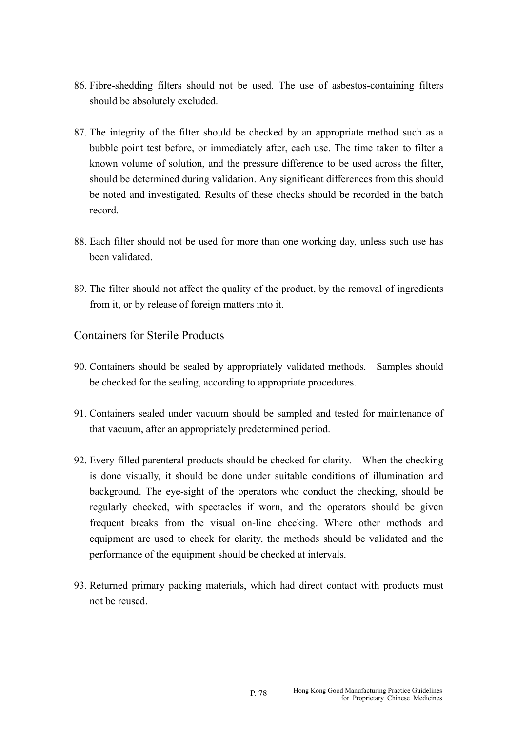86. Fibre-shedding filters should not be used. The use of asbestos-containing filters should be absolutely excluded.

87. The integrity of the filter should be checked by an appropriate method such as a bubble point test before, or immediately after, each use. The time taken to filter a known volume of solution, and the pressure difference to be used across the filter, should be determined during validation. Any significant differences from this should be noted and investigated. Results of these checks should be recorded in the batch record.

88. Each filter should not be used for more than one working day, unless such use has been validated.

89. The filter should not affect the quality of the product, by the removal of ingredients from it, or by release of foreign matters into it.

## Containers for Sterile Products

90. Containers should be sealed by appropriately validated methods. Samples should be checked for the sealing, according to appropriate procedures.

91. Containers sealed under vacuum should be sampled and tested for maintenance of that vacuum, after an appropriately predetermined period.

92. Every filled parenteral products should be checked for clarity. When the checking is done visually, it should be done under suitable conditions of illumination and background. The eye-sight of the operators who conduct the checking, should be regularly checked, with spectacles if worn, and the operators should be given frequent breaks from the visual on-line checking. Where other methods and equipment are used to check for clarity, the methods should be validated and the performance of the equipment should be checked at intervals.

93. Returned primary packing materials, which had direct contact with products must not be reused.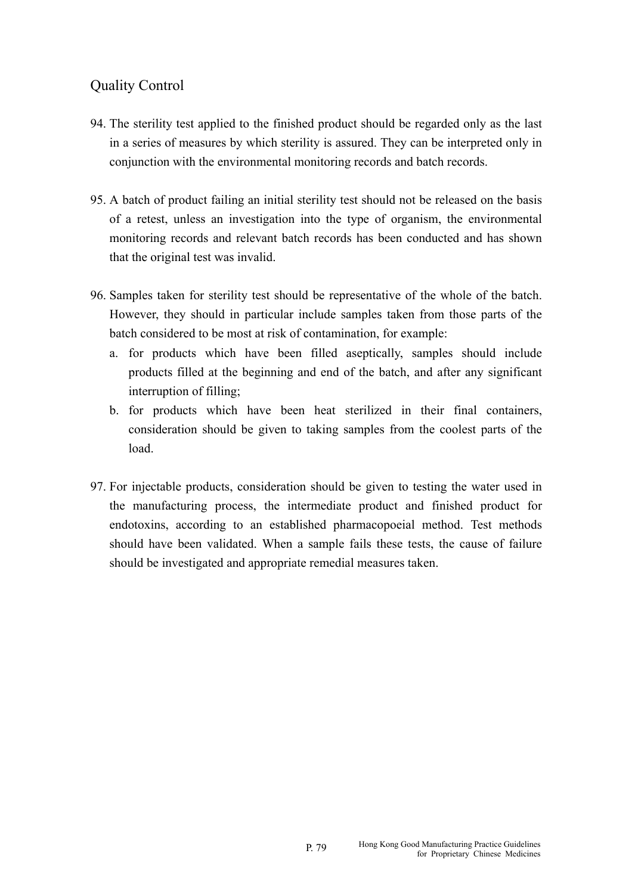## Quality Control

94. The sterility test applied to the finished product should be regarded only as the last in a series of measures by which sterility is assured. They can be interpreted only in conjunction with the environmental monitoring records and batch records.

95. A batch of product failing an initial sterility test should not be released on the basis of a retest, unless an investigation into the type of organism, the environmental monitoring records and relevant batch records has been conducted and has shown that the original test was invalid.

96. Samples taken for sterility test should be representative of the whole of the batch. However, they should in particular include samples taken from those parts of the batch considered to be most at risk of contamination, for example:
    a. for products which have been filled aseptically, samples should include products filled at the beginning and end of the batch, and after any significant interruption of filling;
    b. for products which have been heat sterilized in their final containers, consideration should be given to taking samples from the coolest parts of the load.

97. For injectable products, consideration should be given to testing the water used in the manufacturing process, the intermediate product and finished product for endotoxins, according to an established pharmacopoeial method. Test methods should have been validated. When a sample fails these tests, the cause of failure should be investigated and appropriate remedial measures taken.